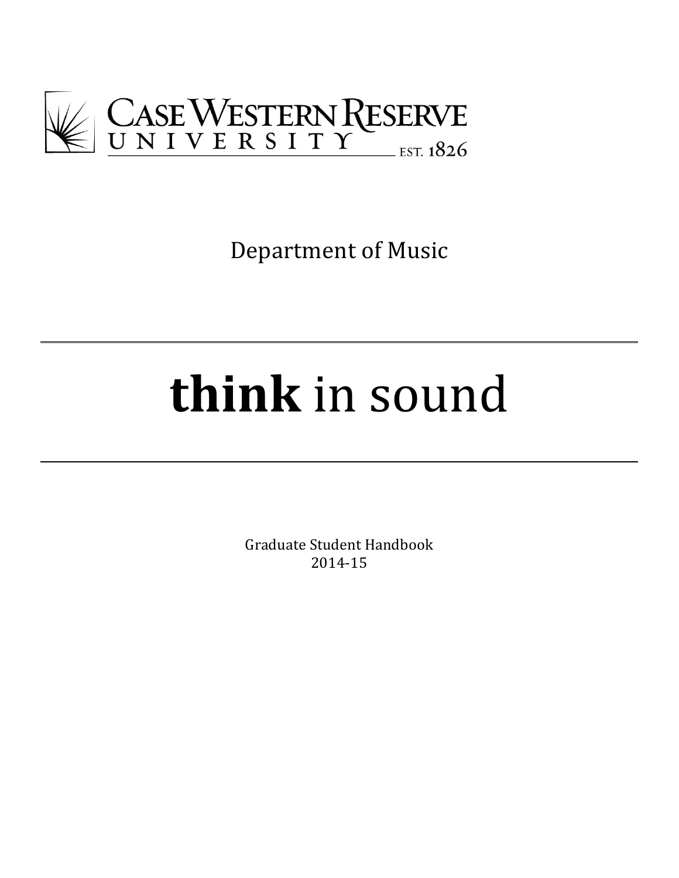CASE WESTERN RESERVE UNIVERSITY EST. 1826

Department of Music

# **think** in sound

Graduate Student Handbook
2014-15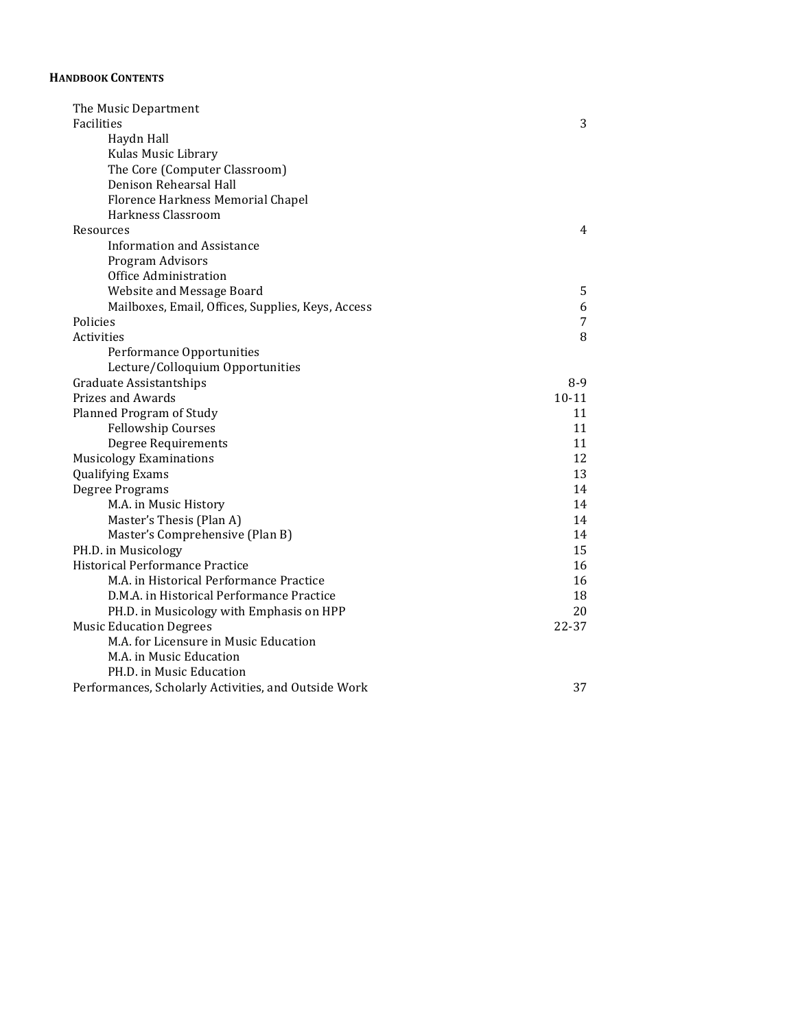**HANDBOOK CONTENTS**

| | |
|---|---|
| The Music Department | |
| Facilities | 3 |
| &nbsp;&nbsp;&nbsp;&nbsp;Haydn Hall | |
| &nbsp;&nbsp;&nbsp;&nbsp;Kulas Music Library | |
| &nbsp;&nbsp;&nbsp;&nbsp;The Core (Computer Classroom) | |
| &nbsp;&nbsp;&nbsp;&nbsp;Denison Rehearsal Hall | |
| &nbsp;&nbsp;&nbsp;&nbsp;Florence Harkness Memorial Chapel | |
| &nbsp;&nbsp;&nbsp;&nbsp;Harkness Classroom | |
| Resources | 4 |
| &nbsp;&nbsp;&nbsp;&nbsp;Information and Assistance | |
| &nbsp;&nbsp;&nbsp;&nbsp;Program Advisors | |
| &nbsp;&nbsp;&nbsp;&nbsp;Office Administration | |
| &nbsp;&nbsp;&nbsp;&nbsp;Website and Message Board | 5 |
| &nbsp;&nbsp;&nbsp;&nbsp;Mailboxes, Email, Offices, Supplies, Keys, Access | 6 |
| Policies | 7 |
| Activities | 8 |
| &nbsp;&nbsp;&nbsp;&nbsp;Performance Opportunities | |
| &nbsp;&nbsp;&nbsp;&nbsp;Lecture/Colloquium Opportunities | |
| Graduate Assistantships | 8-9 |
| Prizes and Awards | 10-11 |
| Planned Program of Study | 11 |
| &nbsp;&nbsp;&nbsp;&nbsp;Fellowship Courses | 11 |
| &nbsp;&nbsp;&nbsp;&nbsp;Degree Requirements | 11 |
| Musicology Examinations | 12 |
| Qualifying Exams | 13 |
| Degree Programs | 14 |
| &nbsp;&nbsp;&nbsp;&nbsp;M.A. in Music History | 14 |
| &nbsp;&nbsp;&nbsp;&nbsp;Master's Thesis (Plan A) | 14 |
| &nbsp;&nbsp;&nbsp;&nbsp;Master's Comprehensive (Plan B) | 14 |
| PH.D. in Musicology | 15 |
| Historical Performance Practice | 16 |
| &nbsp;&nbsp;&nbsp;&nbsp;M.A. in Historical Performance Practice | 16 |
| &nbsp;&nbsp;&nbsp;&nbsp;D.M.A. in Historical Performance Practice | 18 |
| &nbsp;&nbsp;&nbsp;&nbsp;PH.D. in Musicology with Emphasis on HPP | 20 |
| Music Education Degrees | 22-37 |
| &nbsp;&nbsp;&nbsp;&nbsp;M.A. for Licensure in Music Education | |
| &nbsp;&nbsp;&nbsp;&nbsp;M.A. in Music Education | |
| &nbsp;&nbsp;&nbsp;&nbsp;PH.D. in Music Education | |
| Performances, Scholarly Activities, and Outside Work | 37 |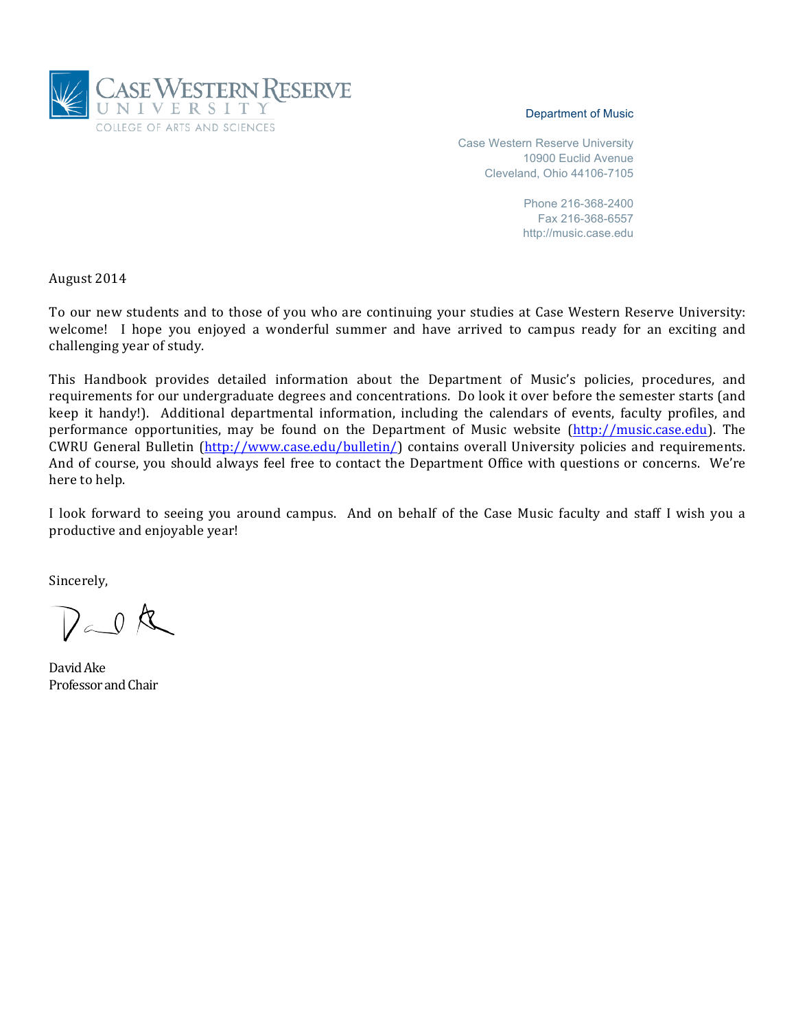CASE WESTERN RESERVE UNIVERSITY
COLLEGE OF ARTS AND SCIENCES

Department of Music

Case Western Reserve University
10900 Euclid Avenue
Cleveland, Ohio 44106-7105

Phone 216-368-2400
Fax 216-368-6557
http://music.case.edu

August 2014

To our new students and to those of you who are continuing your studies at Case Western Reserve University: welcome! I hope you enjoyed a wonderful summer and have arrived to campus ready for an exciting and challenging year of study.

This Handbook provides detailed information about the Department of Music's policies, procedures, and requirements for our undergraduate degrees and concentrations. Do look it over before the semester starts (and keep it handy!). Additional departmental information, including the calendars of events, faculty profiles, and performance opportunities, may be found on the Department of Music website (http://music.case.edu). The CWRU General Bulletin (http://www.case.edu/bulletin/) contains overall University policies and requirements. And of course, you should always feel free to contact the Department Office with questions or concerns. We're here to help.

I look forward to seeing you around campus. And on behalf of the Case Music faculty and staff I wish you a productive and enjoyable year!

Sincerely,

David Ake
Professor and Chair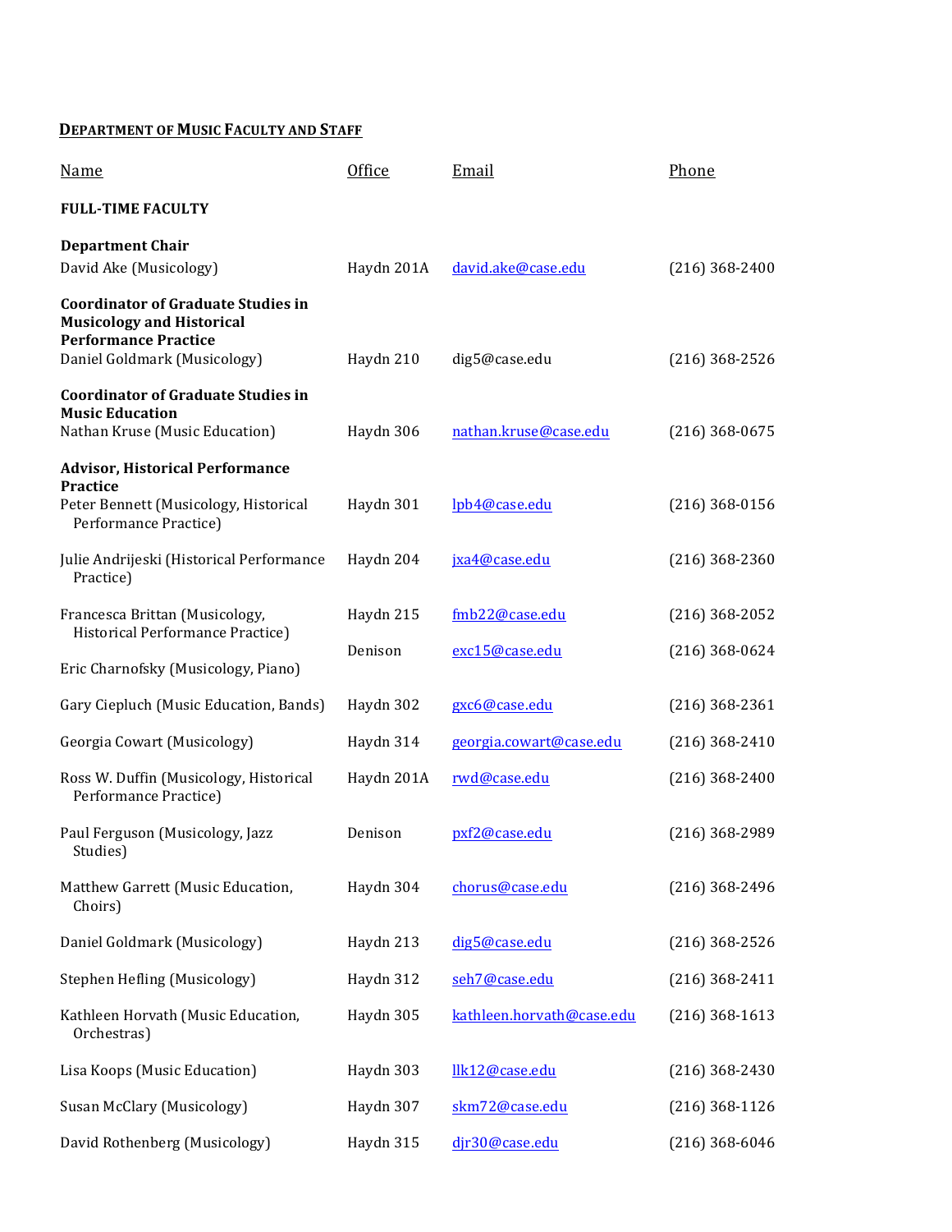## DEPARTMENT OF MUSIC FACULTY AND STAFF

| Name | Office | Email | Phone |
|---|---|---|---|
| **FULL-TIME FACULTY** | | | |
| **Department Chair** | | | |
| David Ake (Musicology) | Haydn 201A | david.ake@case.edu | (216) 368-2400 |
| **Coordinator of Graduate Studies in Musicology and Historical Performance Practice** | | | |
| Daniel Goldmark (Musicology) | Haydn 210 | dig5@case.edu | (216) 368-2526 |
| **Coordinator of Graduate Studies in Music Education** | | | |
| Nathan Kruse (Music Education) | Haydn 306 | nathan.kruse@case.edu | (216) 368-0675 |
| **Advisor, Historical Performance Practice** | | | |
| Peter Bennett (Musicology, Historical Performance Practice) | Haydn 301 | lpb4@case.edu | (216) 368-0156 |
| Julie Andrijeski (Historical Performance Practice) | Haydn 204 | jxa4@case.edu | (216) 368-2360 |
| Francesca Brittan (Musicology, Historical Performance Practice) | Haydn 215 | fmb22@case.edu | (216) 368-2052 |
| Eric Charnofsky (Musicology, Piano) | Denison | exc15@case.edu | (216) 368-0624 |
| Gary Ciepluch (Music Education, Bands) | Haydn 302 | gxc6@case.edu | (216) 368-2361 |
| Georgia Cowart (Musicology) | Haydn 314 | georgia.cowart@case.edu | (216) 368-2410 |
| Ross W. Duffin (Musicology, Historical Performance Practice) | Haydn 201A | rwd@case.edu | (216) 368-2400 |
| Paul Ferguson (Musicology, Jazz Studies) | Denison | pxf2@case.edu | (216) 368-2989 |
| Matthew Garrett (Music Education, Choirs) | Haydn 304 | chorus@case.edu | (216) 368-2496 |
| Daniel Goldmark (Musicology) | Haydn 213 | dig5@case.edu | (216) 368-2526 |
| Stephen Hefling (Musicology) | Haydn 312 | seh7@case.edu | (216) 368-2411 |
| Kathleen Horvath (Music Education, Orchestras) | Haydn 305 | kathleen.horvath@case.edu | (216) 368-1613 |
| Lisa Koops (Music Education) | Haydn 303 | llk12@case.edu | (216) 368-2430 |
| Susan McClary (Musicology) | Haydn 307 | skm72@case.edu | (216) 368-1126 |
| David Rothenberg (Musicology) | Haydn 315 | djr30@case.edu | (216) 368-6046 |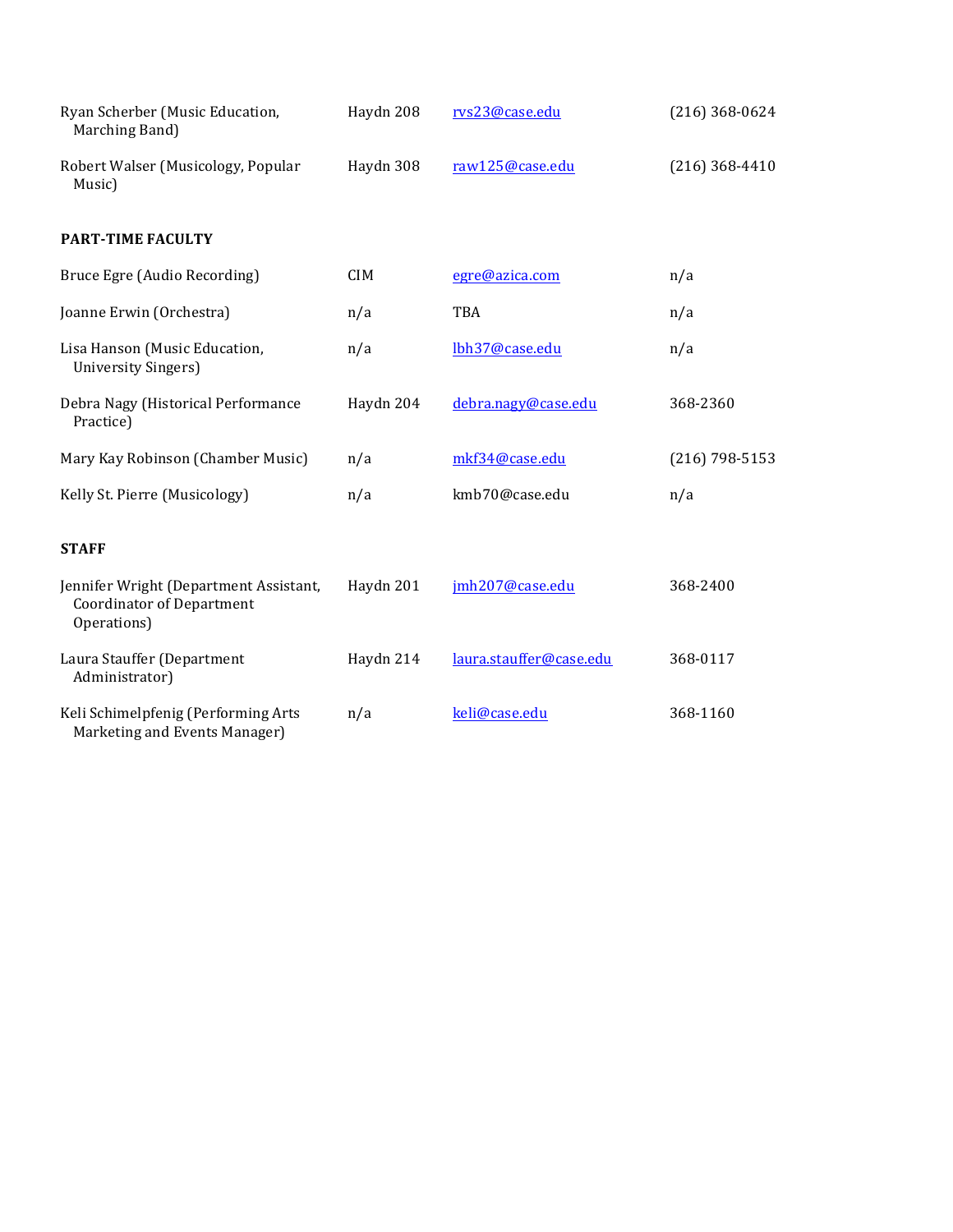| | | | |
|---|---|---|---|
| Ryan Scherber (Music Education, Marching Band) | Haydn 208 | rvs23@case.edu | (216) 368-0624 |
| Robert Walser (Musicology, Popular Music) | Haydn 308 | raw125@case.edu | (216) 368-4410 |

**PART-TIME FACULTY**

| | | | |
|---|---|---|---|
| Bruce Egre (Audio Recording) | CIM | egre@azica.com | n/a |
| Joanne Erwin (Orchestra) | n/a | TBA | n/a |
| Lisa Hanson (Music Education, University Singers) | n/a | lbh37@case.edu | n/a |
| Debra Nagy (Historical Performance Practice) | Haydn 204 | debra.nagy@case.edu | 368-2360 |
| Mary Kay Robinson (Chamber Music) | n/a | mkf34@case.edu | (216) 798-5153 |
| Kelly St. Pierre (Musicology) | n/a | kmb70@case.edu | n/a |

**STAFF**

| | | | |
|---|---|---|---|
| Jennifer Wright (Department Assistant, Coordinator of Department Operations) | Haydn 201 | jmh207@case.edu | 368-2400 |
| Laura Stauffer (Department Administrator) | Haydn 214 | laura.stauffer@case.edu | 368-0117 |
| Keli Schimelpfenig (Performing Arts Marketing and Events Manager) | n/a | keli@case.edu | 368-1160 |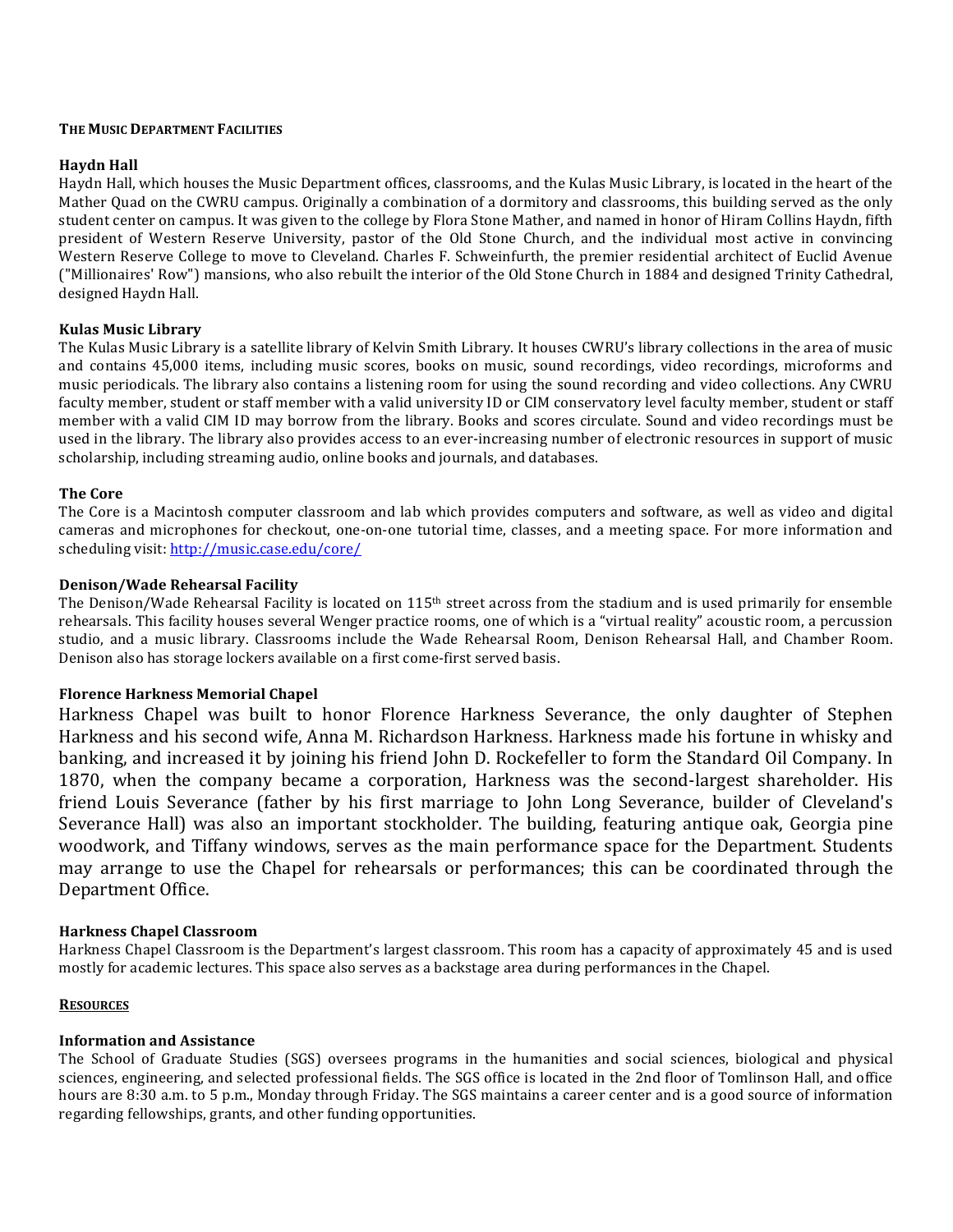## The Music Department Facilities

### Haydn Hall

Haydn Hall, which houses the Music Department offices, classrooms, and the Kulas Music Library, is located in the heart of the Mather Quad on the CWRU campus. Originally a combination of a dormitory and classrooms, this building served as the only student center on campus. It was given to the college by Flora Stone Mather, and named in honor of Hiram Collins Haydn, fifth president of Western Reserve University, pastor of the Old Stone Church, and the individual most active in convincing Western Reserve College to move to Cleveland. Charles F. Schweinfurth, the premier residential architect of Euclid Avenue ("Millionaires' Row") mansions, who also rebuilt the interior of the Old Stone Church in 1884 and designed Trinity Cathedral, designed Haydn Hall.

### Kulas Music Library

The Kulas Music Library is a satellite library of Kelvin Smith Library. It houses CWRU's library collections in the area of music and contains 45,000 items, including music scores, books on music, sound recordings, video recordings, microforms and music periodicals. The library also contains a listening room for using the sound recording and video collections. Any CWRU faculty member, student or staff member with a valid university ID or CIM conservatory level faculty member, student or staff member with a valid CIM ID may borrow from the library. Books and scores circulate. Sound and video recordings must be used in the library. The library also provides access to an ever-increasing number of electronic resources in support of music scholarship, including streaming audio, online books and journals, and databases.

### The Core

The Core is a Macintosh computer classroom and lab which provides computers and software, as well as video and digital cameras and microphones for checkout, one-on-one tutorial time, classes, and a meeting space. For more information and scheduling visit: http://music.case.edu/core/

### Denison/Wade Rehearsal Facility

The Denison/Wade Rehearsal Facility is located on 115th street across from the stadium and is used primarily for ensemble rehearsals. This facility houses several Wenger practice rooms, one of which is a "virtual reality" acoustic room, a percussion studio, and a music library. Classrooms include the Wade Rehearsal Room, Denison Rehearsal Hall, and Chamber Room. Denison also has storage lockers available on a first come-first served basis.

### Florence Harkness Memorial Chapel

Harkness Chapel was built to honor Florence Harkness Severance, the only daughter of Stephen Harkness and his second wife, Anna M. Richardson Harkness. Harkness made his fortune in whisky and banking, and increased it by joining his friend John D. Rockefeller to form the Standard Oil Company. In 1870, when the company became a corporation, Harkness was the second-largest shareholder. His friend Louis Severance (father by his first marriage to John Long Severance, builder of Cleveland's Severance Hall) was also an important stockholder. The building, featuring antique oak, Georgia pine woodwork, and Tiffany windows, serves as the main performance space for the Department. Students may arrange to use the Chapel for rehearsals or performances; this can be coordinated through the Department Office.

### Harkness Chapel Classroom

Harkness Chapel Classroom is the Department's largest classroom. This room has a capacity of approximately 45 and is used mostly for academic lectures. This space also serves as a backstage area during performances in the Chapel.

## Resources

### Information and Assistance

The School of Graduate Studies (SGS) oversees programs in the humanities and social sciences, biological and physical sciences, engineering, and selected professional fields. The SGS office is located in the 2nd floor of Tomlinson Hall, and office hours are 8:30 a.m. to 5 p.m., Monday through Friday. The SGS maintains a career center and is a good source of information regarding fellowships, grants, and other funding opportunities.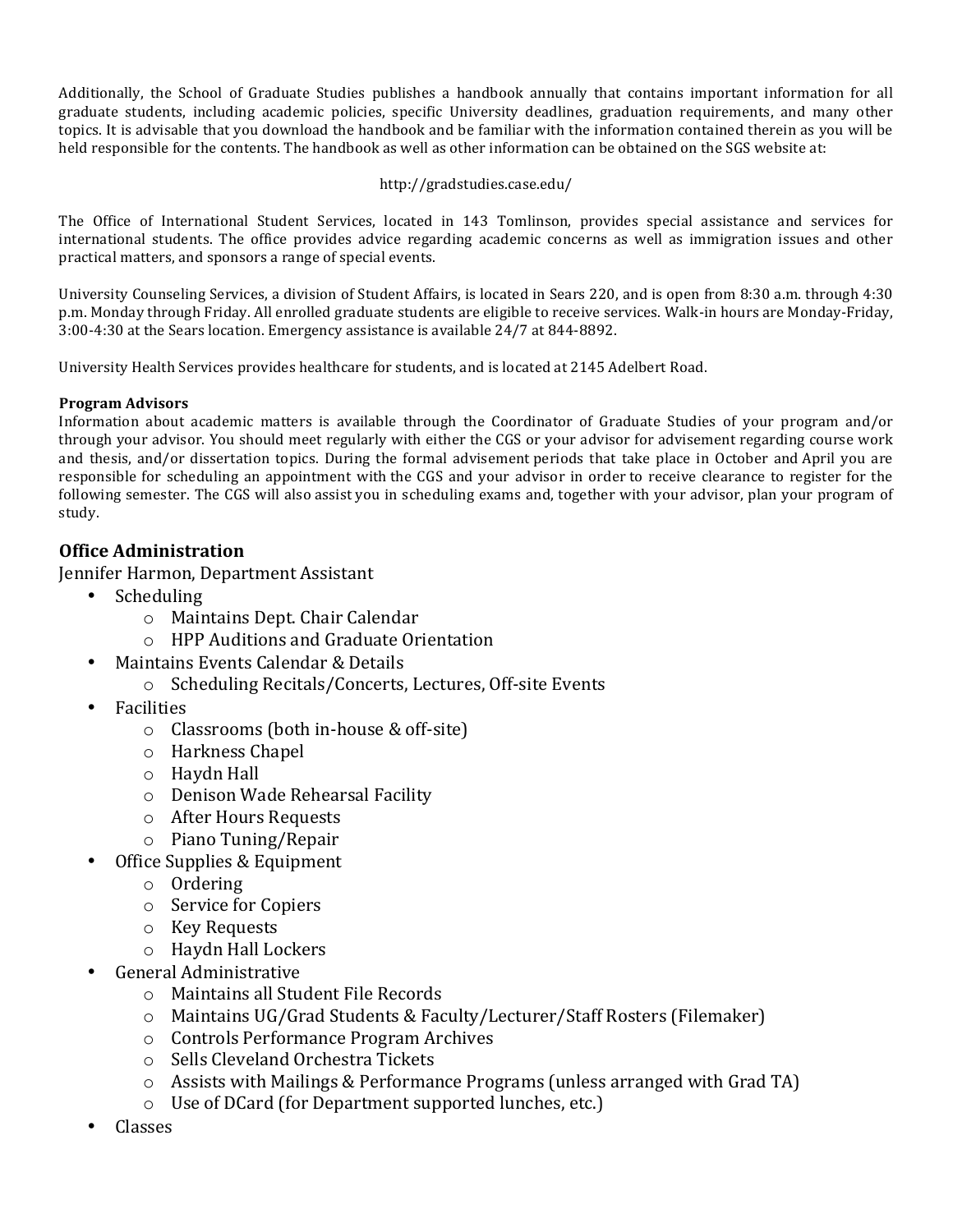Additionally, the School of Graduate Studies publishes a handbook annually that contains important information for all graduate students, including academic policies, specific University deadlines, graduation requirements, and many other topics. It is advisable that you download the handbook and be familiar with the information contained therein as you will be held responsible for the contents. The handbook as well as other information can be obtained on the SGS website at:

http://gradstudies.case.edu/

The Office of International Student Services, located in 143 Tomlinson, provides special assistance and services for international students. The office provides advice regarding academic concerns as well as immigration issues and other practical matters, and sponsors a range of special events.

University Counseling Services, a division of Student Affairs, is located in Sears 220, and is open from 8:30 a.m. through 4:30 p.m. Monday through Friday. All enrolled graduate students are eligible to receive services. Walk-in hours are Monday-Friday, 3:00-4:30 at the Sears location. Emergency assistance is available 24/7 at 844-8892.

University Health Services provides healthcare for students, and is located at 2145 Adelbert Road.

**Program Advisors**
Information about academic matters is available through the Coordinator of Graduate Studies of your program and/or through your advisor. You should meet regularly with either the CGS or your advisor for advisement regarding course work and thesis, and/or dissertation topics. During the formal advisement periods that take place in October and April you are responsible for scheduling an appointment with the CGS and your advisor in order to receive clearance to register for the following semester. The CGS will also assist you in scheduling exams and, together with your advisor, plan your program of study.

## Office Administration

Jennifer Harmon, Department Assistant

- Scheduling
    - Maintains Dept. Chair Calendar
    - HPP Auditions and Graduate Orientation
- Maintains Events Calendar & Details
    - Scheduling Recitals/Concerts, Lectures, Off-site Events
- Facilities
    - Classrooms (both in-house & off-site)
    - Harkness Chapel
    - Haydn Hall
    - Denison Wade Rehearsal Facility
    - After Hours Requests
    - Piano Tuning/Repair
- Office Supplies & Equipment
    - Ordering
    - Service for Copiers
    - Key Requests
    - Haydn Hall Lockers
- General Administrative
    - Maintains all Student File Records
    - Maintains UG/Grad Students & Faculty/Lecturer/Staff Rosters (Filemaker)
    - Controls Performance Program Archives
    - Sells Cleveland Orchestra Tickets
    - Assists with Mailings & Performance Programs (unless arranged with Grad TA)
    - Use of DCard (for Department supported lunches, etc.)
- Classes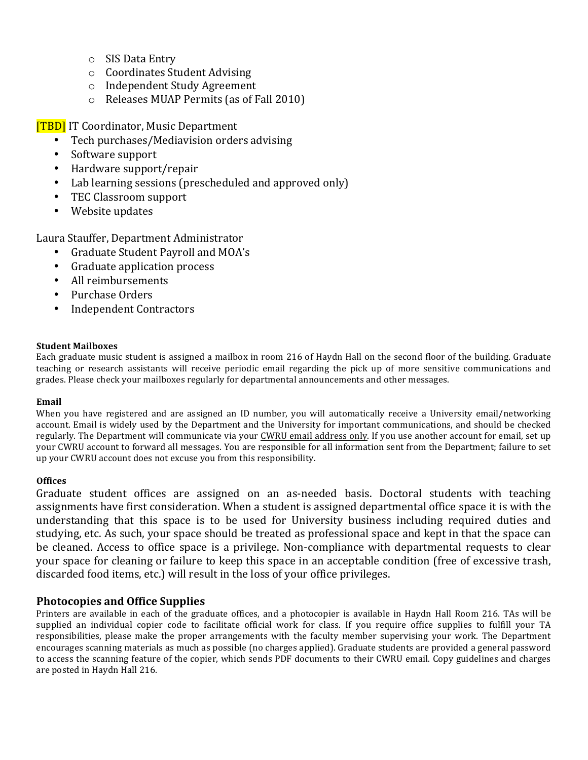- SIS Data Entry
- Coordinates Student Advising
- Independent Study Agreement
- Releases MUAP Permits (as of Fall 2010)

[TBD] IT Coordinator, Music Department

- Tech purchases/Mediavision orders advising
- Software support
- Hardware support/repair
- Lab learning sessions (prescheduled and approved only)
- TEC Classroom support
- Website updates

Laura Stauffer, Department Administrator

- Graduate Student Payroll and MOA's
- Graduate application process
- All reimbursements
- Purchase Orders
- Independent Contractors

**Student Mailboxes**

Each graduate music student is assigned a mailbox in room 216 of Haydn Hall on the second floor of the building. Graduate teaching or research assistants will receive periodic email regarding the pick up of more sensitive communications and grades. Please check your mailboxes regularly for departmental announcements and other messages.

**Email**

When you have registered and are assigned an ID number, you will automatically receive a University email/networking account. Email is widely used by the Department and the University for important communications, and should be checked regularly. The Department will communicate via your CWRU email address only. If you use another account for email, set up your CWRU account to forward all messages. You are responsible for all information sent from the Department; failure to set up your CWRU account does not excuse you from this responsibility.

**Offices**

Graduate student offices are assigned on an as-needed basis. Doctoral students with teaching assignments have first consideration. When a student is assigned departmental office space it is with the understanding that this space is to be used for University business including required duties and studying, etc. As such, your space should be treated as professional space and kept in that the space can be cleaned. Access to office space is a privilege. Non-compliance with departmental requests to clear your space for cleaning or failure to keep this space in an acceptable condition (free of excessive trash, discarded food items, etc.) will result in the loss of your office privileges.

## Photocopies and Office Supplies

Printers are available in each of the graduate offices, and a photocopier is available in Haydn Hall Room 216. TAs will be supplied an individual copier code to facilitate official work for class. If you require office supplies to fulfill your TA responsibilities, please make the proper arrangements with the faculty member supervising your work. The Department encourages scanning materials as much as possible (no charges applied). Graduate students are provided a general password to access the scanning feature of the copier, which sends PDF documents to their CWRU email. Copy guidelines and charges are posted in Haydn Hall 216.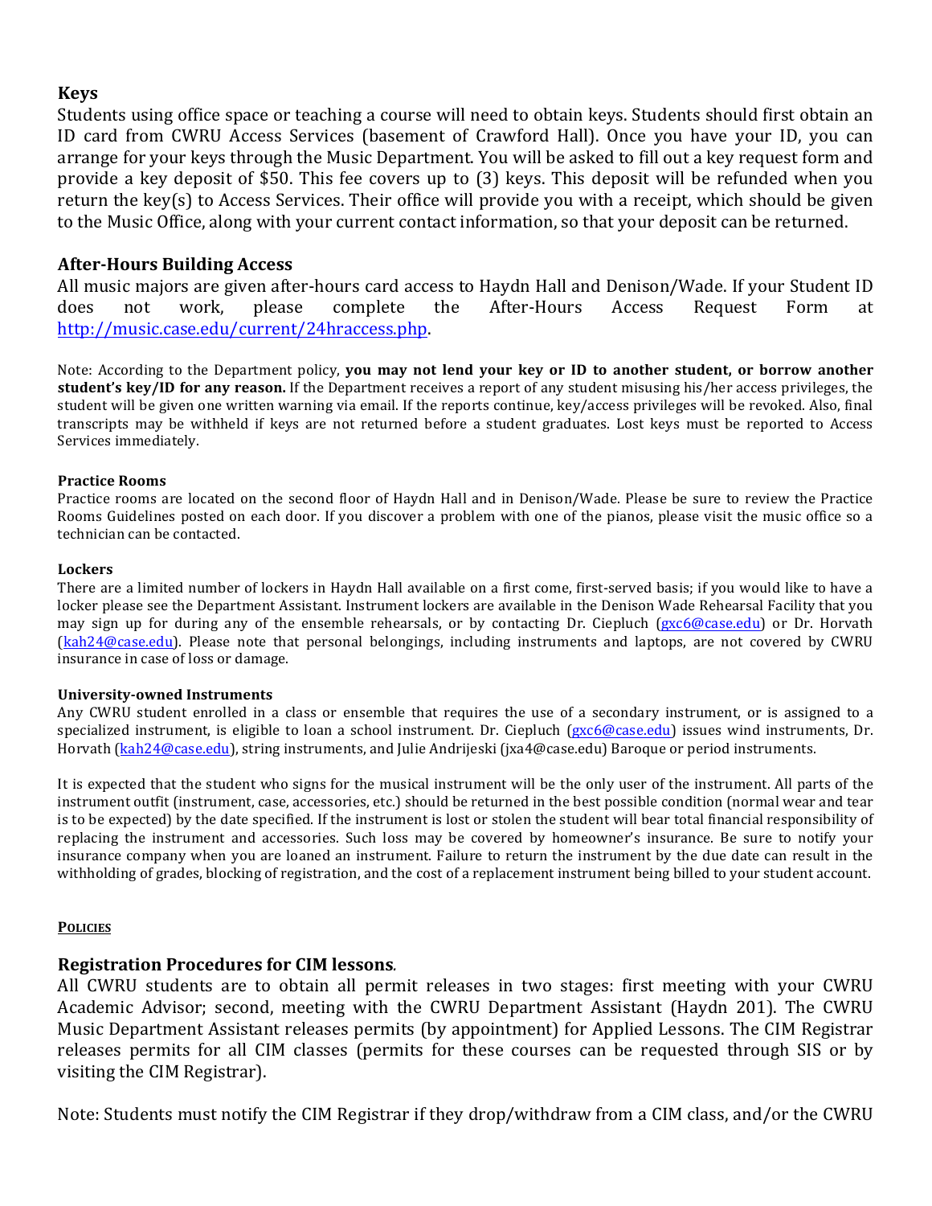## Keys

Students using office space or teaching a course will need to obtain keys. Students should first obtain an ID card from CWRU Access Services (basement of Crawford Hall). Once you have your ID, you can arrange for your keys through the Music Department. You will be asked to fill out a key request form and provide a key deposit of $50. This fee covers up to (3) keys. This deposit will be refunded when you return the key(s) to Access Services. Their office will provide you with a receipt, which should be given to the Music Office, along with your current contact information, so that your deposit can be returned.

## After-Hours Building Access

All music majors are given after-hours card access to Haydn Hall and Denison/Wade. If your Student ID does not work, please complete the After-Hours Access Request Form at [http://music.case.edu/current/24hraccess.php](http://music.case.edu/current/24hraccess.php).

Note: According to the Department policy, **you may not lend your key or ID to another student, or borrow another student's key/ID for any reason.** If the Department receives a report of any student misusing his/her access privileges, the student will be given one written warning via email. If the reports continue, key/access privileges will be revoked. Also, final transcripts may be withheld if keys are not returned before a student graduates. Lost keys must be reported to Access Services immediately.

#### Practice Rooms

Practice rooms are located on the second floor of Haydn Hall and in Denison/Wade. Please be sure to review the Practice Rooms Guidelines posted on each door. If you discover a problem with one of the pianos, please visit the music office so a technician can be contacted.

#### Lockers

There are a limited number of lockers in Haydn Hall available on a first come, first-served basis; if you would like to have a locker please see the Department Assistant. Instrument lockers are available in the Denison Wade Rehearsal Facility that you may sign up for during any of the ensemble rehearsals, or by contacting Dr. Ciepluch (gxc6@case.edu) or Dr. Horvath (kah24@case.edu). Please note that personal belongings, including instruments and laptops, are not covered by CWRU insurance in case of loss or damage.

#### University-owned Instruments

Any CWRU student enrolled in a class or ensemble that requires the use of a secondary instrument, or is assigned to a specialized instrument, is eligible to loan a school instrument. Dr. Ciepluch (gxc6@case.edu) issues wind instruments, Dr. Horvath (kah24@case.edu), string instruments, and Julie Andrijeski (jxa4@case.edu) Baroque or period instruments.

It is expected that the student who signs for the musical instrument will be the only user of the instrument. All parts of the instrument outfit (instrument, case, accessories, etc.) should be returned in the best possible condition (normal wear and tear is to be expected) by the date specified. If the instrument is lost or stolen the student will bear total financial responsibility of replacing the instrument and accessories. Such loss may be covered by homeowner's insurance. Be sure to notify your insurance company when you are loaned an instrument. Failure to return the instrument by the due date can result in the withholding of grades, blocking of registration, and the cost of a replacement instrument being billed to your student account.

**POLICIES**

## Registration Procedures for CIM lessons*.*

All CWRU students are to obtain all permit releases in two stages: first meeting with your CWRU Academic Advisor; second, meeting with the CWRU Department Assistant (Haydn 201). The CWRU Music Department Assistant releases permits (by appointment) for Applied Lessons. The CIM Registrar releases permits for all CIM classes (permits for these courses can be requested through SIS or by visiting the CIM Registrar).

Note: Students must notify the CIM Registrar if they drop/withdraw from a CIM class, and/or the CWRU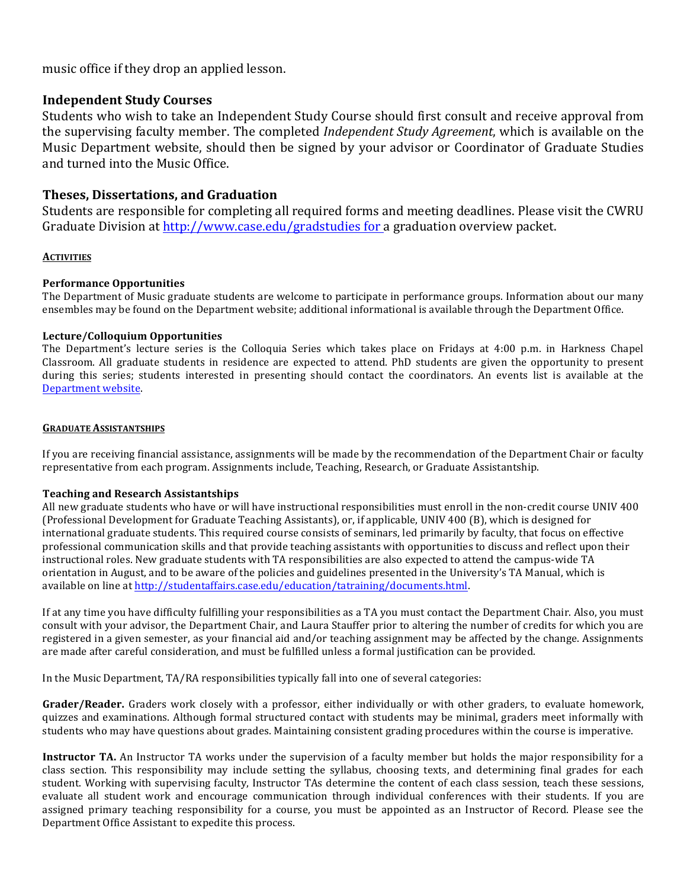music office if they drop an applied lesson.

### Independent Study Courses

Students who wish to take an Independent Study Course should first consult and receive approval from the supervising faculty member. The completed *Independent Study Agreement*, which is available on the Music Department website, should then be signed by your advisor or Coordinator of Graduate Studies and turned into the Music Office.

### Theses, Dissertations, and Graduation

Students are responsible for completing all required forms and meeting deadlines. Please visit the CWRU Graduate Division at [http://www.case.edu/gradstudies for ](http://www.case.edu/gradstudies)a graduation overview packet.

## ACTIVITIES

**Performance Opportunities**

The Department of Music graduate students are welcome to participate in performance groups. Information about our many ensembles may be found on the Department website; additional informational is available through the Department Office.

**Lecture/Colloquium Opportunities**

The Department's lecture series is the Colloquia Series which takes place on Fridays at 4:00 p.m. in Harkness Chapel Classroom. All graduate students in residence are expected to attend. PhD students are given the opportunity to present during this series; students interested in presenting should contact the coordinators. An events list is available at the Department website.

## GRADUATE ASSISTANTSHIPS

If you are receiving financial assistance, assignments will be made by the recommendation of the Department Chair or faculty representative from each program. Assignments include, Teaching, Research, or Graduate Assistantship.

**Teaching and Research Assistantships**

All new graduate students who have or will have instructional responsibilities must enroll in the non-credit course UNIV 400 (Professional Development for Graduate Teaching Assistants), or, if applicable, UNIV 400 (B), which is designed for international graduate students. This required course consists of seminars, led primarily by faculty, that focus on effective professional communication skills and that provide teaching assistants with opportunities to discuss and reflect upon their instructional roles. New graduate students with TA responsibilities are also expected to attend the campus-wide TA orientation in August, and to be aware of the policies and guidelines presented in the University's TA Manual, which is available on line at http://studentaffairs.case.edu/education/tatraining/documents.html.

If at any time you have difficulty fulfilling your responsibilities as a TA you must contact the Department Chair. Also, you must consult with your advisor, the Department Chair, and Laura Stauffer prior to altering the number of credits for which you are registered in a given semester, as your financial aid and/or teaching assignment may be affected by the change. Assignments are made after careful consideration, and must be fulfilled unless a formal justification can be provided.

In the Music Department, TA/RA responsibilities typically fall into one of several categories:

**Grader/Reader.** Graders work closely with a professor, either individually or with other graders, to evaluate homework, quizzes and examinations. Although formal structured contact with students may be minimal, graders meet informally with students who may have questions about grades. Maintaining consistent grading procedures within the course is imperative.

**Instructor TA.** An Instructor TA works under the supervision of a faculty member but holds the major responsibility for a class section. This responsibility may include setting the syllabus, choosing texts, and determining final grades for each student. Working with supervising faculty, Instructor TAs determine the content of each class session, teach these sessions, evaluate all student work and encourage communication through individual conferences with their students. If you are assigned primary teaching responsibility for a course, you must be appointed as an Instructor of Record. Please see the Department Office Assistant to expedite this process.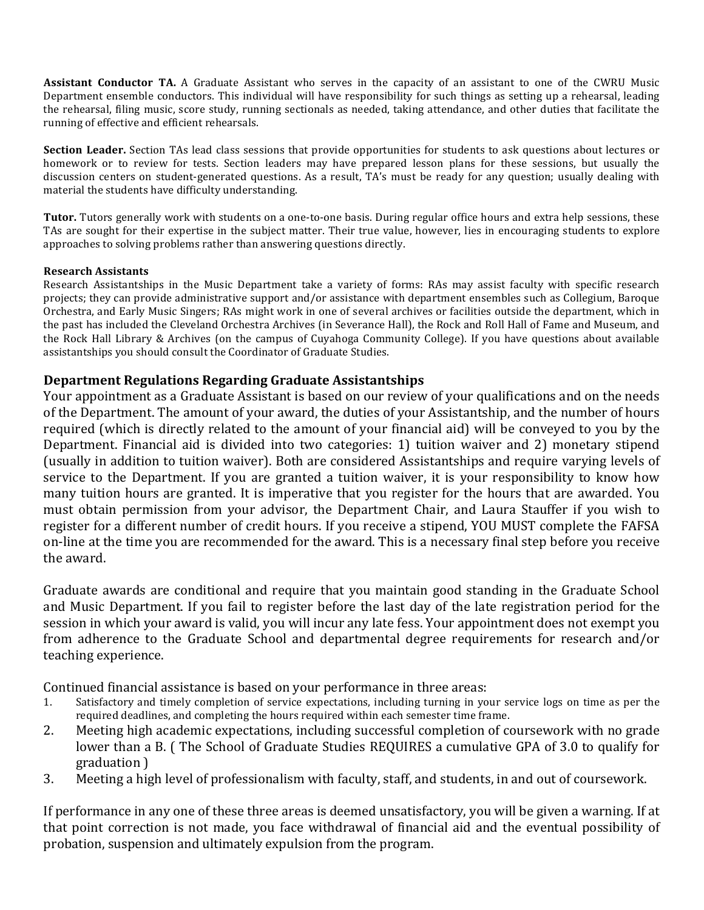**Assistant Conductor TA.** A Graduate Assistant who serves in the capacity of an assistant to one of the CWRU Music Department ensemble conductors. This individual will have responsibility for such things as setting up a rehearsal, leading the rehearsal, filing music, score study, running sectionals as needed, taking attendance, and other duties that facilitate the running of effective and efficient rehearsals.

**Section Leader.** Section TAs lead class sessions that provide opportunities for students to ask questions about lectures or homework or to review for tests. Section leaders may have prepared lesson plans for these sessions, but usually the discussion centers on student-generated questions. As a result, TA's must be ready for any question; usually dealing with material the students have difficulty understanding.

**Tutor.** Tutors generally work with students on a one-to-one basis. During regular office hours and extra help sessions, these TAs are sought for their expertise in the subject matter. Their true value, however, lies in encouraging students to explore approaches to solving problems rather than answering questions directly.

**Research Assistants**

Research Assistantships in the Music Department take a variety of forms: RAs may assist faculty with specific research projects; they can provide administrative support and/or assistance with department ensembles such as Collegium, Baroque Orchestra, and Early Music Singers; RAs might work in one of several archives or facilities outside the department, which in the past has included the Cleveland Orchestra Archives (in Severance Hall), the Rock and Roll Hall of Fame and Museum, and the Rock Hall Library & Archives (on the campus of Cuyahoga Community College). If you have questions about available assistantships you should consult the Coordinator of Graduate Studies.

## Department Regulations Regarding Graduate Assistantships

Your appointment as a Graduate Assistant is based on our review of your qualifications and on the needs of the Department. The amount of your award, the duties of your Assistantship, and the number of hours required (which is directly related to the amount of your financial aid) will be conveyed to you by the Department. Financial aid is divided into two categories: 1) tuition waiver and 2) monetary stipend (usually in addition to tuition waiver). Both are considered Assistantships and require varying levels of service to the Department. If you are granted a tuition waiver, it is your responsibility to know how many tuition hours are granted. It is imperative that you register for the hours that are awarded. You must obtain permission from your advisor, the Department Chair, and Laura Stauffer if you wish to register for a different number of credit hours. If you receive a stipend, YOU MUST complete the FAFSA on-line at the time you are recommended for the award. This is a necessary final step before you receive the award.

Graduate awards are conditional and require that you maintain good standing in the Graduate School and Music Department. If you fail to register before the last day of the late registration period for the session in which your award is valid, you will incur any late fess. Your appointment does not exempt you from adherence to the Graduate School and departmental degree requirements for research and/or teaching experience.

Continued financial assistance is based on your performance in three areas:

1. Satisfactory and timely completion of service expectations, including turning in your service logs on time as per the required deadlines, and completing the hours required within each semester time frame.
2. Meeting high academic expectations, including successful completion of coursework with no grade lower than a B. ( The School of Graduate Studies REQUIRES a cumulative GPA of 3.0 to qualify for graduation )
3. Meeting a high level of professionalism with faculty, staff, and students, in and out of coursework.

If performance in any one of these three areas is deemed unsatisfactory, you will be given a warning. If at that point correction is not made, you face withdrawal of financial aid and the eventual possibility of probation, suspension and ultimately expulsion from the program.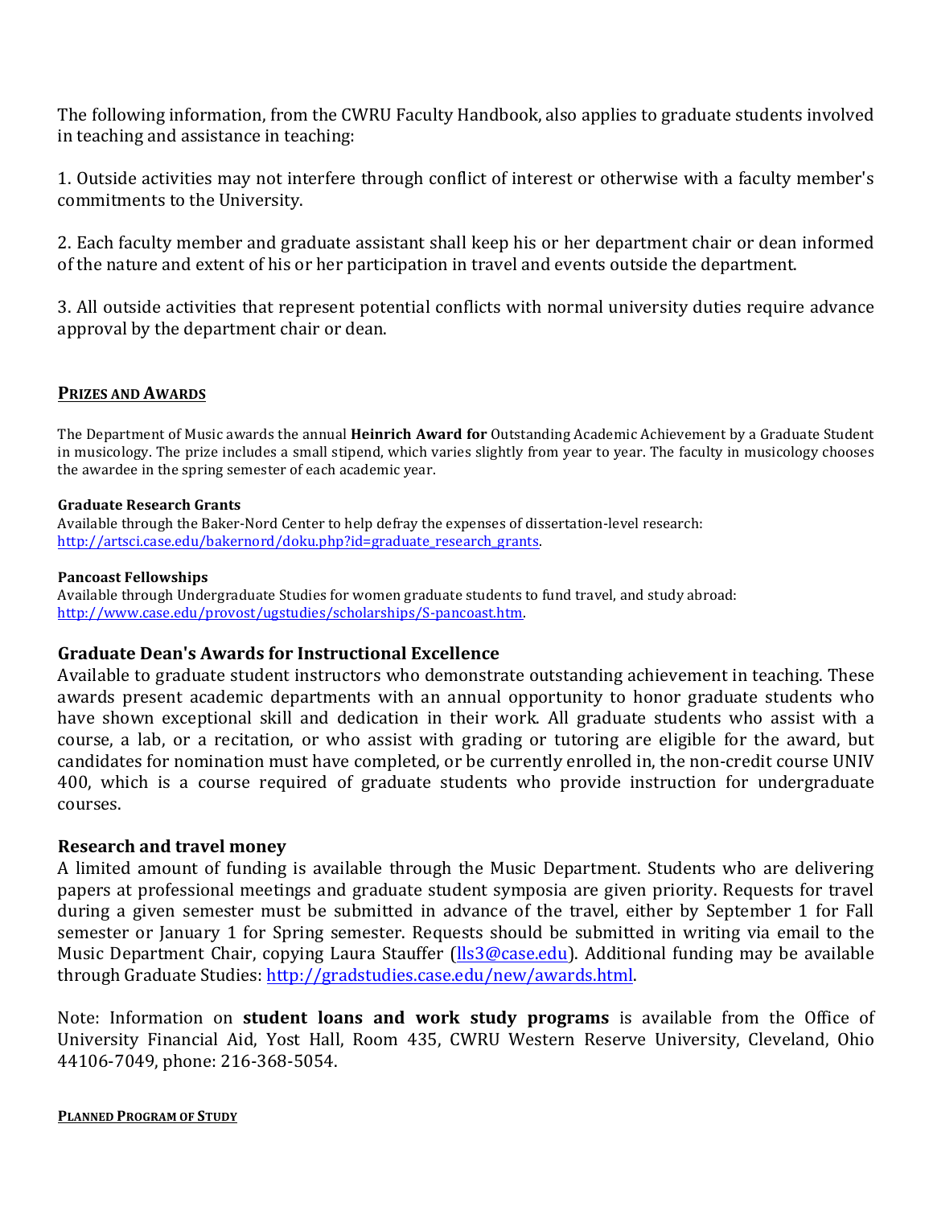The following information, from the CWRU Faculty Handbook, also applies to graduate students involved in teaching and assistance in teaching:

1. Outside activities may not interfere through conflict of interest or otherwise with a faculty member's commitments to the University.

2. Each faculty member and graduate assistant shall keep his or her department chair or dean informed of the nature and extent of his or her participation in travel and events outside the department.

3. All outside activities that represent potential conflicts with normal university duties require advance approval by the department chair or dean.

## PRIZES AND AWARDS

The Department of Music awards the annual **Heinrich Award for** Outstanding Academic Achievement by a Graduate Student in musicology. The prize includes a small stipend, which varies slightly from year to year. The faculty in musicology chooses the awardee in the spring semester of each academic year.

**Graduate Research Grants**
Available through the Baker-Nord Center to help defray the expenses of dissertation-level research: http://artsci.case.edu/bakernord/doku.php?id=graduate_research_grants.

**Pancoast Fellowships**
Available through Undergraduate Studies for women graduate students to fund travel, and study abroad: http://www.case.edu/provost/ugstudies/scholarships/S-pancoast.htm.

### Graduate Dean's Awards for Instructional Excellence

Available to graduate student instructors who demonstrate outstanding achievement in teaching. These awards present academic departments with an annual opportunity to honor graduate students who have shown exceptional skill and dedication in their work. All graduate students who assist with a course, a lab, or a recitation, or who assist with grading or tutoring are eligible for the award, but candidates for nomination must have completed, or be currently enrolled in, the non-credit course UNIV 400, which is a course required of graduate students who provide instruction for undergraduate courses.

### Research and travel money

A limited amount of funding is available through the Music Department. Students who are delivering papers at professional meetings and graduate student symposia are given priority. Requests for travel during a given semester must be submitted in advance of the travel, either by September 1 for Fall semester or January 1 for Spring semester. Requests should be submitted in writing via email to the Music Department Chair, copying Laura Stauffer (lls3@case.edu). Additional funding may be available through Graduate Studies: http://gradstudies.case.edu/new/awards.html.

Note: Information on **student loans and work study programs** is available from the Office of University Financial Aid, Yost Hall, Room 435, CWRU Western Reserve University, Cleveland, Ohio 44106-7049, phone: 216-368-5054.

## PLANNED PROGRAM OF STUDY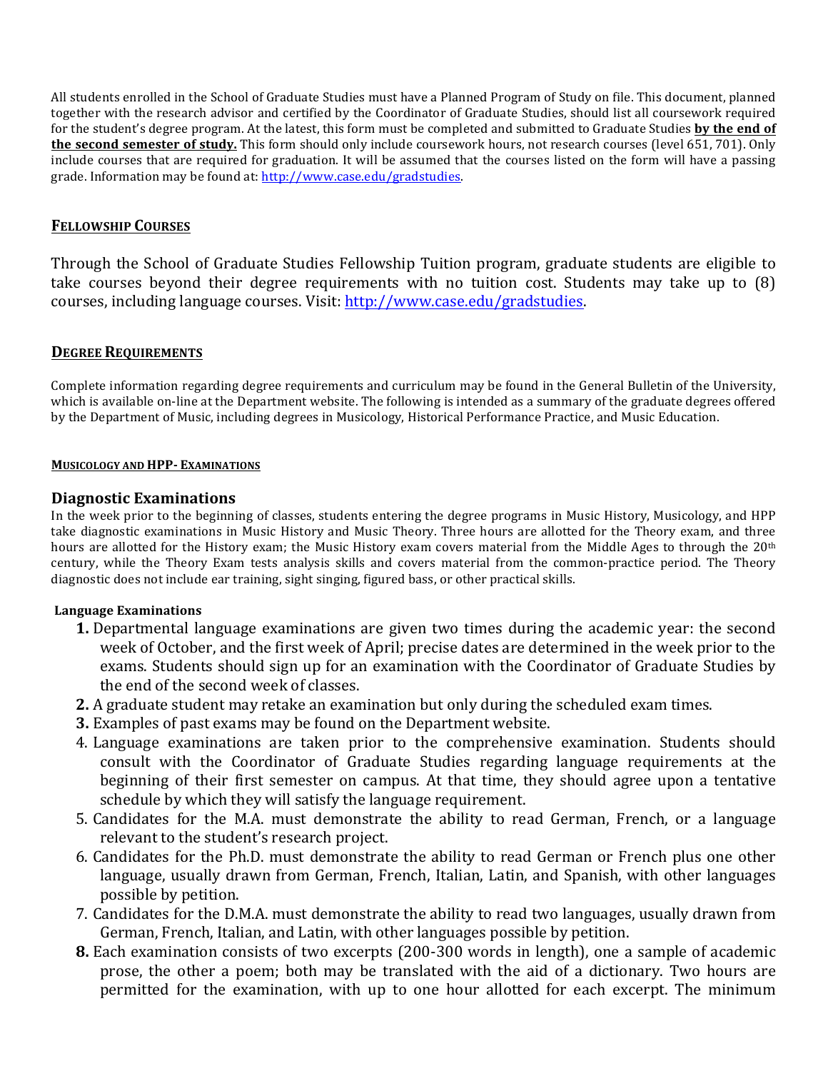All students enrolled in the School of Graduate Studies must have a Planned Program of Study on file. This document, planned together with the research advisor and certified by the Coordinator of Graduate Studies, should list all coursework required for the student's degree program. At the latest, this form must be completed and submitted to Graduate Studies **by the end of the second semester of study.** This form should only include coursework hours, not research courses (level 651, 701). Only include courses that are required for graduation. It will be assumed that the courses listed on the form will have a passing grade. Information may be found at: http://www.case.edu/gradstudies.

## FELLOWSHIP COURSES

Through the School of Graduate Studies Fellowship Tuition program, graduate students are eligible to take courses beyond their degree requirements with no tuition cost. Students may take up to (8) courses, including language courses. Visit: http://www.case.edu/gradstudies.

## DEGREE REQUIREMENTS

Complete information regarding degree requirements and curriculum may be found in the General Bulletin of the University, which is available on-line at the Department website. The following is intended as a summary of the graduate degrees offered by the Department of Music, including degrees in Musicology, Historical Performance Practice, and Music Education.

### MUSICOLOGY AND HPP- EXAMINATIONS

### Diagnostic Examinations

In the week prior to the beginning of classes, students entering the degree programs in Music History, Musicology, and HPP take diagnostic examinations in Music History and Music Theory. Three hours are allotted for the Theory exam, and three hours are allotted for the History exam; the Music History exam covers material from the Middle Ages to through the 20th century, while the Theory Exam tests analysis skills and covers material from the common-practice period. The Theory diagnostic does not include ear training, sight singing, figured bass, or other practical skills.

**Language Examinations**

1. Departmental language examinations are given two times during the academic year: the second week of October, and the first week of April; precise dates are determined in the week prior to the exams. Students should sign up for an examination with the Coordinator of Graduate Studies by the end of the second week of classes.
2. A graduate student may retake an examination but only during the scheduled exam times.
3. Examples of past exams may be found on the Department website.
4. Language examinations are taken prior to the comprehensive examination. Students should consult with the Coordinator of Graduate Studies regarding language requirements at the beginning of their first semester on campus. At that time, they should agree upon a tentative schedule by which they will satisfy the language requirement.
5. Candidates for the M.A. must demonstrate the ability to read German, French, or a language relevant to the student's research project.
6. Candidates for the Ph.D. must demonstrate the ability to read German or French plus one other language, usually drawn from German, French, Italian, Latin, and Spanish, with other languages possible by petition.
7. Candidates for the D.M.A. must demonstrate the ability to read two languages, usually drawn from German, French, Italian, and Latin, with other languages possible by petition.
8. Each examination consists of two excerpts (200-300 words in length), one a sample of academic prose, the other a poem; both may be translated with the aid of a dictionary. Two hours are permitted for the examination, with up to one hour allotted for each excerpt. The minimum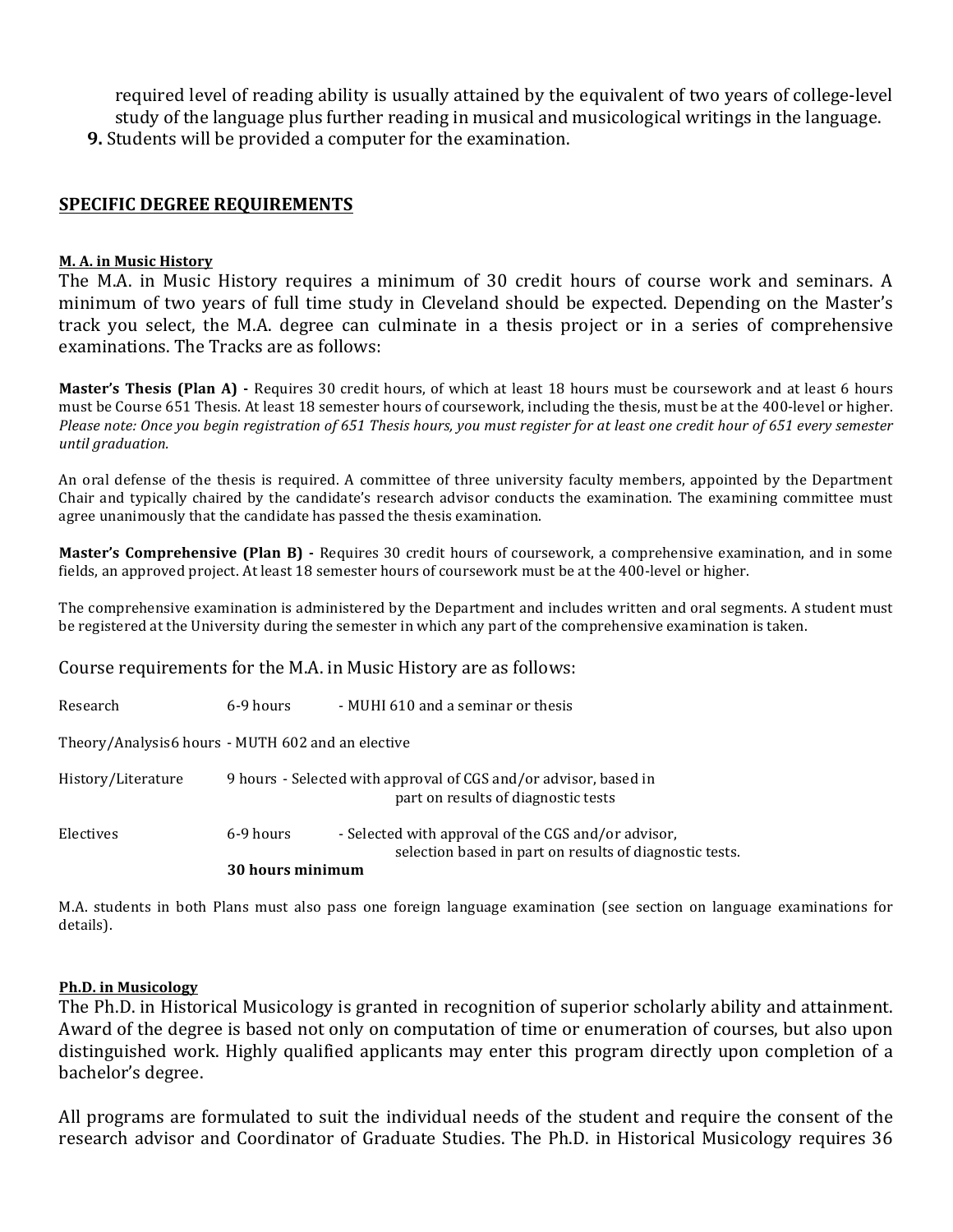required level of reading ability is usually attained by the equivalent of two years of college-level study of the language plus further reading in musical and musicological writings in the language.

**9.** Students will be provided a computer for the examination.

## SPECIFIC DEGREE REQUIREMENTS

### M. A. in Music History

The M.A. in Music History requires a minimum of 30 credit hours of course work and seminars. A minimum of two years of full time study in Cleveland should be expected. Depending on the Master's track you select, the M.A. degree can culminate in a thesis project or in a series of comprehensive examinations. The Tracks are as follows:

**Master's Thesis (Plan A) -** Requires 30 credit hours, of which at least 18 hours must be coursework and at least 6 hours must be Course 651 Thesis. At least 18 semester hours of coursework, including the thesis, must be at the 400-level or higher. *Please note: Once you begin registration of 651 Thesis hours, you must register for at least one credit hour of 651 every semester until graduation.*

An oral defense of the thesis is required. A committee of three university faculty members, appointed by the Department Chair and typically chaired by the candidate's research advisor conducts the examination. The examining committee must agree unanimously that the candidate has passed the thesis examination.

**Master's Comprehensive (Plan B) -** Requires 30 credit hours of coursework, a comprehensive examination, and in some fields, an approved project. At least 18 semester hours of coursework must be at the 400-level or higher.

The comprehensive examination is administered by the Department and includes written and oral segments. A student must be registered at the University during the semester in which any part of the comprehensive examination is taken.

Course requirements for the M.A. in Music History are as follows:

| | | |
|---|---|---|
| Research | 6-9 hours | - MUHI 610 and a seminar or thesis |
| Theory/Analysis | 6 hours | - MUTH 602 and an elective |
| History/Literature | 9 hours | - Selected with approval of CGS and/or advisor, based in part on results of diagnostic tests |
| Electives | 6-9 hours | - Selected with approval of the CGS and/or advisor, selection based in part on results of diagnostic tests. |
| | **30 hours minimum** | |

M.A. students in both Plans must also pass one foreign language examination (see section on language examinations for details).

### Ph.D. in Musicology

The Ph.D. in Historical Musicology is granted in recognition of superior scholarly ability and attainment. Award of the degree is based not only on computation of time or enumeration of courses, but also upon distinguished work. Highly qualified applicants may enter this program directly upon completion of a bachelor's degree.

All programs are formulated to suit the individual needs of the student and require the consent of the research advisor and Coordinator of Graduate Studies. The Ph.D. in Historical Musicology requires 36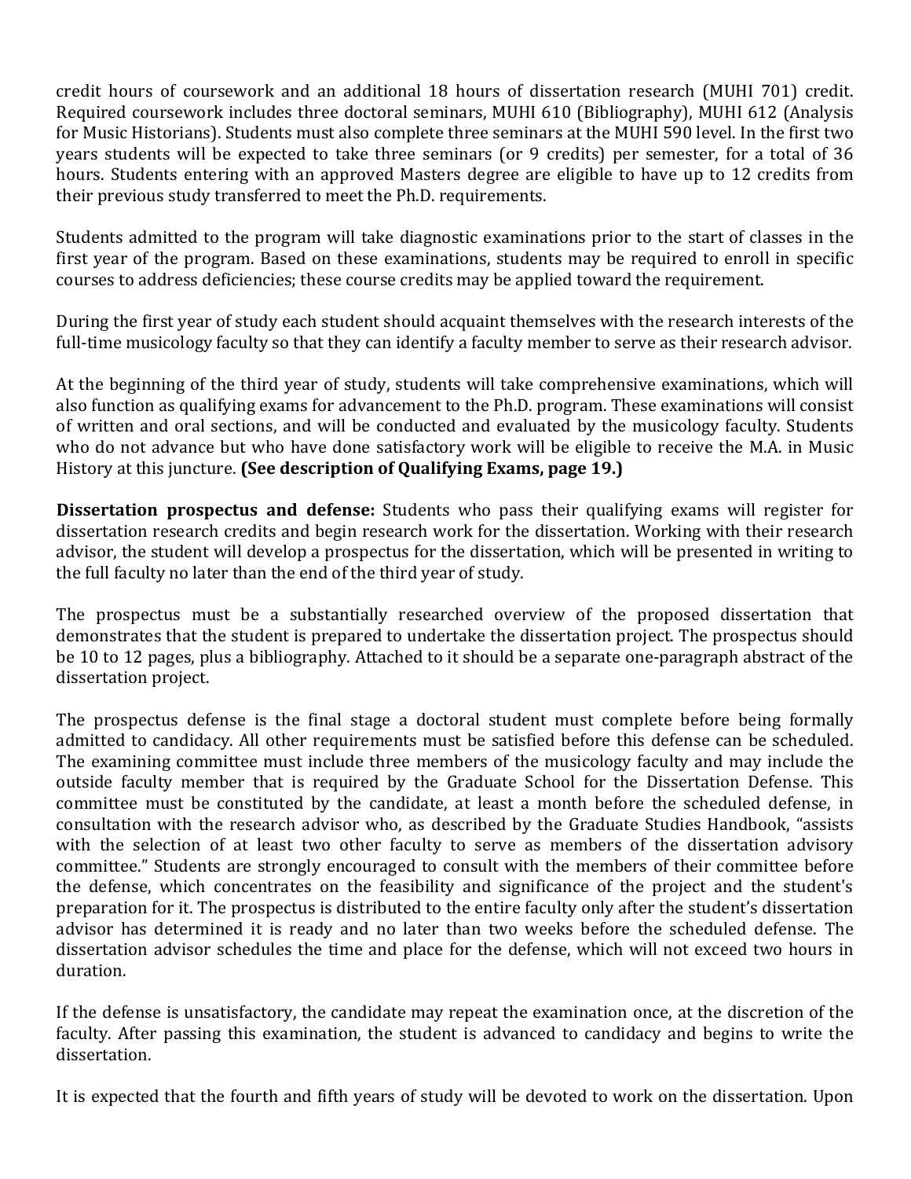credit hours of coursework and an additional 18 hours of dissertation research (MUHI 701) credit. Required coursework includes three doctoral seminars, MUHI 610 (Bibliography), MUHI 612 (Analysis for Music Historians). Students must also complete three seminars at the MUHI 590 level. In the first two years students will be expected to take three seminars (or 9 credits) per semester, for a total of 36 hours. Students entering with an approved Masters degree are eligible to have up to 12 credits from their previous study transferred to meet the Ph.D. requirements.

Students admitted to the program will take diagnostic examinations prior to the start of classes in the first year of the program. Based on these examinations, students may be required to enroll in specific courses to address deficiencies; these course credits may be applied toward the requirement.

During the first year of study each student should acquaint themselves with the research interests of the full-time musicology faculty so that they can identify a faculty member to serve as their research advisor.

At the beginning of the third year of study, students will take comprehensive examinations, which will also function as qualifying exams for advancement to the Ph.D. program. These examinations will consist of written and oral sections, and will be conducted and evaluated by the musicology faculty. Students who do not advance but who have done satisfactory work will be eligible to receive the M.A. in Music History at this juncture. **(See description of Qualifying Exams, page 19.)**

**Dissertation prospectus and defense:** Students who pass their qualifying exams will register for dissertation research credits and begin research work for the dissertation. Working with their research advisor, the student will develop a prospectus for the dissertation, which will be presented in writing to the full faculty no later than the end of the third year of study.

The prospectus must be a substantially researched overview of the proposed dissertation that demonstrates that the student is prepared to undertake the dissertation project. The prospectus should be 10 to 12 pages, plus a bibliography. Attached to it should be a separate one-paragraph abstract of the dissertation project.

The prospectus defense is the final stage a doctoral student must complete before being formally admitted to candidacy. All other requirements must be satisfied before this defense can be scheduled. The examining committee must include three members of the musicology faculty and may include the outside faculty member that is required by the Graduate School for the Dissertation Defense. This committee must be constituted by the candidate, at least a month before the scheduled defense, in consultation with the research advisor who, as described by the Graduate Studies Handbook, "assists with the selection of at least two other faculty to serve as members of the dissertation advisory committee." Students are strongly encouraged to consult with the members of their committee before the defense, which concentrates on the feasibility and significance of the project and the student's preparation for it. The prospectus is distributed to the entire faculty only after the student's dissertation advisor has determined it is ready and no later than two weeks before the scheduled defense. The dissertation advisor schedules the time and place for the defense, which will not exceed two hours in duration.

If the defense is unsatisfactory, the candidate may repeat the examination once, at the discretion of the faculty. After passing this examination, the student is advanced to candidacy and begins to write the dissertation.

It is expected that the fourth and fifth years of study will be devoted to work on the dissertation. Upon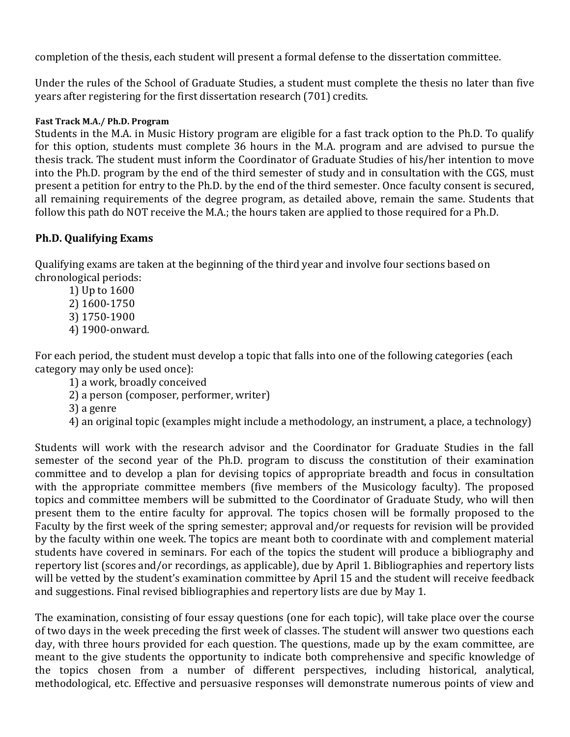completion of the thesis, each student will present a formal defense to the dissertation committee.

Under the rules of the School of Graduate Studies, a student must complete the thesis no later than five years after registering for the first dissertation research (701) credits.

#### Fast Track M.A./ Ph.D. Program

Students in the M.A. in Music History program are eligible for a fast track option to the Ph.D. To qualify for this option, students must complete 36 hours in the M.A. program and are advised to pursue the thesis track. The student must inform the Coordinator of Graduate Studies of his/her intention to move into the Ph.D. program by the end of the third semester of study and in consultation with the CGS, must present a petition for entry to the Ph.D. by the end of the third semester. Once faculty consent is secured, all remaining requirements of the degree program, as detailed above, remain the same. Students that follow this path do NOT receive the M.A.; the hours taken are applied to those required for a Ph.D.

### Ph.D. Qualifying Exams

Qualifying exams are taken at the beginning of the third year and involve four sections based on chronological periods:

1) Up to 1600
2) 1600-1750
3) 1750-1900
4) 1900-onward.

For each period, the student must develop a topic that falls into one of the following categories (each category may only be used once):

1) a work, broadly conceived
2) a person (composer, performer, writer)
3) a genre
4) an original topic (examples might include a methodology, an instrument, a place, a technology)

Students will work with the research advisor and the Coordinator for Graduate Studies in the fall semester of the second year of the Ph.D. program to discuss the constitution of their examination committee and to develop a plan for devising topics of appropriate breadth and focus in consultation with the appropriate committee members (five members of the Musicology faculty). The proposed topics and committee members will be submitted to the Coordinator of Graduate Study, who will then present them to the entire faculty for approval. The topics chosen will be formally proposed to the Faculty by the first week of the spring semester; approval and/or requests for revision will be provided by the faculty within one week. The topics are meant both to coordinate with and complement material students have covered in seminars. For each of the topics the student will produce a bibliography and repertory list (scores and/or recordings, as applicable), due by April 1. Bibliographies and repertory lists will be vetted by the student's examination committee by April 15 and the student will receive feedback and suggestions. Final revised bibliographies and repertory lists are due by May 1.

The examination, consisting of four essay questions (one for each topic), will take place over the course of two days in the week preceding the first week of classes. The student will answer two questions each day, with three hours provided for each question. The questions, made up by the exam committee, are meant to the give students the opportunity to indicate both comprehensive and specific knowledge of the topics chosen from a number of different perspectives, including historical, analytical, methodological, etc. Effective and persuasive responses will demonstrate numerous points of view and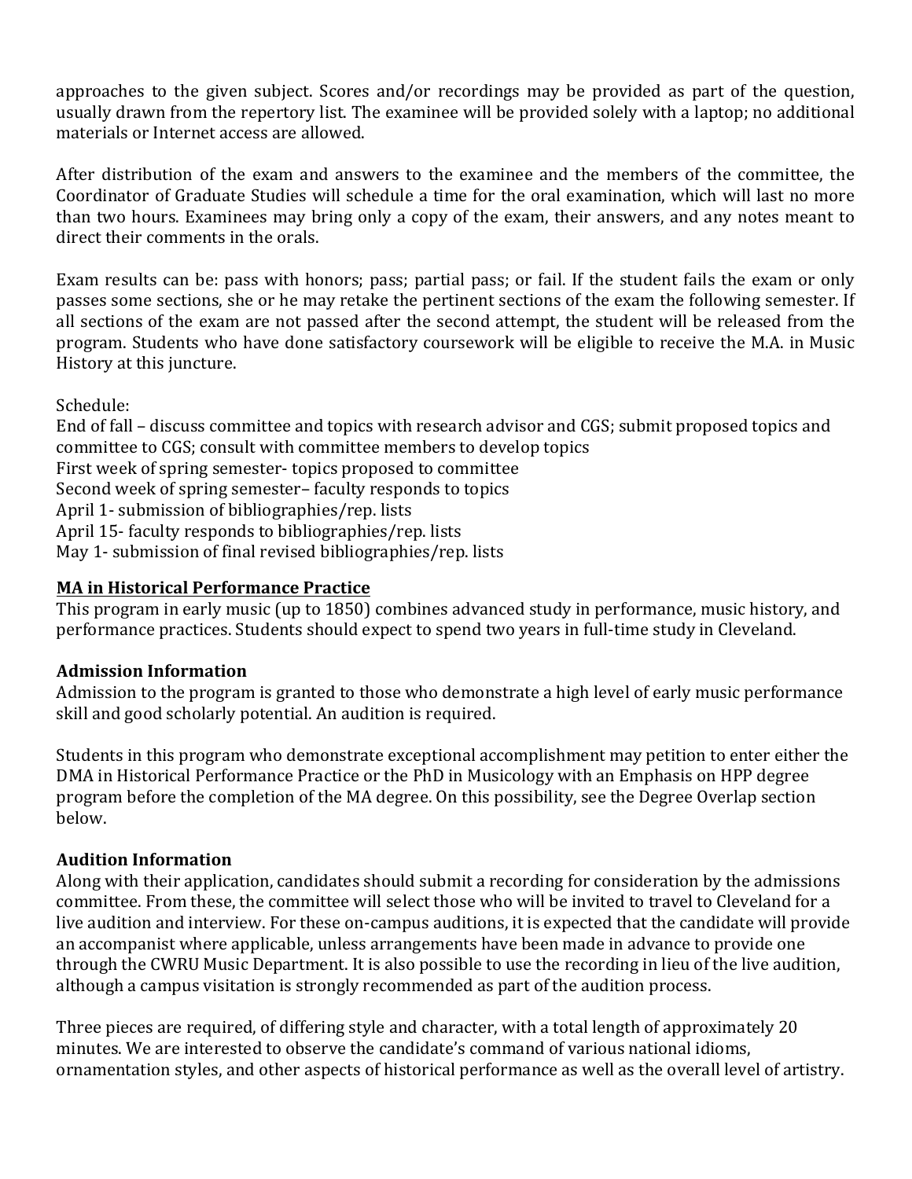approaches to the given subject. Scores and/or recordings may be provided as part of the question, usually drawn from the repertory list. The examinee will be provided solely with a laptop; no additional materials or Internet access are allowed.

After distribution of the exam and answers to the examinee and the members of the committee, the Coordinator of Graduate Studies will schedule a time for the oral examination, which will last no more than two hours. Examinees may bring only a copy of the exam, their answers, and any notes meant to direct their comments in the orals.

Exam results can be: pass with honors; pass; partial pass; or fail. If the student fails the exam or only passes some sections, she or he may retake the pertinent sections of the exam the following semester. If all sections of the exam are not passed after the second attempt, the student will be released from the program. Students who have done satisfactory coursework will be eligible to receive the M.A. in Music History at this juncture.

Schedule:
End of fall – discuss committee and topics with research advisor and CGS; submit proposed topics and committee to CGS; consult with committee members to develop topics
First week of spring semester- topics proposed to committee
Second week of spring semester– faculty responds to topics
April 1- submission of bibliographies/rep. lists
April 15- faculty responds to bibliographies/rep. lists
May 1- submission of final revised bibliographies/rep. lists

## MA in Historical Performance Practice

This program in early music (up to 1850) combines advanced study in performance, music history, and performance practices. Students should expect to spend two years in full-time study in Cleveland.

### Admission Information

Admission to the program is granted to those who demonstrate a high level of early music performance skill and good scholarly potential. An audition is required.

Students in this program who demonstrate exceptional accomplishment may petition to enter either the DMA in Historical Performance Practice or the PhD in Musicology with an Emphasis on HPP degree program before the completion of the MA degree. On this possibility, see the Degree Overlap section below.

### Audition Information

Along with their application, candidates should submit a recording for consideration by the admissions committee. From these, the committee will select those who will be invited to travel to Cleveland for a live audition and interview. For these on-campus auditions, it is expected that the candidate will provide an accompanist where applicable, unless arrangements have been made in advance to provide one through the CWRU Music Department. It is also possible to use the recording in lieu of the live audition, although a campus visitation is strongly recommended as part of the audition process.

Three pieces are required, of differing style and character, with a total length of approximately 20 minutes. We are interested to observe the candidate's command of various national idioms, ornamentation styles, and other aspects of historical performance as well as the overall level of artistry.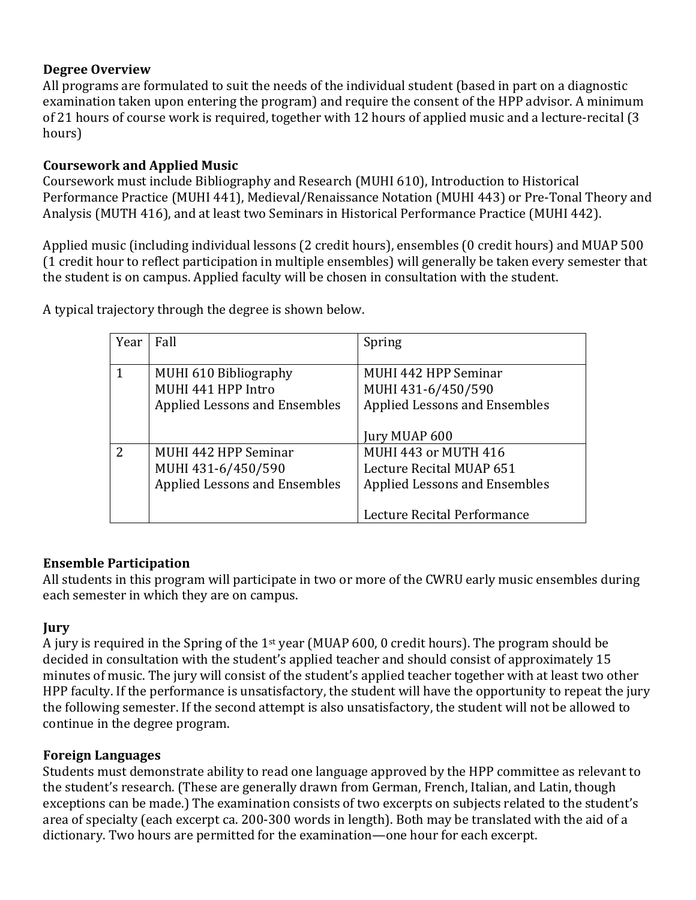**Degree Overview**
All programs are formulated to suit the needs of the individual student (based in part on a diagnostic examination taken upon entering the program) and require the consent of the HPP advisor. A minimum of 21 hours of course work is required, together with 12 hours of applied music and a lecture-recital (3 hours)

**Coursework and Applied Music**
Coursework must include Bibliography and Research (MUHI 610), Introduction to Historical Performance Practice (MUHI 441), Medieval/Renaissance Notation (MUHI 443) or Pre-Tonal Theory and Analysis (MUTH 416), and at least two Seminars in Historical Performance Practice (MUHI 442).

Applied music (including individual lessons (2 credit hours), ensembles (0 credit hours) and MUAP 500 (1 credit hour to reflect participation in multiple ensembles) will generally be taken every semester that the student is on campus. Applied faculty will be chosen in consultation with the student.

A typical trajectory through the degree is shown below.

| Year | Fall | Spring |
|---|---|---|
| 1 | MUHI 610 Bibliography<br>MUHI 441 HPP Intro<br>Applied Lessons and Ensembles | MUHI 442 HPP Seminar<br>MUHI 431-6/450/590<br>Applied Lessons and Ensembles<br><br>Jury MUAP 600 |
| 2 | MUHI 442 HPP Seminar<br>MUHI 431-6/450/590<br>Applied Lessons and Ensembles | MUHI 443 or MUTH 416<br>Lecture Recital MUAP 651<br>Applied Lessons and Ensembles<br><br>Lecture Recital Performance |

**Ensemble Participation**
All students in this program will participate in two or more of the CWRU early music ensembles during each semester in which they are on campus.

**Jury**
A jury is required in the Spring of the 1st year (MUAP 600, 0 credit hours). The program should be decided in consultation with the student's applied teacher and should consist of approximately 15 minutes of music. The jury will consist of the student's applied teacher together with at least two other HPP faculty. If the performance is unsatisfactory, the student will have the opportunity to repeat the jury the following semester. If the second attempt is also unsatisfactory, the student will not be allowed to continue in the degree program.

**Foreign Languages**
Students must demonstrate ability to read one language approved by the HPP committee as relevant to the student's research. (These are generally drawn from German, French, Italian, and Latin, though exceptions can be made.) The examination consists of two excerpts on subjects related to the student's area of specialty (each excerpt ca. 200-300 words in length). Both may be translated with the aid of a dictionary. Two hours are permitted for the examination—one hour for each excerpt.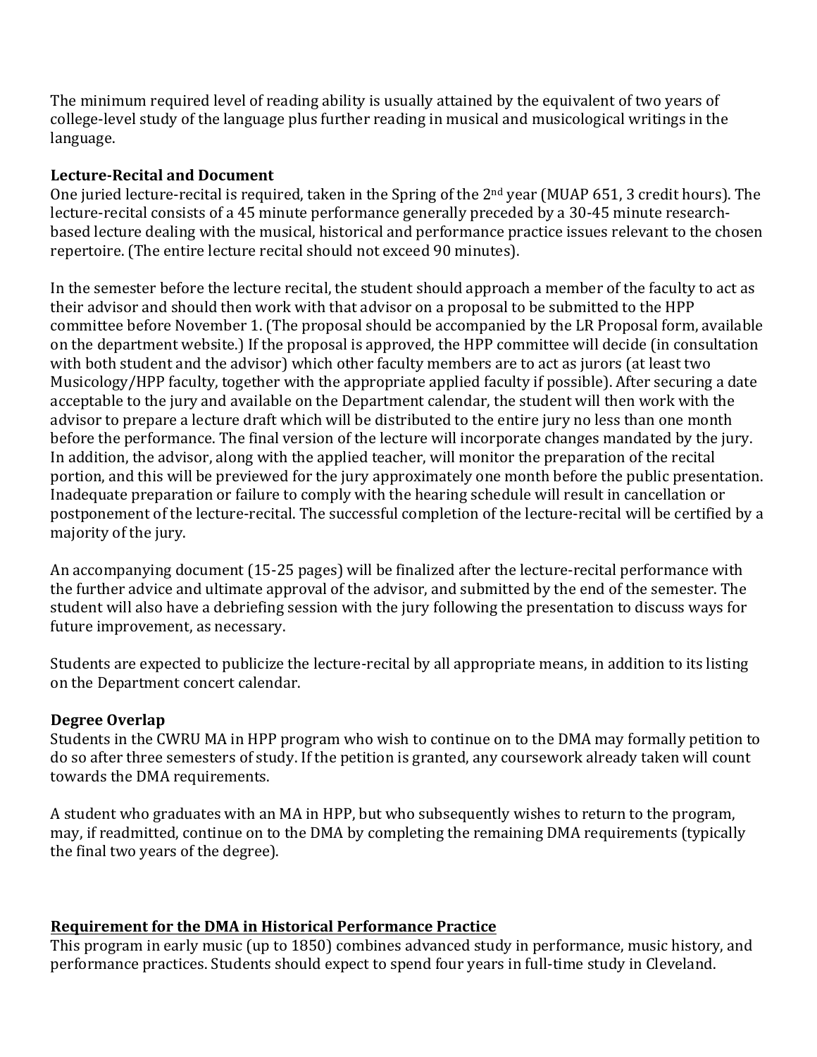The minimum required level of reading ability is usually attained by the equivalent of two years of college-level study of the language plus further reading in musical and musicological writings in the language.

**Lecture-Recital and Document**

One juried lecture-recital is required, taken in the Spring of the 2nd year (MUAP 651, 3 credit hours). The lecture-recital consists of a 45 minute performance generally preceded by a 30-45 minute research-based lecture dealing with the musical, historical and performance practice issues relevant to the chosen repertoire. (The entire lecture recital should not exceed 90 minutes).

In the semester before the lecture recital, the student should approach a member of the faculty to act as their advisor and should then work with that advisor on a proposal to be submitted to the HPP committee before November 1. (The proposal should be accompanied by the LR Proposal form, available on the department website.) If the proposal is approved, the HPP committee will decide (in consultation with both student and the advisor) which other faculty members are to act as jurors (at least two Musicology/HPP faculty, together with the appropriate applied faculty if possible). After securing a date acceptable to the jury and available on the Department calendar, the student will then work with the advisor to prepare a lecture draft which will be distributed to the entire jury no less than one month before the performance. The final version of the lecture will incorporate changes mandated by the jury. In addition, the advisor, along with the applied teacher, will monitor the preparation of the recital portion, and this will be previewed for the jury approximately one month before the public presentation. Inadequate preparation or failure to comply with the hearing schedule will result in cancellation or postponement of the lecture-recital. The successful completion of the lecture-recital will be certified by a majority of the jury.

An accompanying document (15-25 pages) will be finalized after the lecture-recital performance with the further advice and ultimate approval of the advisor, and submitted by the end of the semester. The student will also have a debriefing session with the jury following the presentation to discuss ways for future improvement, as necessary.

Students are expected to publicize the lecture-recital by all appropriate means, in addition to its listing on the Department concert calendar.

**Degree Overlap**

Students in the CWRU MA in HPP program who wish to continue on to the DMA may formally petition to do so after three semesters of study. If the petition is granted, any coursework already taken will count towards the DMA requirements.

A student who graduates with an MA in HPP, but who subsequently wishes to return to the program, may, if readmitted, continue on to the DMA by completing the remaining DMA requirements (typically the final two years of the degree).

## Requirement for the DMA in Historical Performance Practice

This program in early music (up to 1850) combines advanced study in performance, music history, and performance practices. Students should expect to spend four years in full-time study in Cleveland.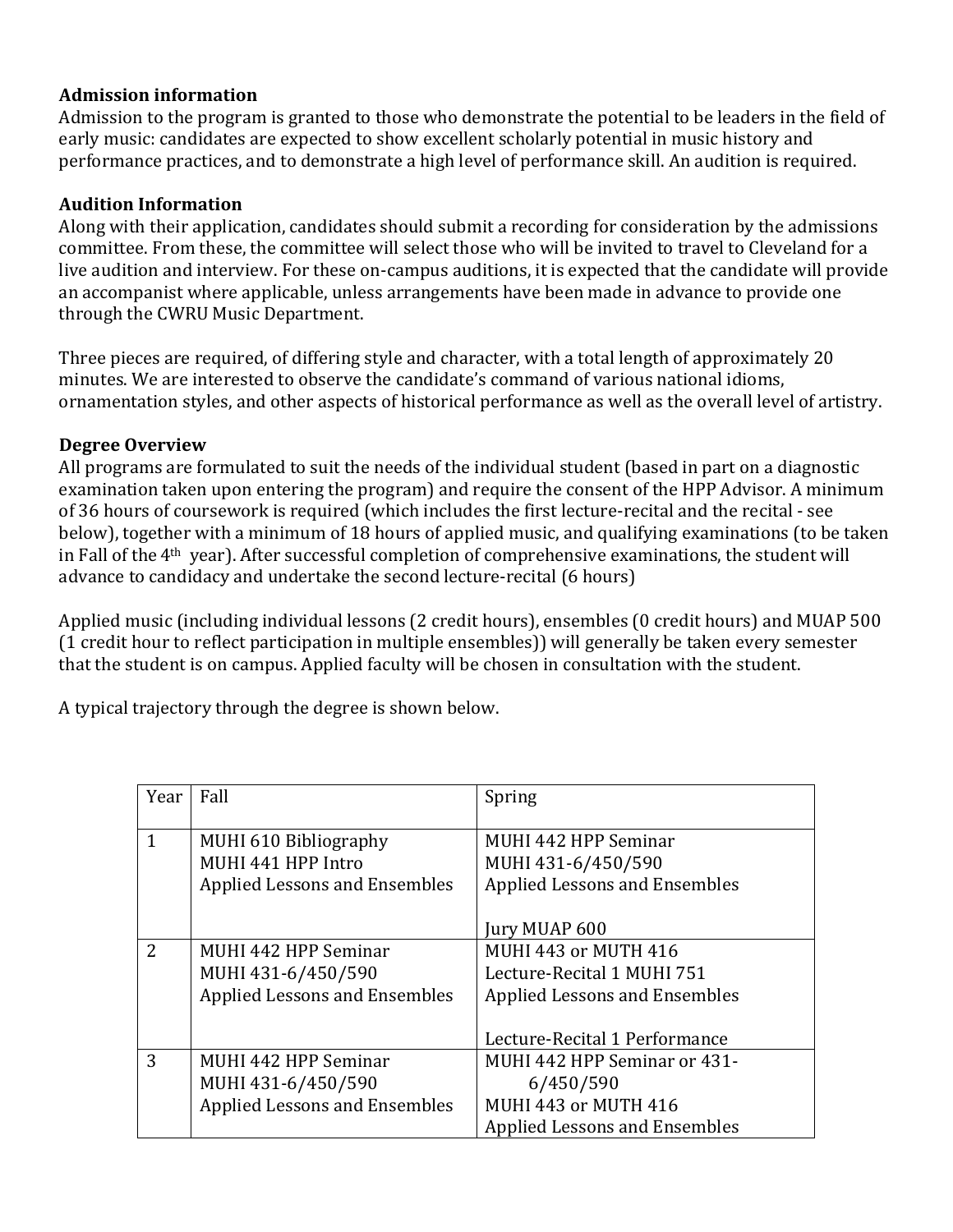**Admission information**

Admission to the program is granted to those who demonstrate the potential to be leaders in the field of early music: candidates are expected to show excellent scholarly potential in music history and performance practices, and to demonstrate a high level of performance skill. An audition is required.

**Audition Information**

Along with their application, candidates should submit a recording for consideration by the admissions committee. From these, the committee will select those who will be invited to travel to Cleveland for a live audition and interview. For these on-campus auditions, it is expected that the candidate will provide an accompanist where applicable, unless arrangements have been made in advance to provide one through the CWRU Music Department.

Three pieces are required, of differing style and character, with a total length of approximately 20 minutes. We are interested to observe the candidate's command of various national idioms, ornamentation styles, and other aspects of historical performance as well as the overall level of artistry.

**Degree Overview**

All programs are formulated to suit the needs of the individual student (based in part on a diagnostic examination taken upon entering the program) and require the consent of the HPP Advisor. A minimum of 36 hours of coursework is required (which includes the first lecture-recital and the recital - see below), together with a minimum of 18 hours of applied music, and qualifying examinations (to be taken in Fall of the 4th year). After successful completion of comprehensive examinations, the student will advance to candidacy and undertake the second lecture-recital (6 hours)

Applied music (including individual lessons (2 credit hours), ensembles (0 credit hours) and MUAP 500 (1 credit hour to reflect participation in multiple ensembles)) will generally be taken every semester that the student is on campus. Applied faculty will be chosen in consultation with the student.

A typical trajectory through the degree is shown below.

| Year | Fall | Spring |
|---|---|---|
| 1 | MUHI 610 Bibliography<br>MUHI 441 HPP Intro<br>Applied Lessons and Ensembles | MUHI 442 HPP Seminar<br>MUHI 431-6/450/590<br>Applied Lessons and Ensembles<br><br>Jury MUAP 600 |
| 2 | MUHI 442 HPP Seminar<br>MUHI 431-6/450/590<br>Applied Lessons and Ensembles | MUHI 443 or MUTH 416<br>Lecture-Recital 1 MUHI 751<br>Applied Lessons and Ensembles<br><br>Lecture-Recital 1 Performance |
| 3 | MUHI 442 HPP Seminar<br>MUHI 431-6/450/590<br>Applied Lessons and Ensembles | MUHI 442 HPP Seminar or 431-6/450/590<br>MUHI 443 or MUTH 416<br>Applied Lessons and Ensembles |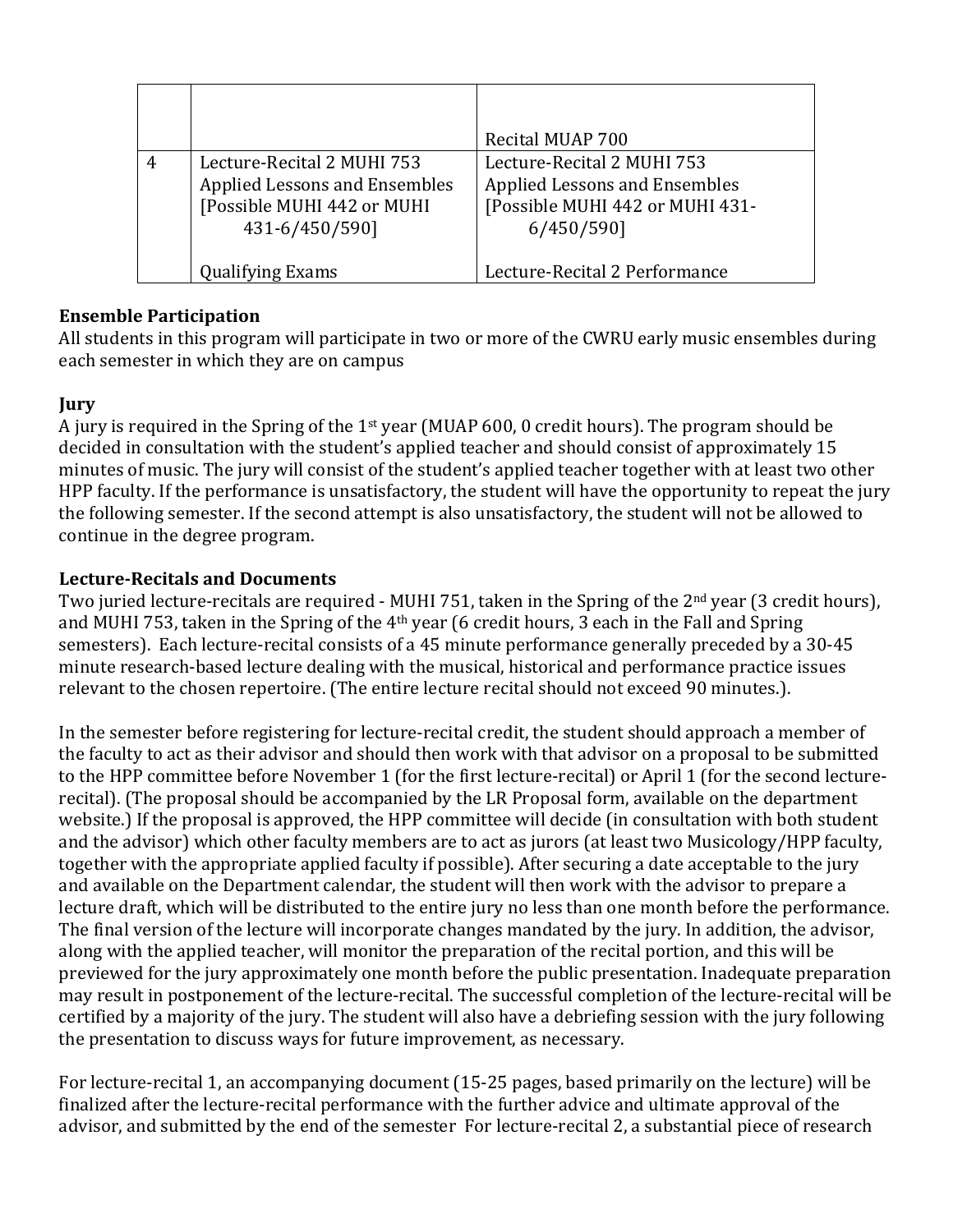| | | |
|---|---|---|
| | | Recital MUAP 700 |
| 4 | Lecture-Recital 2 MUHI 753<br>Applied Lessons and Ensembles<br>[Possible MUHI 442 or MUHI 431-6/450/590]<br><br>Qualifying Exams | Lecture-Recital 2 MUHI 753<br>Applied Lessons and Ensembles<br>[Possible MUHI 442 or MUHI 431-6/450/590]<br><br>Lecture-Recital 2 Performance |

**Ensemble Participation**

All students in this program will participate in two or more of the CWRU early music ensembles during each semester in which they are on campus

**Jury**

A jury is required in the Spring of the 1st year (MUAP 600, 0 credit hours). The program should be decided in consultation with the student's applied teacher and should consist of approximately 15 minutes of music. The jury will consist of the student's applied teacher together with at least two other HPP faculty. If the performance is unsatisfactory, the student will have the opportunity to repeat the jury the following semester. If the second attempt is also unsatisfactory, the student will not be allowed to continue in the degree program.

**Lecture-Recitals and Documents**

Two juried lecture-recitals are required - MUHI 751, taken in the Spring of the 2nd year (3 credit hours), and MUHI 753, taken in the Spring of the 4th year (6 credit hours, 3 each in the Fall and Spring semesters). Each lecture-recital consists of a 45 minute performance generally preceded by a 30-45 minute research-based lecture dealing with the musical, historical and performance practice issues relevant to the chosen repertoire. (The entire lecture recital should not exceed 90 minutes.).

In the semester before registering for lecture-recital credit, the student should approach a member of the faculty to act as their advisor and should then work with that advisor on a proposal to be submitted to the HPP committee before November 1 (for the first lecture-recital) or April 1 (for the second lecture-recital). (The proposal should be accompanied by the LR Proposal form, available on the department website.) If the proposal is approved, the HPP committee will decide (in consultation with both student and the advisor) which other faculty members are to act as jurors (at least two Musicology/HPP faculty, together with the appropriate applied faculty if possible). After securing a date acceptable to the jury and available on the Department calendar, the student will then work with the advisor to prepare a lecture draft, which will be distributed to the entire jury no less than one month before the performance. The final version of the lecture will incorporate changes mandated by the jury. In addition, the advisor, along with the applied teacher, will monitor the preparation of the recital portion, and this will be previewed for the jury approximately one month before the public presentation. Inadequate preparation may result in postponement of the lecture-recital. The successful completion of the lecture-recital will be certified by a majority of the jury. The student will also have a debriefing session with the jury following the presentation to discuss ways for future improvement, as necessary.

For lecture-recital 1, an accompanying document (15-25 pages, based primarily on the lecture) will be finalized after the lecture-recital performance with the further advice and ultimate approval of the advisor, and submitted by the end of the semester For lecture-recital 2, a substantial piece of research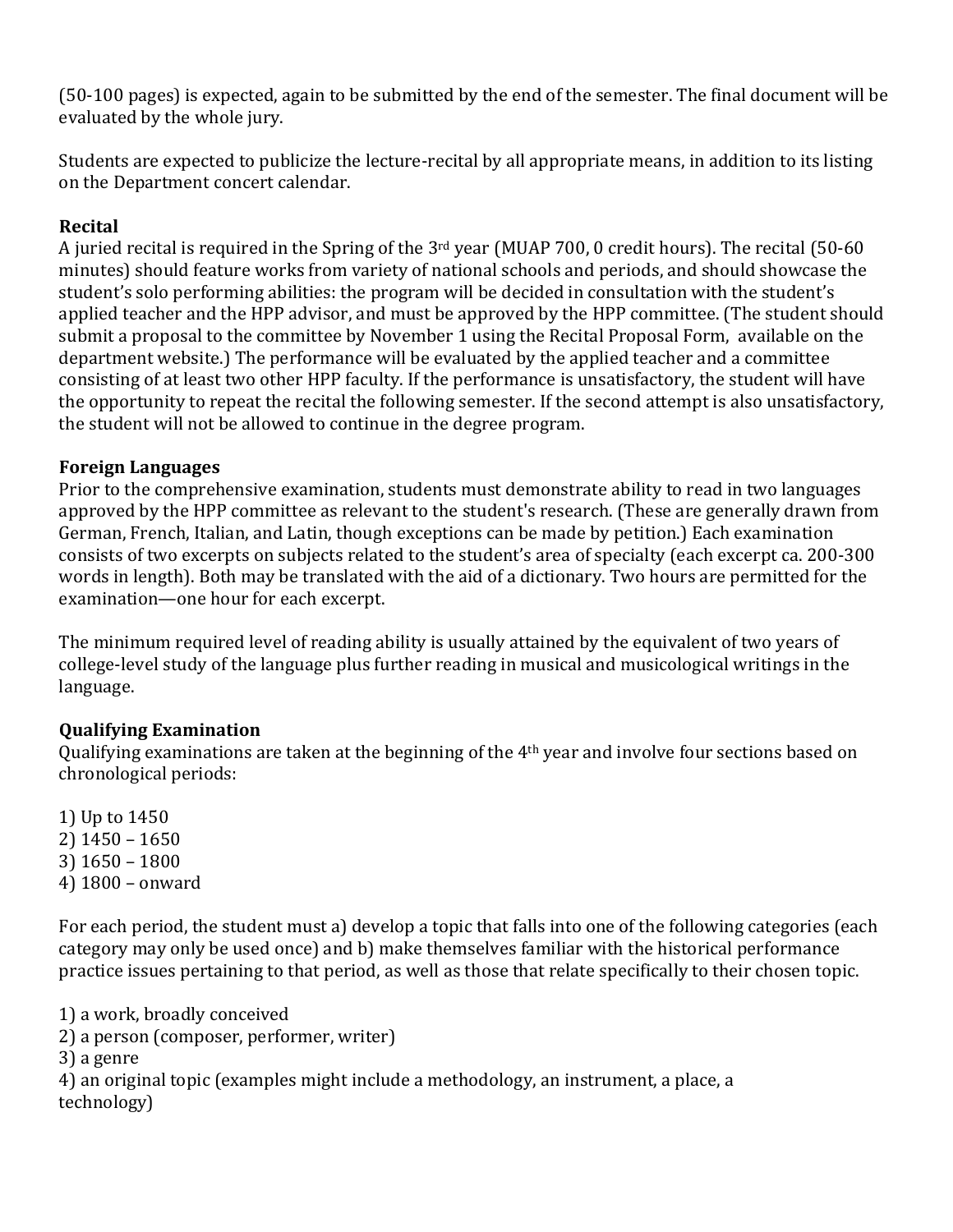(50-100 pages) is expected, again to be submitted by the end of the semester. The final document will be evaluated by the whole jury.

Students are expected to publicize the lecture-recital by all appropriate means, in addition to its listing on the Department concert calendar.

**Recital**

A juried recital is required in the Spring of the 3rd year (MUAP 700, 0 credit hours). The recital (50-60 minutes) should feature works from variety of national schools and periods, and should showcase the student's solo performing abilities: the program will be decided in consultation with the student's applied teacher and the HPP advisor, and must be approved by the HPP committee. (The student should submit a proposal to the committee by November 1 using the Recital Proposal Form, available on the department website.) The performance will be evaluated by the applied teacher and a committee consisting of at least two other HPP faculty. If the performance is unsatisfactory, the student will have the opportunity to repeat the recital the following semester. If the second attempt is also unsatisfactory, the student will not be allowed to continue in the degree program.

**Foreign Languages**

Prior to the comprehensive examination, students must demonstrate ability to read in two languages approved by the HPP committee as relevant to the student's research. (These are generally drawn from German, French, Italian, and Latin, though exceptions can be made by petition.) Each examination consists of two excerpts on subjects related to the student's area of specialty (each excerpt ca. 200-300 words in length). Both may be translated with the aid of a dictionary. Two hours are permitted for the examination—one hour for each excerpt.

The minimum required level of reading ability is usually attained by the equivalent of two years of college-level study of the language plus further reading in musical and musicological writings in the language.

**Qualifying Examination**

Qualifying examinations are taken at the beginning of the 4th year and involve four sections based on chronological periods:

1) Up to 1450
2) 1450 – 1650
3) 1650 – 1800
4) 1800 – onward

For each period, the student must a) develop a topic that falls into one of the following categories (each category may only be used once) and b) make themselves familiar with the historical performance practice issues pertaining to that period, as well as those that relate specifically to their chosen topic.

1) a work, broadly conceived
2) a person (composer, performer, writer)
3) a genre
4) an original topic (examples might include a methodology, an instrument, a place, a technology)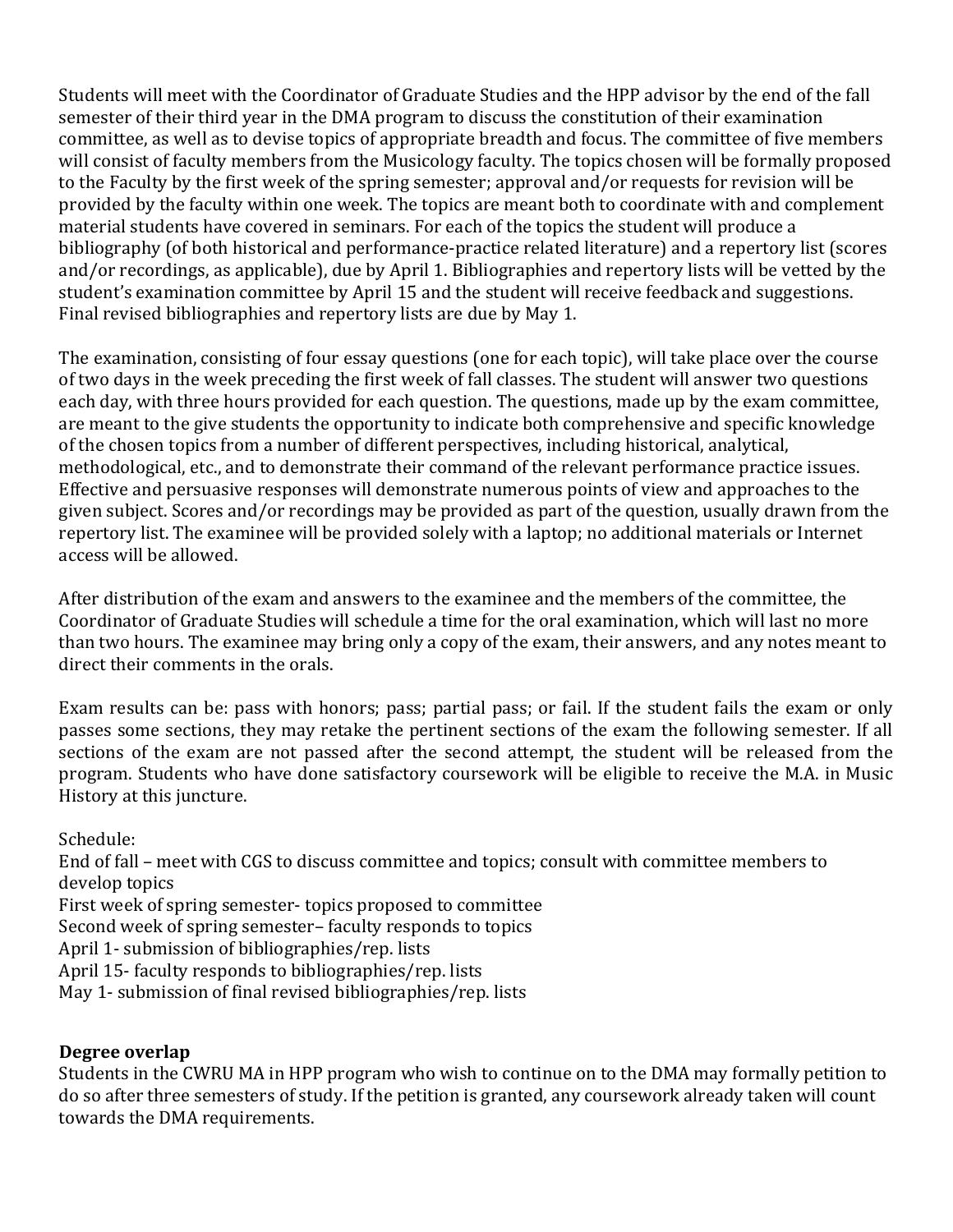Students will meet with the Coordinator of Graduate Studies and the HPP advisor by the end of the fall semester of their third year in the DMA program to discuss the constitution of their examination committee, as well as to devise topics of appropriate breadth and focus. The committee of five members will consist of faculty members from the Musicology faculty. The topics chosen will be formally proposed to the Faculty by the first week of the spring semester; approval and/or requests for revision will be provided by the faculty within one week. The topics are meant both to coordinate with and complement material students have covered in seminars. For each of the topics the student will produce a bibliography (of both historical and performance-practice related literature) and a repertory list (scores and/or recordings, as applicable), due by April 1. Bibliographies and repertory lists will be vetted by the student's examination committee by April 15 and the student will receive feedback and suggestions. Final revised bibliographies and repertory lists are due by May 1.

The examination, consisting of four essay questions (one for each topic), will take place over the course of two days in the week preceding the first week of fall classes. The student will answer two questions each day, with three hours provided for each question. The questions, made up by the exam committee, are meant to the give students the opportunity to indicate both comprehensive and specific knowledge of the chosen topics from a number of different perspectives, including historical, analytical, methodological, etc., and to demonstrate their command of the relevant performance practice issues. Effective and persuasive responses will demonstrate numerous points of view and approaches to the given subject. Scores and/or recordings may be provided as part of the question, usually drawn from the repertory list. The examinee will be provided solely with a laptop; no additional materials or Internet access will be allowed.

After distribution of the exam and answers to the examinee and the members of the committee, the Coordinator of Graduate Studies will schedule a time for the oral examination, which will last no more than two hours. The examinee may bring only a copy of the exam, their answers, and any notes meant to direct their comments in the orals.

Exam results can be: pass with honors; pass; partial pass; or fail. If the student fails the exam or only passes some sections, they may retake the pertinent sections of the exam the following semester. If all sections of the exam are not passed after the second attempt, the student will be released from the program. Students who have done satisfactory coursework will be eligible to receive the M.A. in Music History at this juncture.

Schedule:
End of fall – meet with CGS to discuss committee and topics; consult with committee members to develop topics
First week of spring semester- topics proposed to committee
Second week of spring semester– faculty responds to topics
April 1- submission of bibliographies/rep. lists
April 15- faculty responds to bibliographies/rep. lists
May 1- submission of final revised bibliographies/rep. lists

**Degree overlap**
Students in the CWRU MA in HPP program who wish to continue on to the DMA may formally petition to do so after three semesters of study. If the petition is granted, any coursework already taken will count towards the DMA requirements.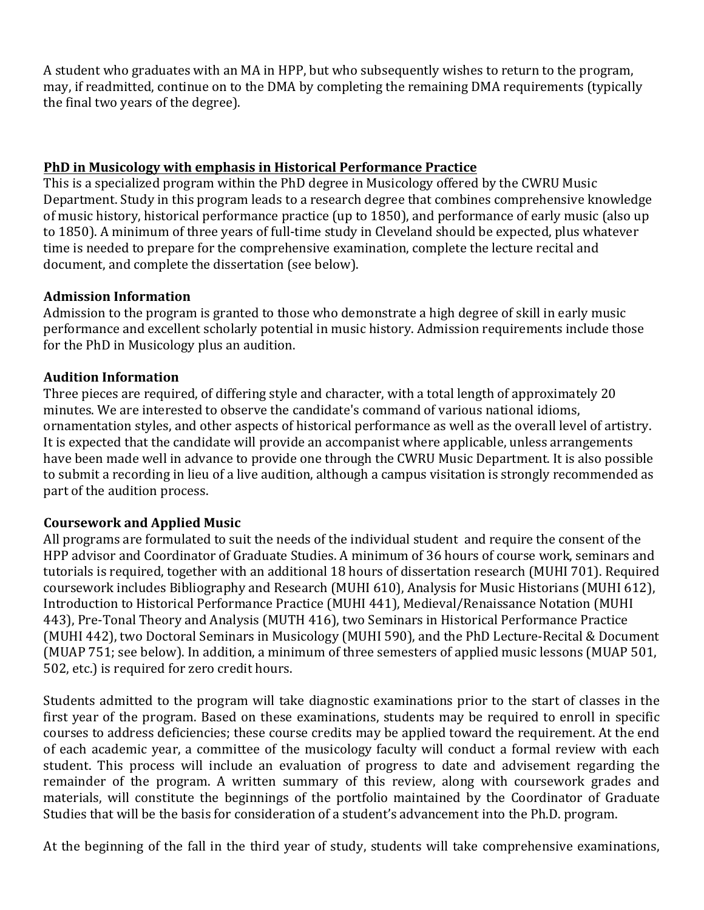A student who graduates with an MA in HPP, but who subsequently wishes to return to the program, may, if readmitted, continue on to the DMA by completing the remaining DMA requirements (typically the final two years of the degree).

## PhD in Musicology with emphasis in Historical Performance Practice

This is a specialized program within the PhD degree in Musicology offered by the CWRU Music Department. Study in this program leads to a research degree that combines comprehensive knowledge of music history, historical performance practice (up to 1850), and performance of early music (also up to 1850). A minimum of three years of full-time study in Cleveland should be expected, plus whatever time is needed to prepare for the comprehensive examination, complete the lecture recital and document, and complete the dissertation (see below).

### Admission Information

Admission to the program is granted to those who demonstrate a high degree of skill in early music performance and excellent scholarly potential in music history. Admission requirements include those for the PhD in Musicology plus an audition.

### Audition Information

Three pieces are required, of differing style and character, with a total length of approximately 20 minutes. We are interested to observe the candidate's command of various national idioms, ornamentation styles, and other aspects of historical performance as well as the overall level of artistry. It is expected that the candidate will provide an accompanist where applicable, unless arrangements have been made well in advance to provide one through the CWRU Music Department. It is also possible to submit a recording in lieu of a live audition, although a campus visitation is strongly recommended as part of the audition process.

### Coursework and Applied Music

All programs are formulated to suit the needs of the individual student and require the consent of the HPP advisor and Coordinator of Graduate Studies. A minimum of 36 hours of course work, seminars and tutorials is required, together with an additional 18 hours of dissertation research (MUHI 701). Required coursework includes Bibliography and Research (MUHI 610), Analysis for Music Historians (MUHI 612), Introduction to Historical Performance Practice (MUHI 441), Medieval/Renaissance Notation (MUHI 443), Pre-Tonal Theory and Analysis (MUTH 416), two Seminars in Historical Performance Practice (MUHI 442), two Doctoral Seminars in Musicology (MUHI 590), and the PhD Lecture-Recital & Document (MUAP 751; see below). In addition, a minimum of three semesters of applied music lessons (MUAP 501, 502, etc.) is required for zero credit hours.

Students admitted to the program will take diagnostic examinations prior to the start of classes in the first year of the program. Based on these examinations, students may be required to enroll in specific courses to address deficiencies; these course credits may be applied toward the requirement. At the end of each academic year, a committee of the musicology faculty will conduct a formal review with each student. This process will include an evaluation of progress to date and advisement regarding the remainder of the program. A written summary of this review, along with coursework grades and materials, will constitute the beginnings of the portfolio maintained by the Coordinator of Graduate Studies that will be the basis for consideration of a student's advancement into the Ph.D. program.

At the beginning of the fall in the third year of study, students will take comprehensive examinations,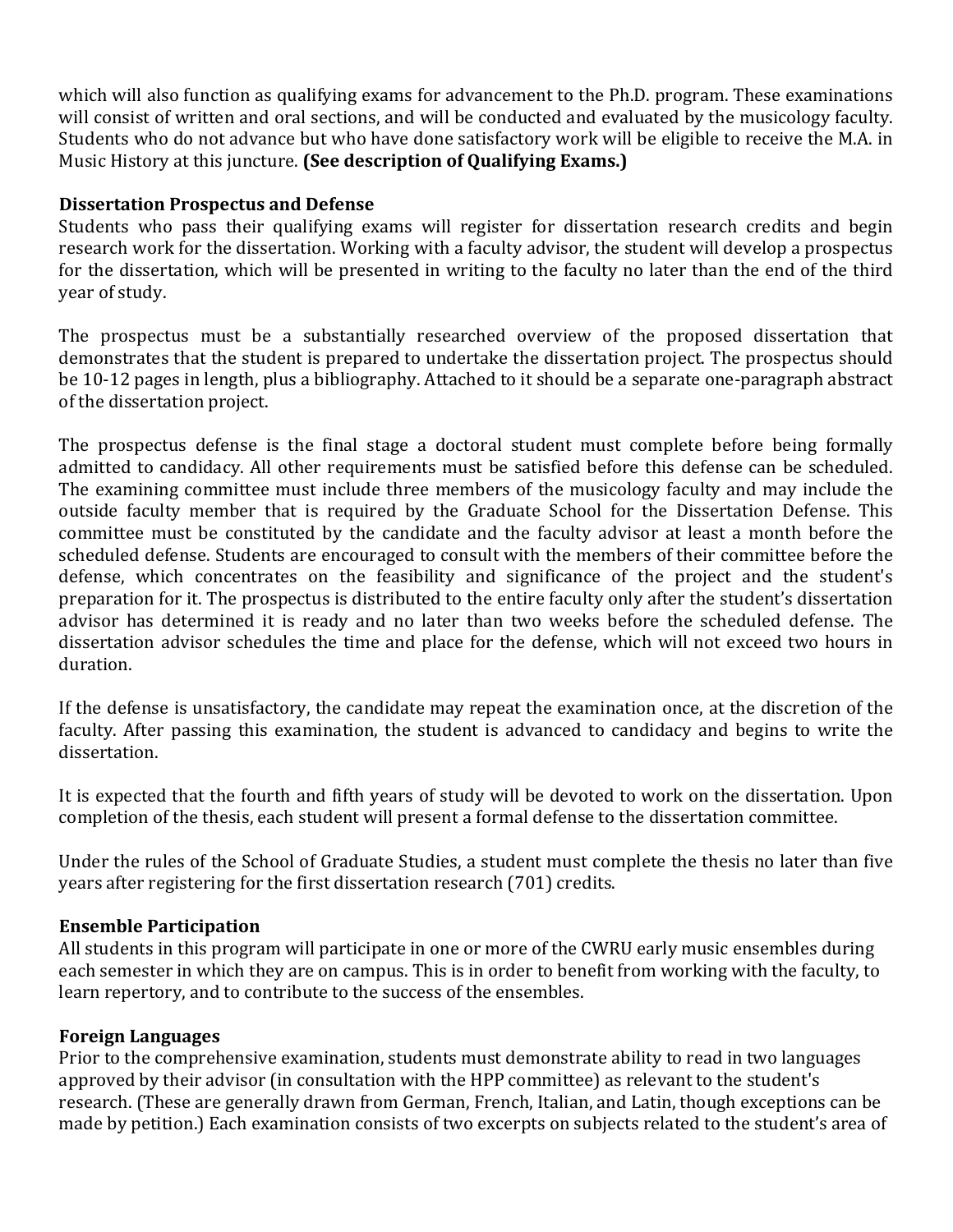which will also function as qualifying exams for advancement to the Ph.D. program. These examinations will consist of written and oral sections, and will be conducted and evaluated by the musicology faculty. Students who do not advance but who have done satisfactory work will be eligible to receive the M.A. in Music History at this juncture. **(See description of Qualifying Exams.)**

### Dissertation Prospectus and Defense

Students who pass their qualifying exams will register for dissertation research credits and begin research work for the dissertation. Working with a faculty advisor, the student will develop a prospectus for the dissertation, which will be presented in writing to the faculty no later than the end of the third year of study.

The prospectus must be a substantially researched overview of the proposed dissertation that demonstrates that the student is prepared to undertake the dissertation project. The prospectus should be 10-12 pages in length, plus a bibliography. Attached to it should be a separate one-paragraph abstract of the dissertation project.

The prospectus defense is the final stage a doctoral student must complete before being formally admitted to candidacy. All other requirements must be satisfied before this defense can be scheduled. The examining committee must include three members of the musicology faculty and may include the outside faculty member that is required by the Graduate School for the Dissertation Defense. This committee must be constituted by the candidate and the faculty advisor at least a month before the scheduled defense. Students are encouraged to consult with the members of their committee before the defense, which concentrates on the feasibility and significance of the project and the student's preparation for it. The prospectus is distributed to the entire faculty only after the student's dissertation advisor has determined it is ready and no later than two weeks before the scheduled defense. The dissertation advisor schedules the time and place for the defense, which will not exceed two hours in duration.

If the defense is unsatisfactory, the candidate may repeat the examination once, at the discretion of the faculty. After passing this examination, the student is advanced to candidacy and begins to write the dissertation.

It is expected that the fourth and fifth years of study will be devoted to work on the dissertation. Upon completion of the thesis, each student will present a formal defense to the dissertation committee.

Under the rules of the School of Graduate Studies, a student must complete the thesis no later than five years after registering for the first dissertation research (701) credits.

### Ensemble Participation

All students in this program will participate in one or more of the CWRU early music ensembles during each semester in which they are on campus. This is in order to benefit from working with the faculty, to learn repertory, and to contribute to the success of the ensembles.

### Foreign Languages

Prior to the comprehensive examination, students must demonstrate ability to read in two languages approved by their advisor (in consultation with the HPP committee) as relevant to the student's research. (These are generally drawn from German, French, Italian, and Latin, though exceptions can be made by petition.) Each examination consists of two excerpts on subjects related to the student's area of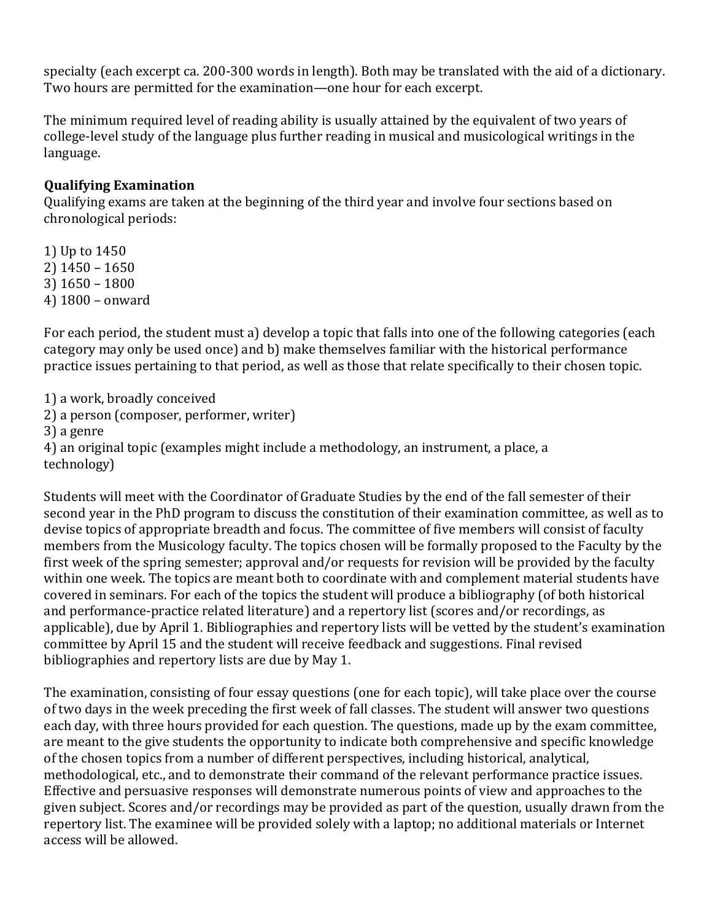specialty (each excerpt ca. 200-300 words in length). Both may be translated with the aid of a dictionary. Two hours are permitted for the examination—one hour for each excerpt.

The minimum required level of reading ability is usually attained by the equivalent of two years of college-level study of the language plus further reading in musical and musicological writings in the language.

**Qualifying Examination**

Qualifying exams are taken at the beginning of the third year and involve four sections based on chronological periods:

1) Up to 1450
2) 1450 – 1650
3) 1650 – 1800
4) 1800 – onward

For each period, the student must a) develop a topic that falls into one of the following categories (each category may only be used once) and b) make themselves familiar with the historical performance practice issues pertaining to that period, as well as those that relate specifically to their chosen topic.

1) a work, broadly conceived
2) a person (composer, performer, writer)
3) a genre
4) an original topic (examples might include a methodology, an instrument, a place, a technology)

Students will meet with the Coordinator of Graduate Studies by the end of the fall semester of their second year in the PhD program to discuss the constitution of their examination committee, as well as to devise topics of appropriate breadth and focus. The committee of five members will consist of faculty members from the Musicology faculty. The topics chosen will be formally proposed to the Faculty by the first week of the spring semester; approval and/or requests for revision will be provided by the faculty within one week. The topics are meant both to coordinate with and complement material students have covered in seminars. For each of the topics the student will produce a bibliography (of both historical and performance-practice related literature) and a repertory list (scores and/or recordings, as applicable), due by April 1. Bibliographies and repertory lists will be vetted by the student's examination committee by April 15 and the student will receive feedback and suggestions. Final revised bibliographies and repertory lists are due by May 1.

The examination, consisting of four essay questions (one for each topic), will take place over the course of two days in the week preceding the first week of fall classes. The student will answer two questions each day, with three hours provided for each question. The questions, made up by the exam committee, are meant to the give students the opportunity to indicate both comprehensive and specific knowledge of the chosen topics from a number of different perspectives, including historical, analytical, methodological, etc., and to demonstrate their command of the relevant performance practice issues. Effective and persuasive responses will demonstrate numerous points of view and approaches to the given subject. Scores and/or recordings may be provided as part of the question, usually drawn from the repertory list. The examinee will be provided solely with a laptop; no additional materials or Internet access will be allowed.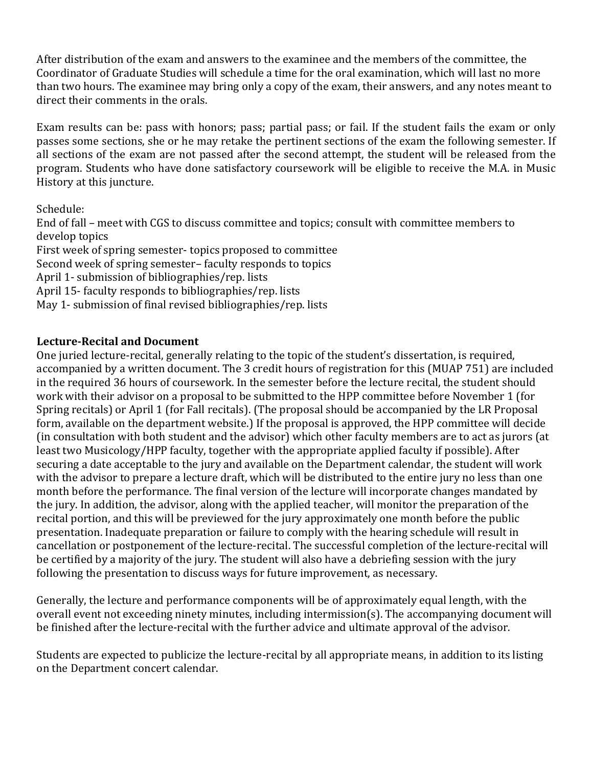After distribution of the exam and answers to the examinee and the members of the committee, the Coordinator of Graduate Studies will schedule a time for the oral examination, which will last no more than two hours. The examinee may bring only a copy of the exam, their answers, and any notes meant to direct their comments in the orals.

Exam results can be: pass with honors; pass; partial pass; or fail. If the student fails the exam or only passes some sections, she or he may retake the pertinent sections of the exam the following semester. If all sections of the exam are not passed after the second attempt, the student will be released from the program. Students who have done satisfactory coursework will be eligible to receive the M.A. in Music History at this juncture.

Schedule:
End of fall – meet with CGS to discuss committee and topics; consult with committee members to develop topics
First week of spring semester- topics proposed to committee
Second week of spring semester– faculty responds to topics
April 1- submission of bibliographies/rep. lists
April 15- faculty responds to bibliographies/rep. lists
May 1- submission of final revised bibliographies/rep. lists

**Lecture-Recital and Document**

One juried lecture-recital, generally relating to the topic of the student's dissertation, is required, accompanied by a written document. The 3 credit hours of registration for this (MUAP 751) are included in the required 36 hours of coursework. In the semester before the lecture recital, the student should work with their advisor on a proposal to be submitted to the HPP committee before November 1 (for Spring recitals) or April 1 (for Fall recitals). (The proposal should be accompanied by the LR Proposal form, available on the department website.) If the proposal is approved, the HPP committee will decide (in consultation with both student and the advisor) which other faculty members are to act as jurors (at least two Musicology/HPP faculty, together with the appropriate applied faculty if possible). After securing a date acceptable to the jury and available on the Department calendar, the student will work with the advisor to prepare a lecture draft, which will be distributed to the entire jury no less than one month before the performance. The final version of the lecture will incorporate changes mandated by the jury. In addition, the advisor, along with the applied teacher, will monitor the preparation of the recital portion, and this will be previewed for the jury approximately one month before the public presentation. Inadequate preparation or failure to comply with the hearing schedule will result in cancellation or postponement of the lecture-recital. The successful completion of the lecture-recital will be certified by a majority of the jury. The student will also have a debriefing session with the jury following the presentation to discuss ways for future improvement, as necessary.

Generally, the lecture and performance components will be of approximately equal length, with the overall event not exceeding ninety minutes, including intermission(s). The accompanying document will be finished after the lecture-recital with the further advice and ultimate approval of the advisor.

Students are expected to publicize the lecture-recital by all appropriate means, in addition to its listing on the Department concert calendar.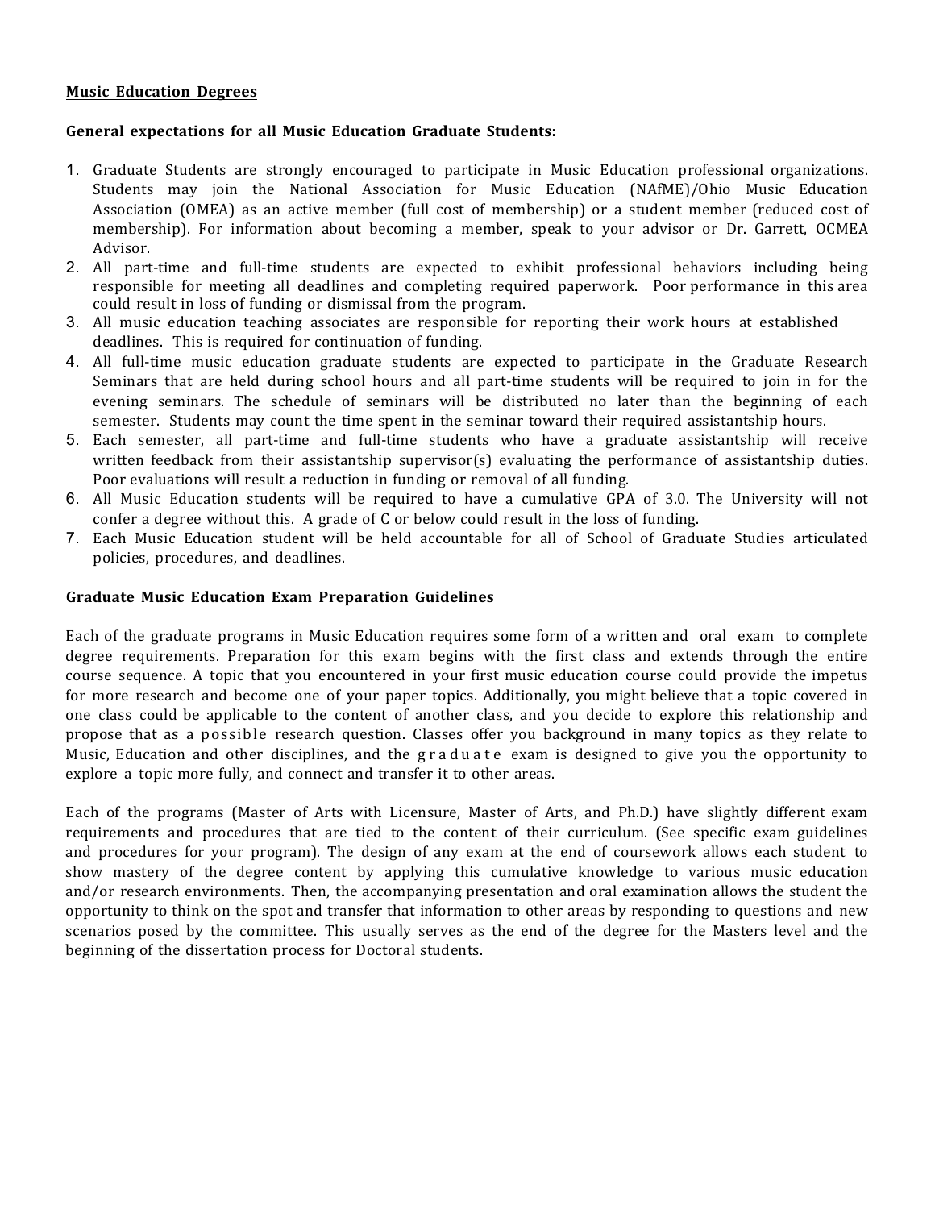<u>**Music Education Degrees**</u>

**General expectations for all Music Education Graduate Students:**

1. Graduate Students are strongly encouraged to participate in Music Education professional organizations. Students may join the National Association for Music Education (NAfME)/Ohio Music Education Association (OMEA) as an active member (full cost of membership) or a student member (reduced cost of membership). For information about becoming a member, speak to your advisor or Dr. Garrett, OCMEA Advisor.
2. All part-time and full-time students are expected to exhibit professional behaviors including being responsible for meeting all deadlines and completing required paperwork. Poor performance in this area could result in loss of funding or dismissal from the program.
3. All music education teaching associates are responsible for reporting their work hours at established deadlines. This is required for continuation of funding.
4. All full-time music education graduate students are expected to participate in the Graduate Research Seminars that are held during school hours and all part-time students will be required to join in for the evening seminars. The schedule of seminars will be distributed no later than the beginning of each semester. Students may count the time spent in the seminar toward their required assistantship hours.
5. Each semester, all part-time and full-time students who have a graduate assistantship will receive written feedback from their assistantship supervisor(s) evaluating the performance of assistantship duties. Poor evaluations will result a reduction in funding or removal of all funding.
6. All Music Education students will be required to have a cumulative GPA of 3.0. The University will not confer a degree without this. A grade of C or below could result in the loss of funding.
7. Each Music Education student will be held accountable for all of School of Graduate Studies articulated policies, procedures, and deadlines.

**Graduate Music Education Exam Preparation Guidelines**

Each of the graduate programs in Music Education requires some form of a written and oral exam to complete degree requirements. Preparation for this exam begins with the first class and extends through the entire course sequence. A topic that you encountered in your first music education course could provide the impetus for more research and become one of your paper topics. Additionally, you might believe that a topic covered in one class could be applicable to the content of another class, and you decide to explore this relationship and propose that as a possible research question. Classes offer you background in many topics as they relate to Music, Education and other disciplines, and the graduate exam is designed to give you the opportunity to explore a topic more fully, and connect and transfer it to other areas.

Each of the programs (Master of Arts with Licensure, Master of Arts, and Ph.D.) have slightly different exam requirements and procedures that are tied to the content of their curriculum. (See specific exam guidelines and procedures for your program). The design of any exam at the end of coursework allows each student to show mastery of the degree content by applying this cumulative knowledge to various music education and/or research environments. Then, the accompanying presentation and oral examination allows the student the opportunity to think on the spot and transfer that information to other areas by responding to questions and new scenarios posed by the committee. This usually serves as the end of the degree for the Masters level and the beginning of the dissertation process for Doctoral students.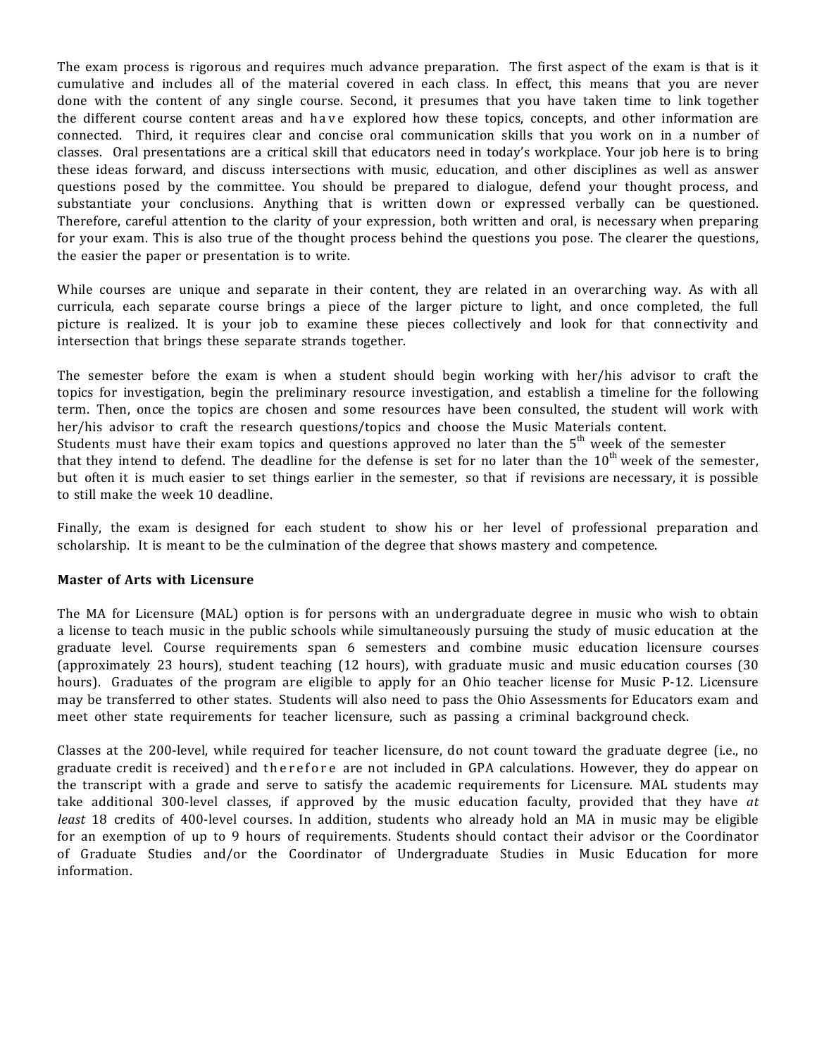The exam process is rigorous and requires much advance preparation. The first aspect of the exam is that is it cumulative and includes all of the material covered in each class. In effect, this means that you are never done with the content of any single course. Second, it presumes that you have taken time to link together the different course content areas and have explored how these topics, concepts, and other information are connected. Third, it requires clear and concise oral communication skills that you work on in a number of classes. Oral presentations are a critical skill that educators need in today's workplace. Your job here is to bring these ideas forward, and discuss intersections with music, education, and other disciplines as well as answer questions posed by the committee. You should be prepared to dialogue, defend your thought process, and substantiate your conclusions. Anything that is written down or expressed verbally can be questioned. Therefore, careful attention to the clarity of your expression, both written and oral, is necessary when preparing for your exam. This is also true of the thought process behind the questions you pose. The clearer the questions, the easier the paper or presentation is to write.

While courses are unique and separate in their content, they are related in an overarching way. As with all curricula, each separate course brings a piece of the larger picture to light, and once completed, the full picture is realized. It is your job to examine these pieces collectively and look for that connectivity and intersection that brings these separate strands together.

The semester before the exam is when a student should begin working with her/his advisor to craft the topics for investigation, begin the preliminary resource investigation, and establish a timeline for the following term. Then, once the topics are chosen and some resources have been consulted, the student will work with her/his advisor to craft the research questions/topics and choose the Music Materials content.
Students must have their exam topics and questions approved no later than the 5th week of the semester that they intend to defend. The deadline for the defense is set for no later than the 10th week of the semester, but often it is much easier to set things earlier in the semester, so that if revisions are necessary, it is possible to still make the week 10 deadline.

Finally, the exam is designed for each student to show his or her level of professional preparation and scholarship. It is meant to be the culmination of the degree that shows mastery and competence.

**Master of Arts with Licensure**

The MA for Licensure (MAL) option is for persons with an undergraduate degree in music who wish to obtain a license to teach music in the public schools while simultaneously pursuing the study of music education at the graduate level. Course requirements span 6 semesters and combine music education licensure courses (approximately 23 hours), student teaching (12 hours), with graduate music and music education courses (30 hours). Graduates of the program are eligible to apply for an Ohio teacher license for Music P-12. Licensure may be transferred to other states. Students will also need to pass the Ohio Assessments for Educators exam and meet other state requirements for teacher licensure, such as passing a criminal background check.

Classes at the 200-level, while required for teacher licensure, do not count toward the graduate degree (i.e., no graduate credit is received) and therefore are not included in GPA calculations. However, they do appear on the transcript with a grade and serve to satisfy the academic requirements for Licensure. MAL students may take additional 300-level classes, if approved by the music education faculty, provided that they have *at least* 18 credits of 400-level courses. In addition, students who already hold an MA in music may be eligible for an exemption of up to 9 hours of requirements. Students should contact their advisor or the Coordinator of Graduate Studies and/or the Coordinator of Undergraduate Studies in Music Education for more information.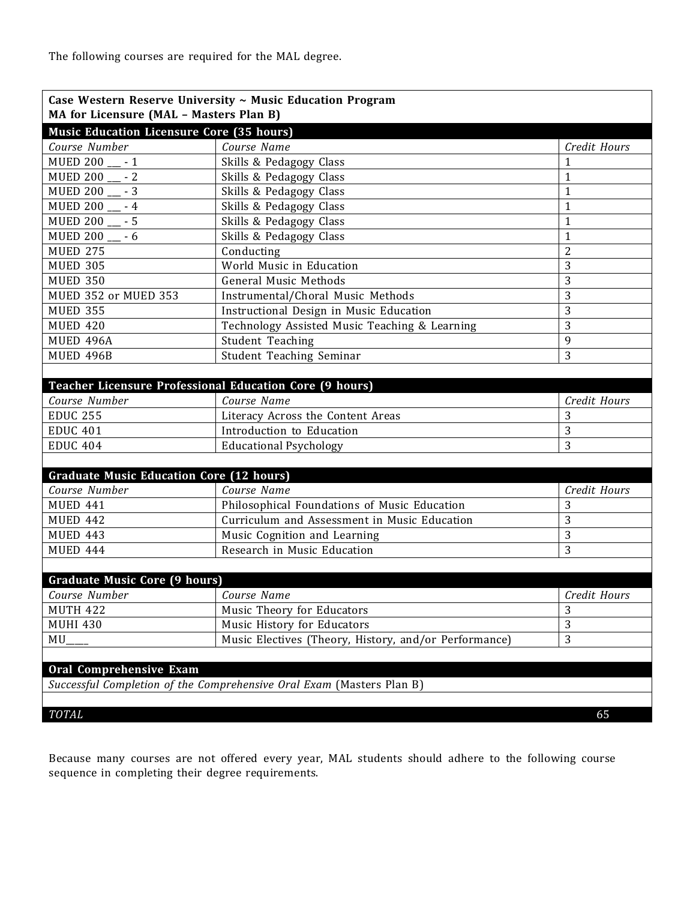The following courses are required for the MAL degree.

| **Case Western Reserve University ~ Music Education Program**<br>**MA for Licensure (MAL – Masters Plan B)** | | |
|---|---|---|
| **Music Education Licensure Core (35 hours)** | | |
| *Course Number* | *Course Name* | *Credit Hours* |
| MUED 200 __ - 1 | Skills & Pedagogy Class | 1 |
| MUED 200 __ - 2 | Skills & Pedagogy Class | 1 |
| MUED 200 __ - 3 | Skills & Pedagogy Class | 1 |
| MUED 200 __ - 4 | Skills & Pedagogy Class | 1 |
| MUED 200 __ - 5 | Skills & Pedagogy Class | 1 |
| MUED 200 __ - 6 | Skills & Pedagogy Class | 1 |
| MUED 275 | Conducting | 2 |
| MUED 305 | World Music in Education | 3 |
| MUED 350 | General Music Methods | 3 |
| MUED 352 or MUED 353 | Instrumental/Choral Music Methods | 3 |
| MUED 355 | Instructional Design in Music Education | 3 |
| MUED 420 | Technology Assisted Music Teaching & Learning | 3 |
| MUED 496A | Student Teaching | 9 |
| MUED 496B | Student Teaching Seminar | 3 |
| | | |
| **Teacher Licensure Professional Education Core (9 hours)** | | |
| *Course Number* | *Course Name* | *Credit Hours* |
| EDUC 255 | Literacy Across the Content Areas | 3 |
| EDUC 401 | Introduction to Education | 3 |
| EDUC 404 | Educational Psychology | 3 |
| | | |
| **Graduate Music Education Core (12 hours)** | | |
| *Course Number* | *Course Name* | *Credit Hours* |
| MUED 441 | Philosophical Foundations of Music Education | 3 |
| MUED 442 | Curriculum and Assessment in Music Education | 3 |
| MUED 443 | Music Cognition and Learning | 3 |
| MUED 444 | Research in Music Education | 3 |
| | | |
| **Graduate Music Core (9 hours)** | | |
| *Course Number* | *Course Name* | *Credit Hours* |
| MUTH 422 | Music Theory for Educators | 3 |
| MUHI 430 | Music History for Educators | 3 |
| MU____ | Music Electives (Theory, History, and/or Performance) | 3 |
| | | |
| **Oral Comprehensive Exam** | | |
| *Successful Completion of the Comprehensive Oral Exam* (Masters Plan B) | | |
| | | |
| *TOTAL* | | 65 |

Because many courses are not offered every year, MAL students should adhere to the following course sequence in completing their degree requirements.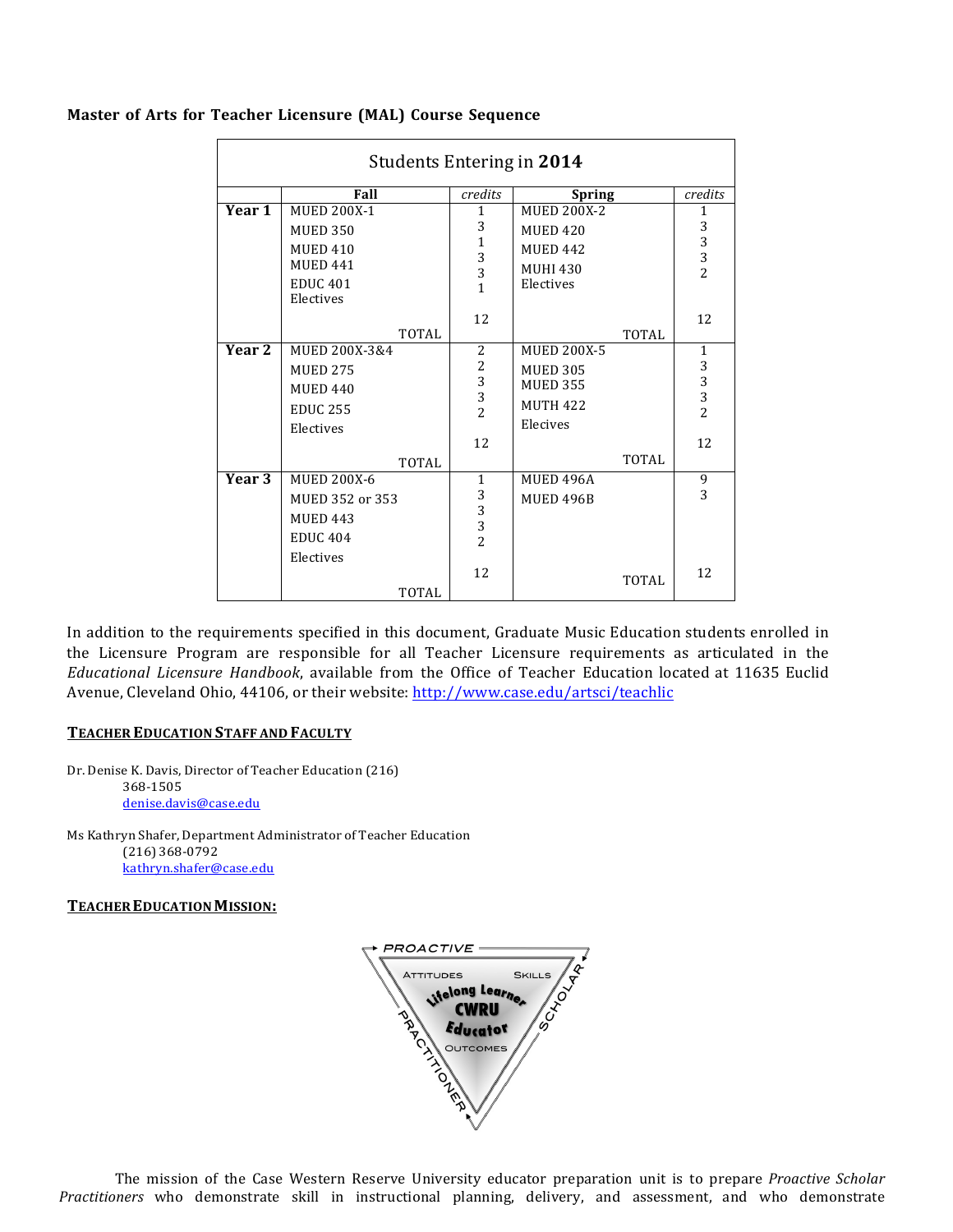**Master of Arts for Teacher Licensure (MAL) Course Sequence**

| Students Entering in **2014** | | | | |
|---|---|---|---|---|
| | **Fall** | *credits* | **Spring** | *credits* |
| **Year 1** | MUED 200X-1 | 1 | MUED 200X-2 | 1 |
| | MUED 350 | 3 | MUED 420 | 3 |
| | MUED 410 | 1 | MUED 442 | 3 |
| | MUED 441 | 3 | MUHI 430 | 3 |
| | EDUC 401 | 3 | Electives | 2 |
| | Electives | 1 | | |
| | TOTAL | 12 | TOTAL | 12 |
| **Year 2** | MUED 200X-3&4 | 2 | MUED 200X-5 | 1 |
| | MUED 275 | 2 | MUED 305 | 3 |
| | MUED 440 | 3 | MUED 355 | 3 |
| | EDUC 255 | 3 | MUTH 422 | 3 |
| | Electives | 2 | Elecives | 2 |
| | TOTAL | 12 | TOTAL | 12 |
| **Year 3** | MUED 200X-6 | 1 | MUED 496A | 9 |
| | MUED 352 or 353 | 3 | MUED 496B | 3 |
| | MUED 443 | 3 | | |
| | EDUC 404 | 3 | | |
| | Electives | 2 | | |
| | TOTAL | 12 | TOTAL | 12 |

In addition to the requirements specified in this document, Graduate Music Education students enrolled in the Licensure Program are responsible for all Teacher Licensure requirements as articulated in the *Educational Licensure Handbook*, available from the Office of Teacher Education located at 11635 Euclid Avenue, Cleveland Ohio, 44106, or their website: http://www.case.edu/artsci/teachlic

**TEACHER EDUCATION STAFF AND FACULTY**

Dr. Denise K. Davis, Director of Teacher Education (216) 368-1505
denise.davis@case.edu

Ms Kathryn Shafer, Department Administrator of Teacher Education
(216) 368-0792
kathryn.shafer@case.edu

**TEACHER EDUCATION MISSION:**

The mission of the Case Western Reserve University educator preparation unit is to prepare *Proactive Scholar Practitioners* who demonstrate skill in instructional planning, delivery, and assessment, and who demonstrate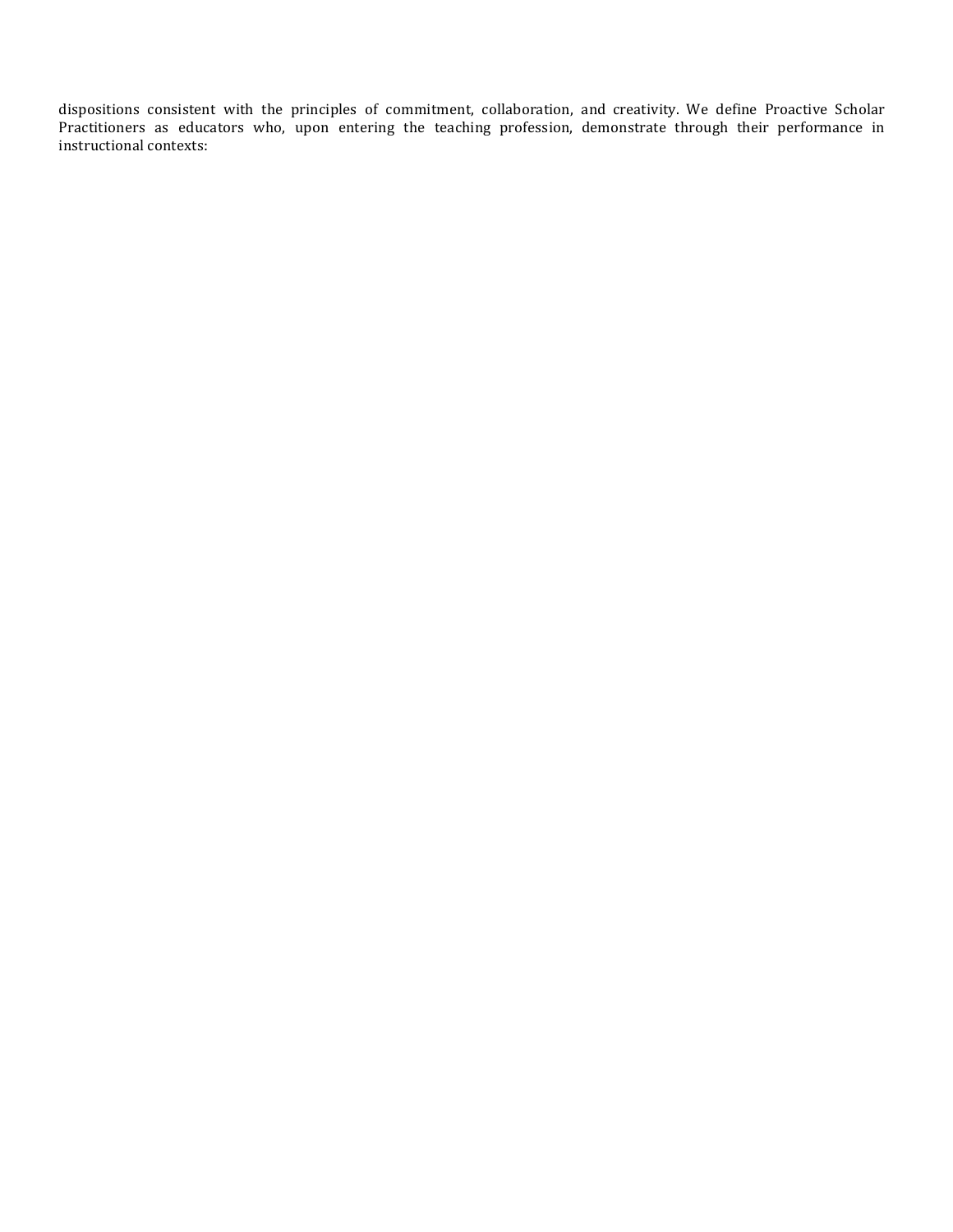dispositions consistent with the principles of commitment, collaboration, and creativity. We define Proactive Scholar Practitioners as educators who, upon entering the teaching profession, demonstrate through their performance in instructional contexts: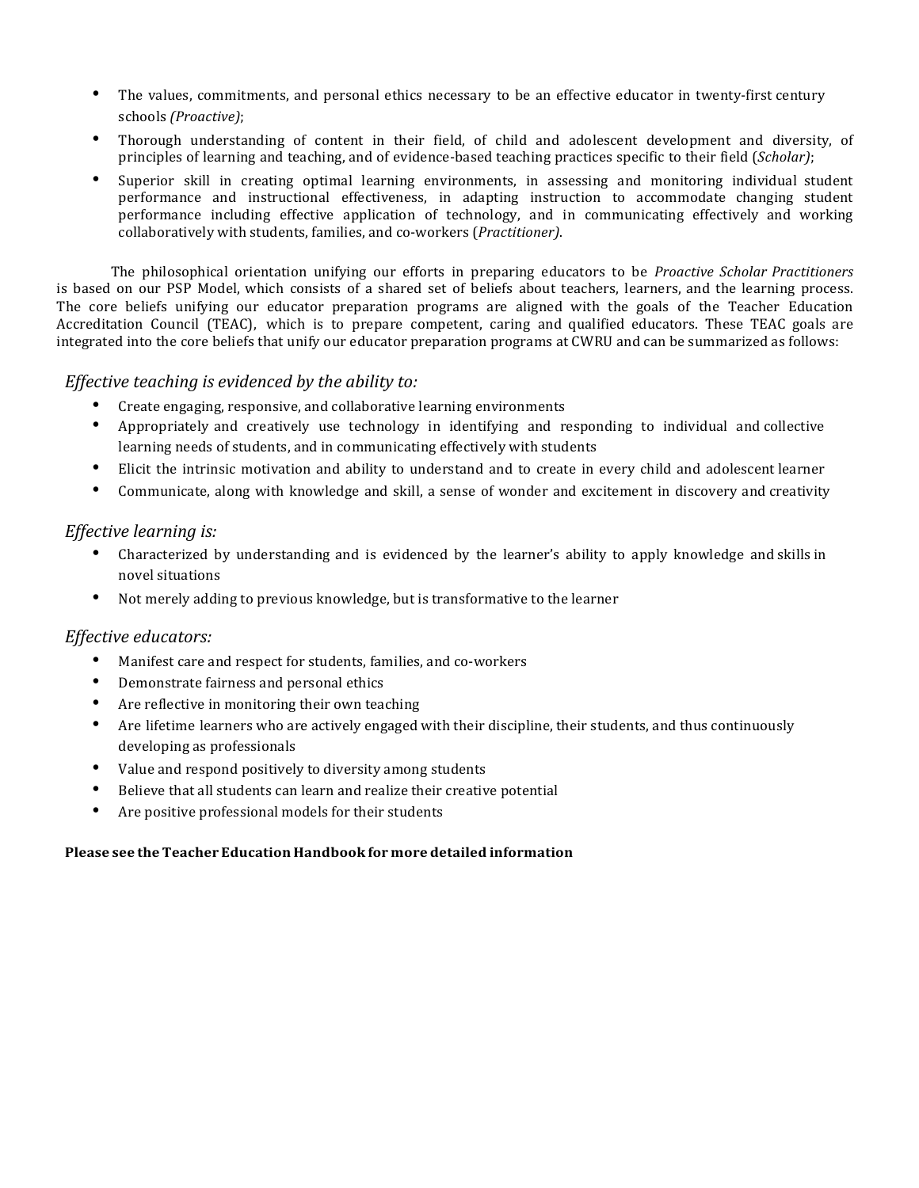- The values, commitments, and personal ethics necessary to be an effective educator in twenty-first century schools *(Proactive)*;
- Thorough understanding of content in their field, of child and adolescent development and diversity, of principles of learning and teaching, and of evidence-based teaching practices specific to their field (*Scholar)*;
- Superior skill in creating optimal learning environments, in assessing and monitoring individual student performance and instructional effectiveness, in adapting instruction to accommodate changing student performance including effective application of technology, and in communicating effectively and working collaboratively with students, families, and co-workers (*Practitioner)*.

The philosophical orientation unifying our efforts in preparing educators to be *Proactive Scholar Practitioners* is based on our PSP Model, which consists of a shared set of beliefs about teachers, learners, and the learning process. The core beliefs unifying our educator preparation programs are aligned with the goals of the Teacher Education Accreditation Council (TEAC), which is to prepare competent, caring and qualified educators. These TEAC goals are integrated into the core beliefs that unify our educator preparation programs at CWRU and can be summarized as follows:

### *Effective teaching is evidenced by the ability to:*

- Create engaging, responsive, and collaborative learning environments
- Appropriately and creatively use technology in identifying and responding to individual and collective learning needs of students, and in communicating effectively with students
- Elicit the intrinsic motivation and ability to understand and to create in every child and adolescent learner
- Communicate, along with knowledge and skill, a sense of wonder and excitement in discovery and creativity

### *Effective learning is:*

- Characterized by understanding and is evidenced by the learner's ability to apply knowledge and skills in novel situations
- Not merely adding to previous knowledge, but is transformative to the learner

### *Effective educators:*

- Manifest care and respect for students, families, and co-workers
- Demonstrate fairness and personal ethics
- Are reflective in monitoring their own teaching
- Are lifetime learners who are actively engaged with their discipline, their students, and thus continuously developing as professionals
- Value and respond positively to diversity among students
- Believe that all students can learn and realize their creative potential
- Are positive professional models for their students

**Please see the Teacher Education Handbook for more detailed information**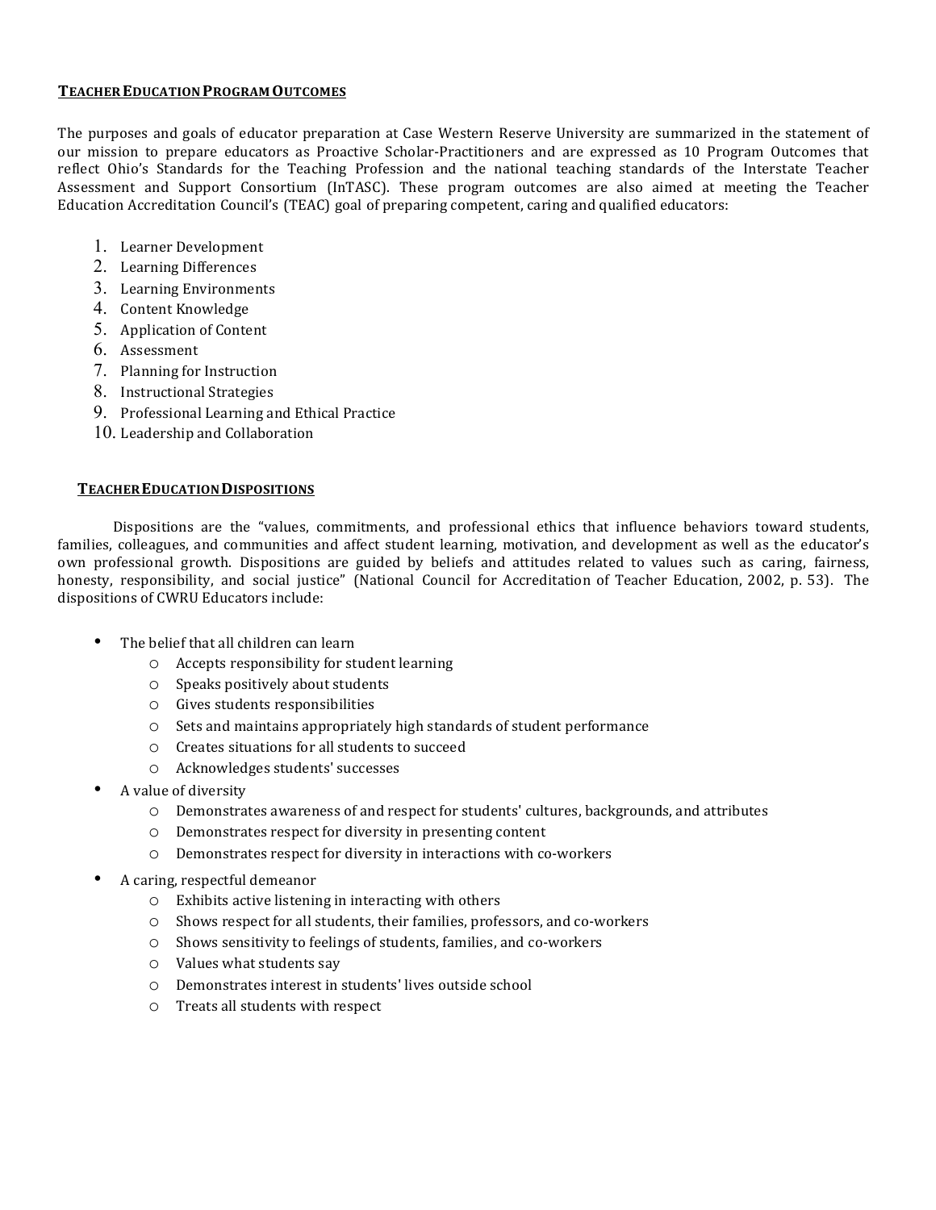## Teacher Education Program Outcomes

The purposes and goals of educator preparation at Case Western Reserve University are summarized in the statement of our mission to prepare educators as Proactive Scholar-Practitioners and are expressed as 10 Program Outcomes that reflect Ohio's Standards for the Teaching Profession and the national teaching standards of the Interstate Teacher Assessment and Support Consortium (InTASC). These program outcomes are also aimed at meeting the Teacher Education Accreditation Council's (TEAC) goal of preparing competent, caring and qualified educators:

1. Learner Development
2. Learning Differences
3. Learning Environments
4. Content Knowledge
5. Application of Content
6. Assessment
7. Planning for Instruction
8. Instructional Strategies
9. Professional Learning and Ethical Practice
10. Leadership and Collaboration

## Teacher Education Dispositions

Dispositions are the "values, commitments, and professional ethics that influence behaviors toward students, families, colleagues, and communities and affect student learning, motivation, and development as well as the educator's own professional growth. Dispositions are guided by beliefs and attitudes related to values such as caring, fairness, honesty, responsibility, and social justice" (National Council for Accreditation of Teacher Education, 2002, p. 53). The dispositions of CWRU Educators include:

- The belief that all children can learn
  - Accepts responsibility for student learning
  - Speaks positively about students
  - Gives students responsibilities
  - Sets and maintains appropriately high standards of student performance
  - Creates situations for all students to succeed
  - Acknowledges students' successes
- A value of diversity
  - Demonstrates awareness of and respect for students' cultures, backgrounds, and attributes
  - Demonstrates respect for diversity in presenting content
  - Demonstrates respect for diversity in interactions with co-workers
- A caring, respectful demeanor
  - Exhibits active listening in interacting with others
  - Shows respect for all students, their families, professors, and co-workers
  - Shows sensitivity to feelings of students, families, and co-workers
  - Values what students say
  - Demonstrates interest in students' lives outside school
  - Treats all students with respect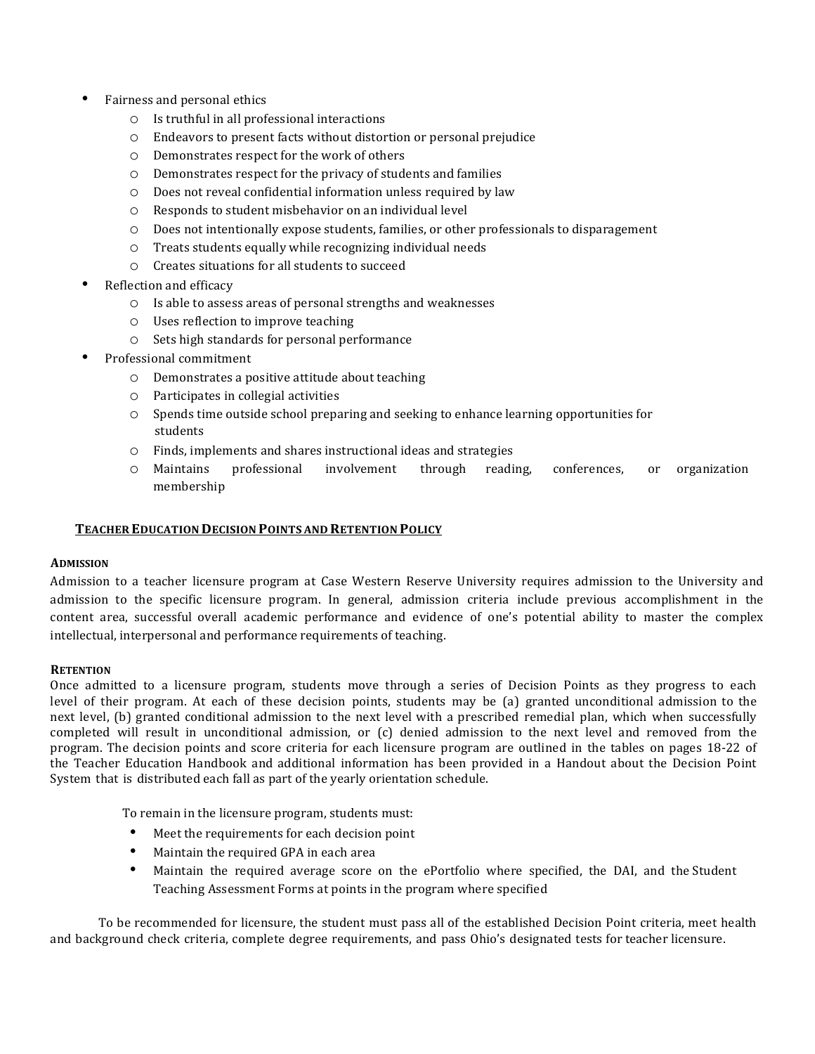- Fairness and personal ethics
  - Is truthful in all professional interactions
  - Endeavors to present facts without distortion or personal prejudice
  - Demonstrates respect for the work of others
  - Demonstrates respect for the privacy of students and families
  - Does not reveal confidential information unless required by law
  - Responds to student misbehavior on an individual level
  - Does not intentionally expose students, families, or other professionals to disparagement
  - Treats students equally while recognizing individual needs
  - Creates situations for all students to succeed
- Reflection and efficacy
  - Is able to assess areas of personal strengths and weaknesses
  - Uses reflection to improve teaching
  - Sets high standards for personal performance
- Professional commitment
  - Demonstrates a positive attitude about teaching
  - Participates in collegial activities
  - Spends time outside school preparing and seeking to enhance learning opportunities for students
  - Finds, implements and shares instructional ideas and strategies
  - Maintains professional involvement through reading, conferences, or organization membership

## TEACHER EDUCATION DECISION POINTS AND RETENTION POLICY

### ADMISSION

Admission to a teacher licensure program at Case Western Reserve University requires admission to the University and admission to the specific licensure program. In general, admission criteria include previous accomplishment in the content area, successful overall academic performance and evidence of one's potential ability to master the complex intellectual, interpersonal and performance requirements of teaching.

### RETENTION

Once admitted to a licensure program, students move through a series of Decision Points as they progress to each level of their program. At each of these decision points, students may be (a) granted unconditional admission to the next level, (b) granted conditional admission to the next level with a prescribed remedial plan, which when successfully completed will result in unconditional admission, or (c) denied admission to the next level and removed from the program. The decision points and score criteria for each licensure program are outlined in the tables on pages 18-22 of the Teacher Education Handbook and additional information has been provided in a Handout about the Decision Point System that is distributed each fall as part of the yearly orientation schedule.

To remain in the licensure program, students must:

- Meet the requirements for each decision point
- Maintain the required GPA in each area
- Maintain the required average score on the ePortfolio where specified, the DAI, and the Student Teaching Assessment Forms at points in the program where specified

To be recommended for licensure, the student must pass all of the established Decision Point criteria, meet health and background check criteria, complete degree requirements, and pass Ohio's designated tests for teacher licensure.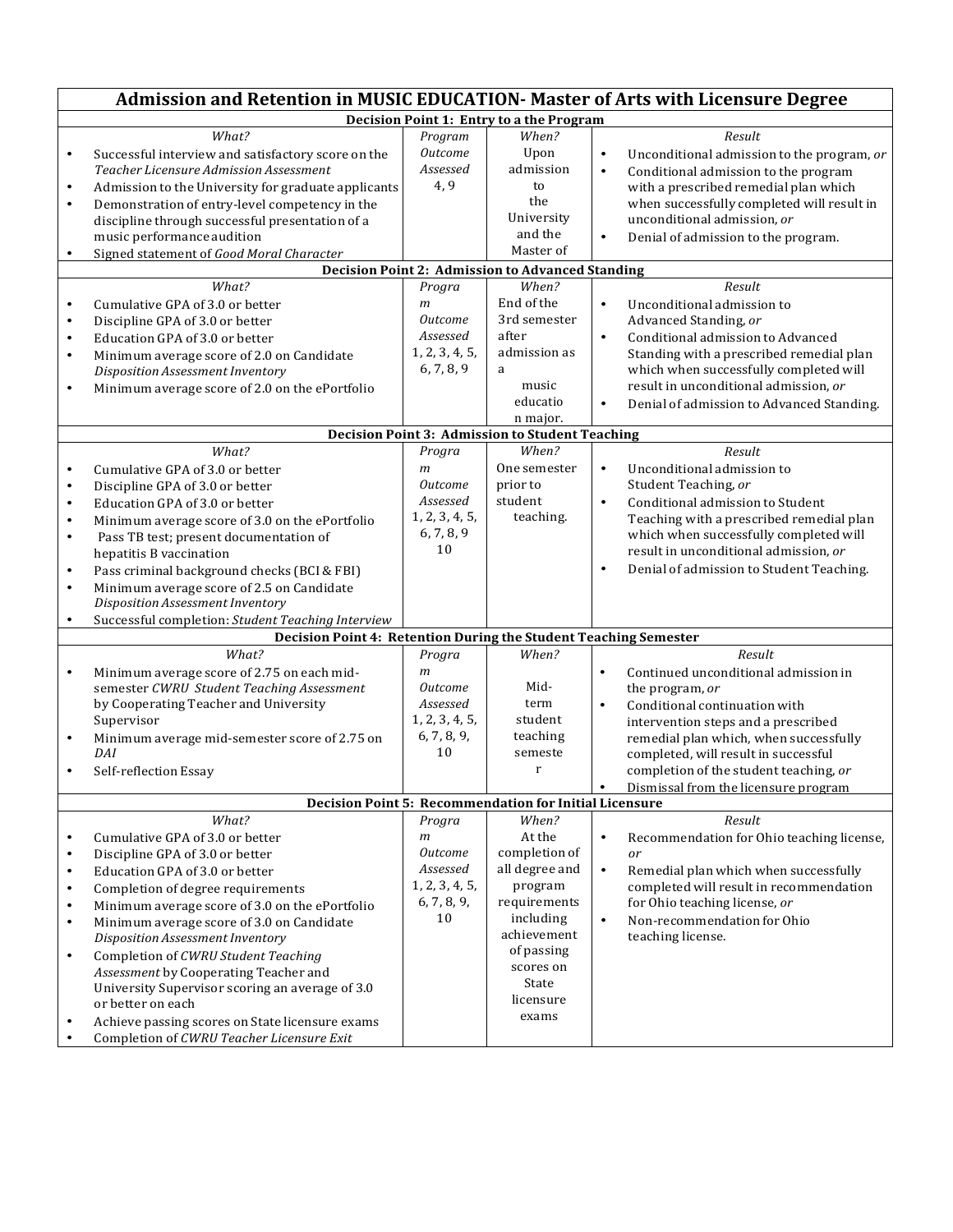# Admission and Retention in MUSIC EDUCATION- Master of Arts with Licensure Degree

| What? | Program Outcome Assessed | When? | Result |
|---|---|---|---|
| **Decision Point 1: Entry to a the Program** | | | |
| • Successful interview and satisfactory score on the *Teacher Licensure Admission Assessment*<br>• Admission to the University for graduate applicants<br>• Demonstration of entry-level competency in the discipline through successful presentation of a music performance audition<br>• Signed statement of *Good Moral Character* | 4, 9 | Upon admission to the University and the Master of | • Unconditional admission to the program, *or*<br>• Conditional admission to the program with a prescribed remedial plan which when successfully completed will result in unconditional admission, *or*<br>• Denial of admission to the program. |
| **Decision Point 2: Admission to Advanced Standing** | | | |
| • Cumulative GPA of 3.0 or better<br>• Discipline GPA of 3.0 or better<br>• Education GPA of 3.0 or better<br>• Minimum average score of 2.0 on Candidate *Disposition Assessment Inventory*<br>• Minimum average score of 2.0 on the ePortfolio | 1, 2, 3, 4, 5, 6, 7, 8, 9 | End of the 3rd semester after admission as a music education major. | • Unconditional admission to Advanced Standing, *or*<br>• Conditional admission to Advanced Standing with a prescribed remedial plan which when successfully completed will result in unconditional admission, *or*<br>• Denial of admission to Advanced Standing. |
| **Decision Point 3: Admission to Student Teaching** | | | |
| • Cumulative GPA of 3.0 or better<br>• Discipline GPA of 3.0 or better<br>• Education GPA of 3.0 or better<br>• Minimum average score of 3.0 on the ePortfolio<br>• Pass TB test; present documentation of hepatitis B vaccination<br>• Pass criminal background checks (BCI & FBI)<br>• Minimum average score of 2.5 on Candidate *Disposition Assessment Inventory*<br>• Successful completion: *Student Teaching Interview* | 1, 2, 3, 4, 5, 6, 7, 8, 9 10 | One semester prior to student teaching. | • Unconditional admission to Student Teaching, *or*<br>• Conditional admission to Student Teaching with a prescribed remedial plan which when successfully completed will result in unconditional admission, *or*<br>• Denial of admission to Student Teaching. |
| **Decision Point 4: Retention During the Student Teaching Semester** | | | |
| • Minimum average score of 2.75 on each mid-semester *CWRU Student Teaching Assessment* by Cooperating Teacher and University Supervisor<br>• Minimum average mid-semester score of 2.75 on *DAI*<br>• Self-reflection Essay | 1, 2, 3, 4, 5, 6, 7, 8, 9, 10 | Mid-term student teaching semester | • Continued unconditional admission in the program, *or*<br>• Conditional continuation with intervention steps and a prescribed remedial plan which, when successfully completed, will result in successful completion of the student teaching, *or*<br>• Dismissal from the licensure program |
| **Decision Point 5: Recommendation for Initial Licensure** | | | |
| • Cumulative GPA of 3.0 or better<br>• Discipline GPA of 3.0 or better<br>• Education GPA of 3.0 or better<br>• Completion of degree requirements<br>• Minimum average score of 3.0 on the ePortfolio<br>• Minimum average score of 3.0 on Candidate *Disposition Assessment Inventory*<br>• Completion of *CWRU Student Teaching Assessment* by Cooperating Teacher and University Supervisor scoring an average of 3.0 or better on each<br>• Achieve passing scores on State licensure exams<br>• Completion of *CWRU Teacher Licensure Exit* | 1, 2, 3, 4, 5, 6, 7, 8, 9, 10 | At the completion of all degree and program requirements including achievement of passing scores on State licensure exams | • Recommendation for Ohio teaching license, *or*<br>• Remedial plan which when successfully completed will result in recommendation for Ohio teaching license, *or*<br>• Non-recommendation for Ohio teaching license. |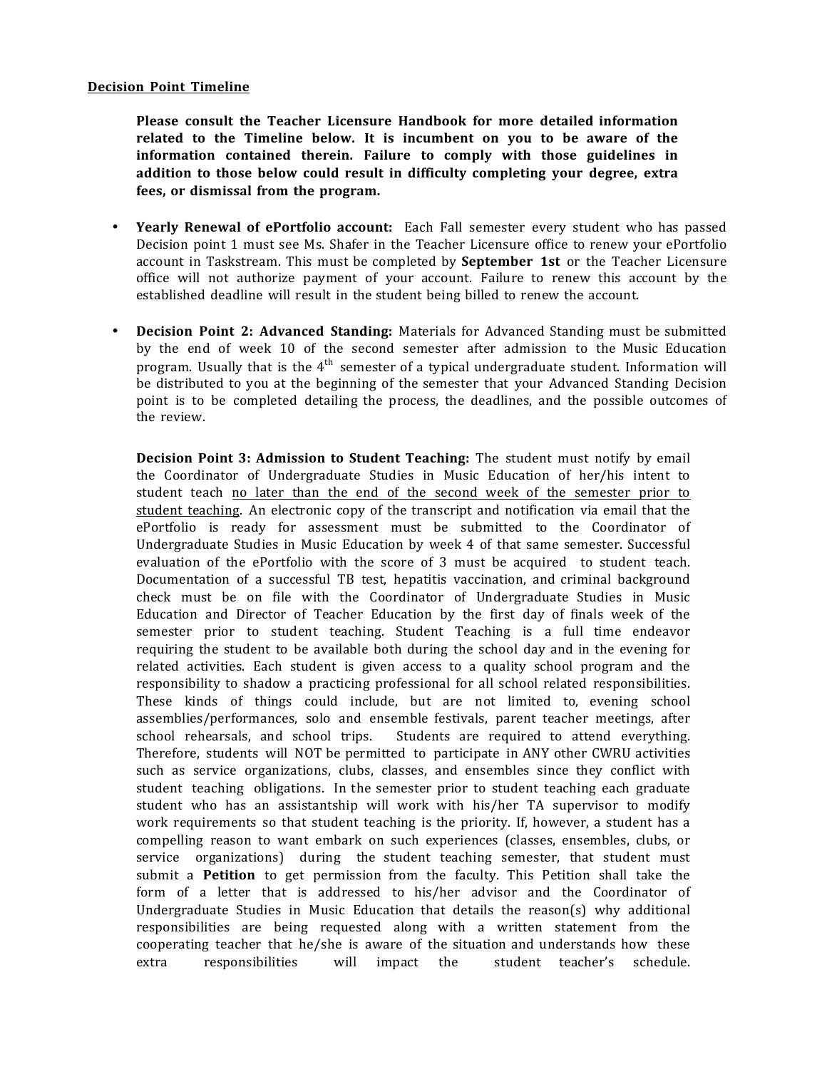**<u>Decision Point Timeline</u>**

**Please consult the Teacher Licensure Handbook for more detailed information related to the Timeline below. It is incumbent on you to be aware of the information contained therein. Failure to comply with those guidelines in addition to those below could result in difficulty completing your degree, extra fees, or dismissal from the program.**

- **Yearly Renewal of ePortfolio account:** Each Fall semester every student who has passed Decision point 1 must see Ms. Shafer in the Teacher Licensure office to renew your ePortfolio account in Taskstream. This must be completed by **September 1st** or the Teacher Licensure office will not authorize payment of your account. Failure to renew this account by the established deadline will result in the student being billed to renew the account.

- **Decision Point 2: Advanced Standing:** Materials for Advanced Standing must be submitted by the end of week 10 of the second semester after admission to the Music Education program. Usually that is the 4th semester of a typical undergraduate student. Information will be distributed to you at the beginning of the semester that your Advanced Standing Decision point is to be completed detailing the process, the deadlines, and the possible outcomes of the review.

  **Decision Point 3: Admission to Student Teaching:** The student must notify by email the Coordinator of Undergraduate Studies in Music Education of her/his intent to student teach <u>no later than the end of the second week of the semester prior to student teaching</u>. An electronic copy of the transcript and notification via email that the ePortfolio is ready for assessment must be submitted to the Coordinator of Undergraduate Studies in Music Education by week 4 of that same semester. Successful evaluation of the ePortfolio with the score of 3 must be acquired to student teach. Documentation of a successful TB test, hepatitis vaccination, and criminal background check must be on file with the Coordinator of Undergraduate Studies in Music Education and Director of Teacher Education by the first day of finals week of the semester prior to student teaching. Student Teaching is a full time endeavor requiring the student to be available both during the school day and in the evening for related activities. Each student is given access to a quality school program and the responsibility to shadow a practicing professional for all school related responsibilities. These kinds of things could include, but are not limited to, evening school assemblies/performances, solo and ensemble festivals, parent teacher meetings, after school rehearsals, and school trips. Students are required to attend everything. Therefore, students will NOT be permitted to participate in ANY other CWRU activities such as service organizations, clubs, classes, and ensembles since they conflict with student teaching obligations. In the semester prior to student teaching each graduate student who has an assistantship will work with his/her TA supervisor to modify work requirements so that student teaching is the priority. If, however, a student has a compelling reason to want embark on such experiences (classes, ensembles, clubs, or service organizations) during the student teaching semester, that student must submit a **Petition** to get permission from the faculty. This Petition shall take the form of a letter that is addressed to his/her advisor and the Coordinator of Undergraduate Studies in Music Education that details the reason(s) why additional responsibilities are being requested along with a written statement from the cooperating teacher that he/she is aware of the situation and understands how these extra responsibilities will impact the student teacher's schedule.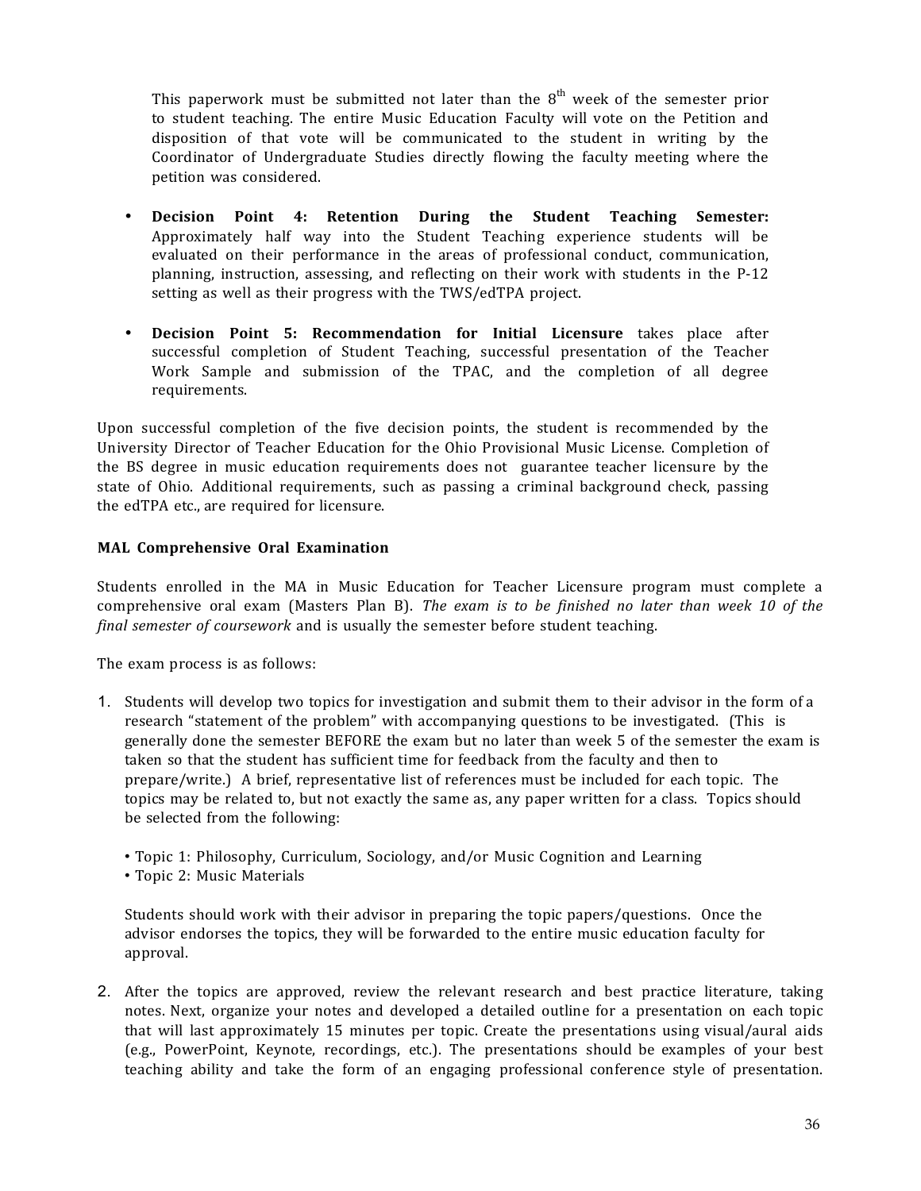This paperwork must be submitted not later than the 8th week of the semester prior to student teaching. The entire Music Education Faculty will vote on the Petition and disposition of that vote will be communicated to the student in writing by the Coordinator of Undergraduate Studies directly flowing the faculty meeting where the petition was considered.

- **Decision Point 4: Retention During the Student Teaching Semester:** Approximately half way into the Student Teaching experience students will be evaluated on their performance in the areas of professional conduct, communication, planning, instruction, assessing, and reflecting on their work with students in the P-12 setting as well as their progress with the TWS/edTPA project.

- **Decision Point 5: Recommendation for Initial Licensure** takes place after successful completion of Student Teaching, successful presentation of the Teacher Work Sample and submission of the TPAC, and the completion of all degree requirements.

Upon successful completion of the five decision points, the student is recommended by the University Director of Teacher Education for the Ohio Provisional Music License. Completion of the BS degree in music education requirements does not guarantee teacher licensure by the state of Ohio. Additional requirements, such as passing a criminal background check, passing the edTPA etc., are required for licensure.

**MAL Comprehensive Oral Examination**

Students enrolled in the MA in Music Education for Teacher Licensure program must complete a comprehensive oral exam (Masters Plan B). *The exam is to be finished no later than week 10 of the final semester of coursework* and is usually the semester before student teaching.

The exam process is as follows:

1. Students will develop two topics for investigation and submit them to their advisor in the form of a research "statement of the problem" with accompanying questions to be investigated. (This is generally done the semester BEFORE the exam but no later than week 5 of the semester the exam is taken so that the student has sufficient time for feedback from the faculty and then to prepare/write.) A brief, representative list of references must be included for each topic. The topics may be related to, but not exactly the same as, any paper written for a class. Topics should be selected from the following:

   - Topic 1: Philosophy, Curriculum, Sociology, and/or Music Cognition and Learning
   - Topic 2: Music Materials

   Students should work with their advisor in preparing the topic papers/questions. Once the advisor endorses the topics, they will be forwarded to the entire music education faculty for approval.

2. After the topics are approved, review the relevant research and best practice literature, taking notes. Next, organize your notes and developed a detailed outline for a presentation on each topic that will last approximately 15 minutes per topic. Create the presentations using visual/aural aids (e.g., PowerPoint, Keynote, recordings, etc.). The presentations should be examples of your best teaching ability and take the form of an engaging professional conference style of presentation.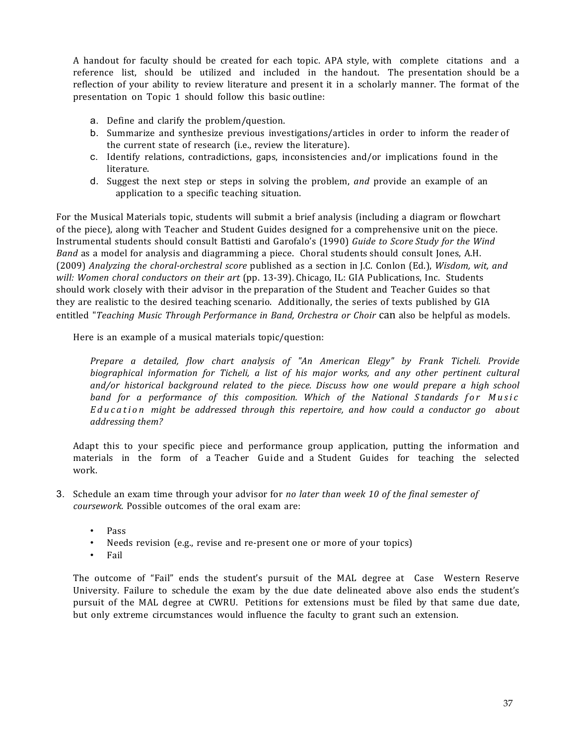A handout for faculty should be created for each topic. APA style, with complete citations and a reference list, should be utilized and included in the handout. The presentation should be a reflection of your ability to review literature and present it in a scholarly manner. The format of the presentation on Topic 1 should follow this basic outline:

a. Define and clarify the problem/question.
b. Summarize and synthesize previous investigations/articles in order to inform the reader of the current state of research (i.e., review the literature).
c. Identify relations, contradictions, gaps, inconsistencies and/or implications found in the literature.
d. Suggest the next step or steps in solving the problem, *and* provide an example of an application to a specific teaching situation.

For the Musical Materials topic, students will submit a brief analysis (including a diagram or flowchart of the piece), along with Teacher and Student Guides designed for a comprehensive unit on the piece. Instrumental students should consult Battisti and Garofalo's (1990) *Guide to Score Study for the Wind Band* as a model for analysis and diagramming a piece. Choral students should consult Jones, A.H. (2009) *Analyzing the choral-orchestral score* published as a section in J.C. Conlon (Ed.), *Wisdom, wit, and will: Women choral conductors on their art* (pp. 13-39). Chicago, IL: GIA Publications, Inc. Students should work closely with their advisor in the preparation of the Student and Teacher Guides so that they are realistic to the desired teaching scenario. Additionally, the series of texts published by GIA entitled "*Teaching Music Through Performance in Band, Orchestra or Choir* can also be helpful as models.

Here is an example of a musical materials topic/question:

> *Prepare a detailed, flow chart analysis of "An American Elegy" by Frank Ticheli. Provide biographical information for Ticheli, a list of his major works, and any other pertinent cultural and/or historical background related to the piece. Discuss how one would prepare a high school band for a performance of this composition. Which of the National Standards for Music Education might be addressed through this repertoire, and how could a conductor go about addressing them?*

Adapt this to your specific piece and performance group application, putting the information and materials in the form of a Teacher Guide and a Student Guides for teaching the selected work.

3. Schedule an exam time through your advisor for *no later than week 10 of the final semester of coursework*. Possible outcomes of the oral exam are:

   - Pass
   - Needs revision (e.g., revise and re-present one or more of your topics)
   - Fail

The outcome of "Fail" ends the student's pursuit of the MAL degree at Case Western Reserve University. Failure to schedule the exam by the due date delineated above also ends the student's pursuit of the MAL degree at CWRU. Petitions for extensions must be filed by that same due date, but only extreme circumstances would influence the faculty to grant such an extension.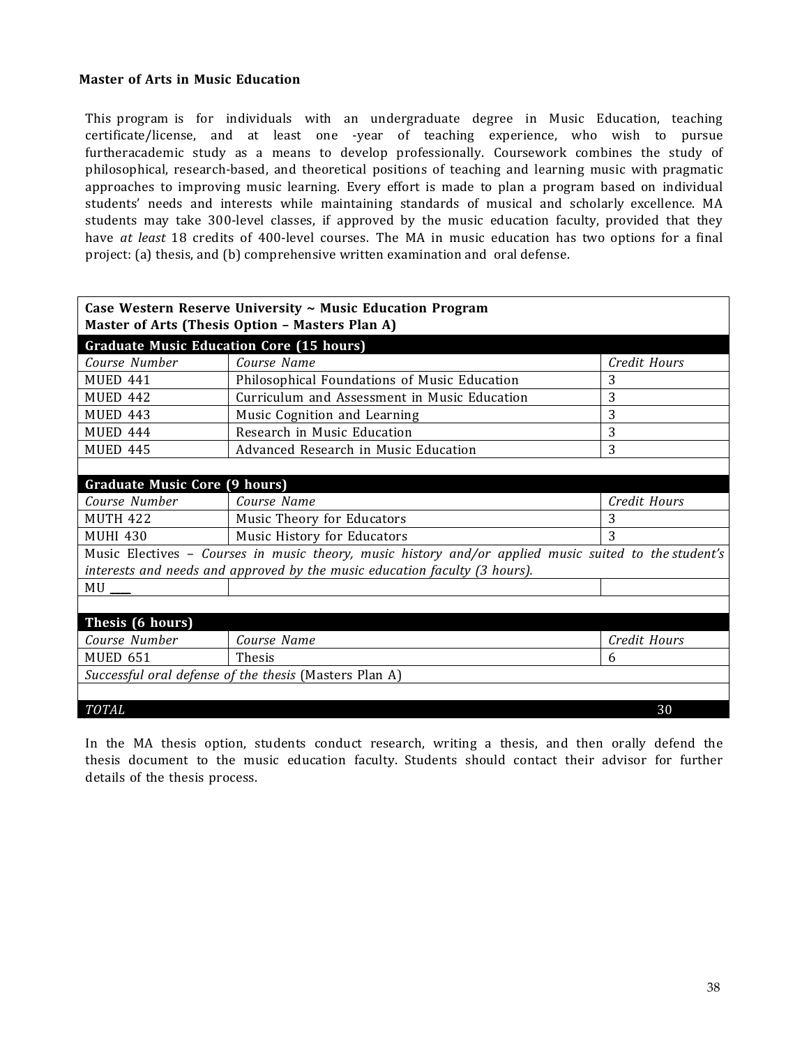**Master of Arts in Music Education**

This program is for individuals with an undergraduate degree in Music Education, teaching certificate/license, and at least one -year of teaching experience, who wish to pursue furtheracademic study as a means to develop professionally. Coursework combines the study of philosophical, research-based, and theoretical positions of teaching and learning music with pragmatic approaches to improving music learning. Every effort is made to plan a program based on individual students' needs and interests while maintaining standards of musical and scholarly excellence. MA students may take 300-level classes, if approved by the music education faculty, provided that they have *at least* 18 credits of 400-level courses. The MA in music education has two options for a final project: (a) thesis, and (b) comprehensive written examination and oral defense.

| **Case Western Reserve University ~ Music Education Program**<br>**Master of Arts (Thesis Option – Masters Plan A)** | | |
|---|---|---|
| **Graduate Music Education Core (15 hours)** | | |
| *Course Number* | *Course Name* | *Credit Hours* |
| MUED 441 | Philosophical Foundations of Music Education | 3 |
| MUED 442 | Curriculum and Assessment in Music Education | 3 |
| MUED 443 | Music Cognition and Learning | 3 |
| MUED 444 | Research in Music Education | 3 |
| MUED 445 | Advanced Research in Music Education | 3 |
| | | |
| **Graduate Music Core (9 hours)** | | |
| *Course Number* | *Course Name* | *Credit Hours* |
| MUTH 422 | Music Theory for Educators | 3 |
| MUHI 430 | Music History for Educators | 3 |
| Music Electives – *Courses in music theory, music history and/or applied music suited to the student's interests and needs and approved by the music education faculty (3 hours).* | | |
| MU ___ | | |
| | | |
| **Thesis (6 hours)** | | |
| *Course Number* | *Course Name* | *Credit Hours* |
| MUED 651 | Thesis | 6 |
| *Successful oral defense of the thesis* (Masters Plan A) | | |
| | | |
| *TOTAL* | | 30 |

In the MA thesis option, students conduct research, writing a thesis, and then orally defend the thesis document to the music education faculty. Students should contact their advisor for further details of the thesis process.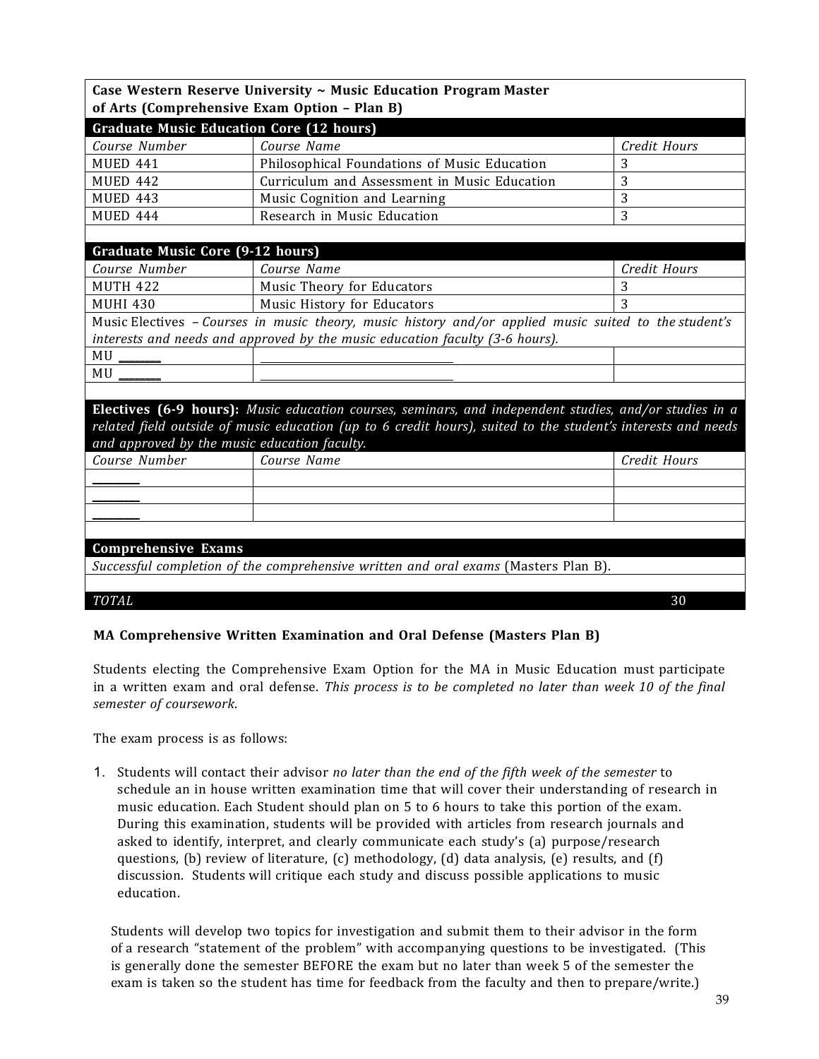| **Case Western Reserve University ~ Music Education Program Master of Arts (Comprehensive Exam Option – Plan B)** | | |
|---|---|---|
| **Graduate Music Education Core (12 hours)** | | |
| *Course Number* | *Course Name* | *Credit Hours* |
| MUED 441 | Philosophical Foundations of Music Education | 3 |
| MUED 442 | Curriculum and Assessment in Music Education | 3 |
| MUED 443 | Music Cognition and Learning | 3 |
| MUED 444 | Research in Music Education | 3 |
| | | |
| **Graduate Music Core (9-12 hours)** | | |
| *Course Number* | *Course Name* | *Credit Hours* |
| MUTH 422 | Music Theory for Educators | 3 |
| MUHI 430 | Music History for Educators | 3 |
| Music Electives – *Courses in music theory, music history and/or applied music suited to the student's interests and needs and approved by the music education faculty (3-6 hours).* | | |
| MU _______ | _______________________ | |
| MU _______ | _______________________ | |
| | | |
| **Electives (6-9 hours):** *Music education courses, seminars, and independent studies, and/or studies in a related field outside of music education (up to 6 credit hours), suited to the student's interests and needs and approved by the music education faculty.* | | |
| *Course Number* | *Course Name* | *Credit Hours* |
| _______ | | |
| _______ | | |
| _______ | | |
| | | |
| **Comprehensive Exams** | | |
| *Successful completion of the comprehensive written and oral exams* (Masters Plan B). | | |
| | | |
| *TOTAL* | | 30 |

**MA Comprehensive Written Examination and Oral Defense (Masters Plan B)**

Students electing the Comprehensive Exam Option for the MA in Music Education must participate in a written exam and oral defense. *This process is to be completed no later than week 10 of the final semester of coursework.*

The exam process is as follows:

1. Students will contact their advisor *no later than the end of the fifth week of the semester* to schedule an in house written examination time that will cover their understanding of research in music education. Each Student should plan on 5 to 6 hours to take this portion of the exam. During this examination, students will be provided with articles from research journals and asked to identify, interpret, and clearly communicate each study's (a) purpose/research questions, (b) review of literature, (c) methodology, (d) data analysis, (e) results, and (f) discussion. Students will critique each study and discuss possible applications to music education.

   Students will develop two topics for investigation and submit them to their advisor in the form of a research "statement of the problem" with accompanying questions to be investigated. (This is generally done the semester BEFORE the exam but no later than week 5 of the semester the exam is taken so the student has time for feedback from the faculty and then to prepare/write.)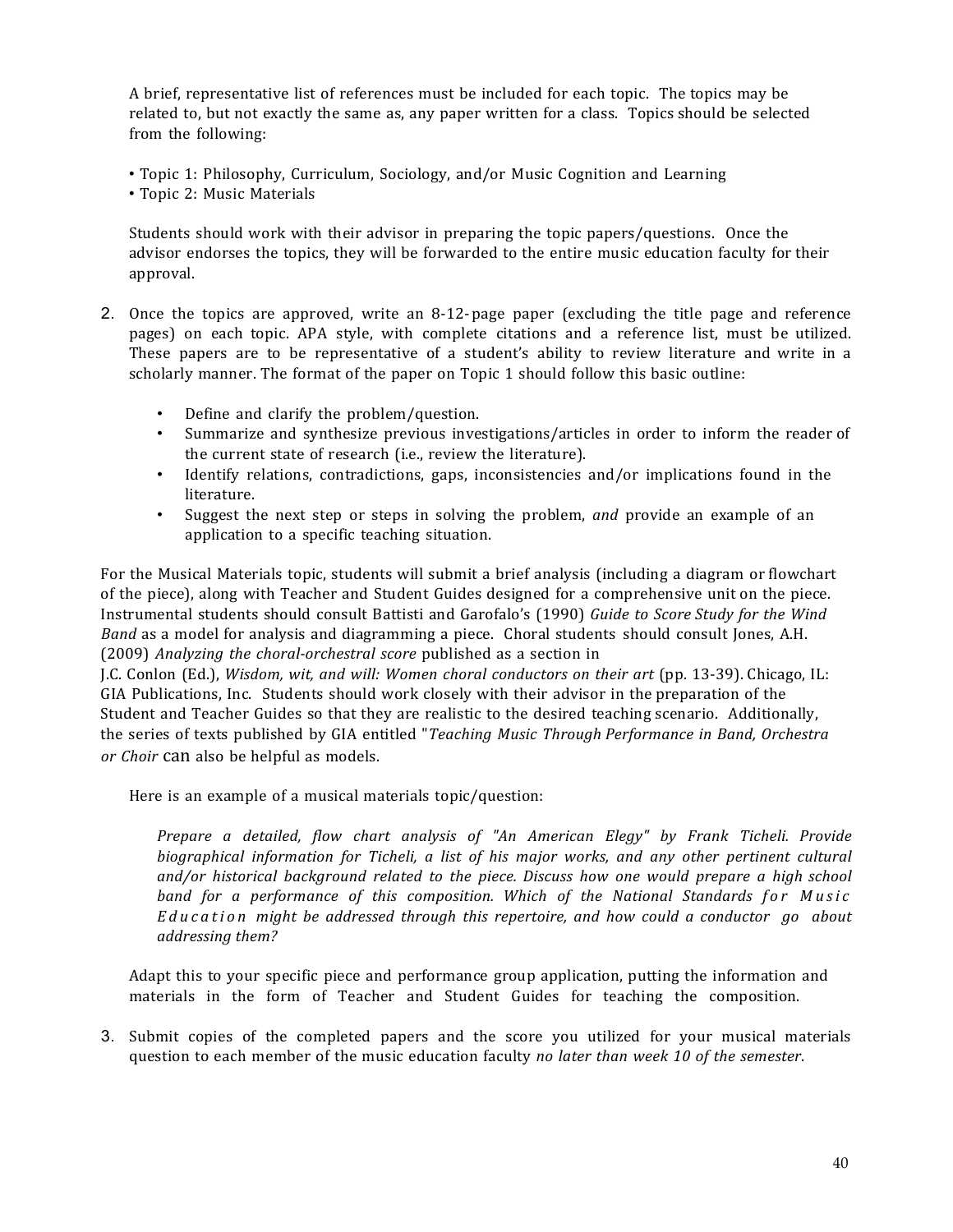A brief, representative list of references must be included for each topic. The topics may be related to, but not exactly the same as, any paper written for a class. Topics should be selected from the following:

- Topic 1: Philosophy, Curriculum, Sociology, and/or Music Cognition and Learning
- Topic 2: Music Materials

Students should work with their advisor in preparing the topic papers/questions. Once the advisor endorses the topics, they will be forwarded to the entire music education faculty for their approval.

2. Once the topics are approved, write an 8-12-page paper (excluding the title page and reference pages) on each topic. APA style, with complete citations and a reference list, must be utilized. These papers are to be representative of a student's ability to review literature and write in a scholarly manner. The format of the paper on Topic 1 should follow this basic outline:

   - Define and clarify the problem/question.
   - Summarize and synthesize previous investigations/articles in order to inform the reader of the current state of research (i.e., review the literature).
   - Identify relations, contradictions, gaps, inconsistencies and/or implications found in the literature.
   - Suggest the next step or steps in solving the problem, *and* provide an example of an application to a specific teaching situation.

For the Musical Materials topic, students will submit a brief analysis (including a diagram or flowchart of the piece), along with Teacher and Student Guides designed for a comprehensive unit on the piece. Instrumental students should consult Battisti and Garofalo's (1990) *Guide to Score Study for the Wind Band* as a model for analysis and diagramming a piece. Choral students should consult Jones, A.H. (2009) *Analyzing the choral-orchestral score* published as a section in J.C. Conlon (Ed.), *Wisdom, wit, and will: Women choral conductors on their art* (pp. 13-39). Chicago, IL: GIA Publications, Inc. Students should work closely with their advisor in the preparation of the Student and Teacher Guides so that they are realistic to the desired teaching scenario. Additionally, the series of texts published by GIA entitled "*Teaching Music Through Performance in Band, Orchestra or Choir* can also be helpful as models.

Here is an example of a musical materials topic/question:

> *Prepare a detailed, flow chart analysis of "An American Elegy" by Frank Ticheli. Provide biographical information for Ticheli, a list of his major works, and any other pertinent cultural and/or historical background related to the piece. Discuss how one would prepare a high school band for a performance of this composition. Which of the National Standards for Music Education might be addressed through this repertoire, and how could a conductor go about addressing them?*

Adapt this to your specific piece and performance group application, putting the information and materials in the form of Teacher and Student Guides for teaching the composition.

3. Submit copies of the completed papers and the score you utilized for your musical materials question to each member of the music education faculty *no later than week 10 of the semester*.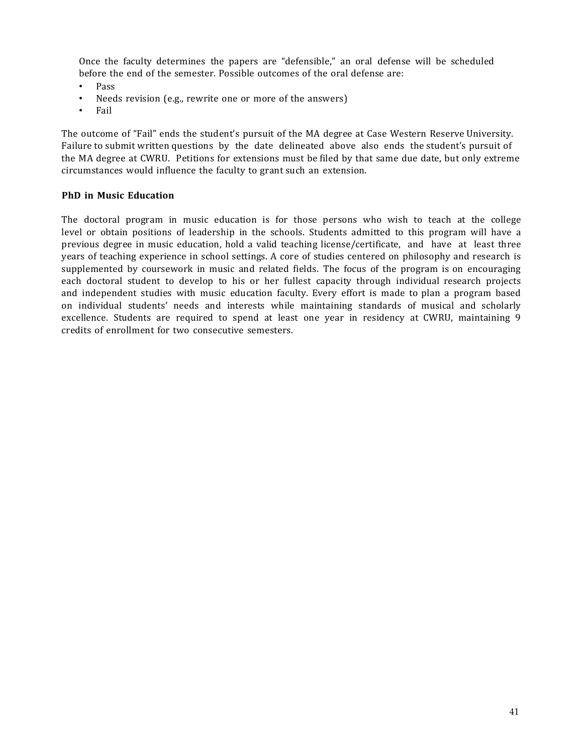Once the faculty determines the papers are "defensible," an oral defense will be scheduled before the end of the semester. Possible outcomes of the oral defense are:

- Pass
- Needs revision (e.g., rewrite one or more of the answers)
- Fail

The outcome of "Fail" ends the student's pursuit of the MA degree at Case Western Reserve University. Failure to submit written questions by the date delineated above also ends the student's pursuit of the MA degree at CWRU. Petitions for extensions must be filed by that same due date, but only extreme circumstances would influence the faculty to grant such an extension.

**PhD in Music Education**

The doctoral program in music education is for those persons who wish to teach at the college level or obtain positions of leadership in the schools. Students admitted to this program will have a previous degree in music education, hold a valid teaching license/certificate, and have at least three years of teaching experience in school settings. A core of studies centered on philosophy and research is supplemented by coursework in music and related fields. The focus of the program is on encouraging each doctoral student to develop to his or her fullest capacity through individual research projects and independent studies with music education faculty. Every effort is made to plan a program based on individual students' needs and interests while maintaining standards of musical and scholarly excellence. Students are required to spend at least one year in residency at CWRU, maintaining 9 credits of enrollment for two consecutive semesters.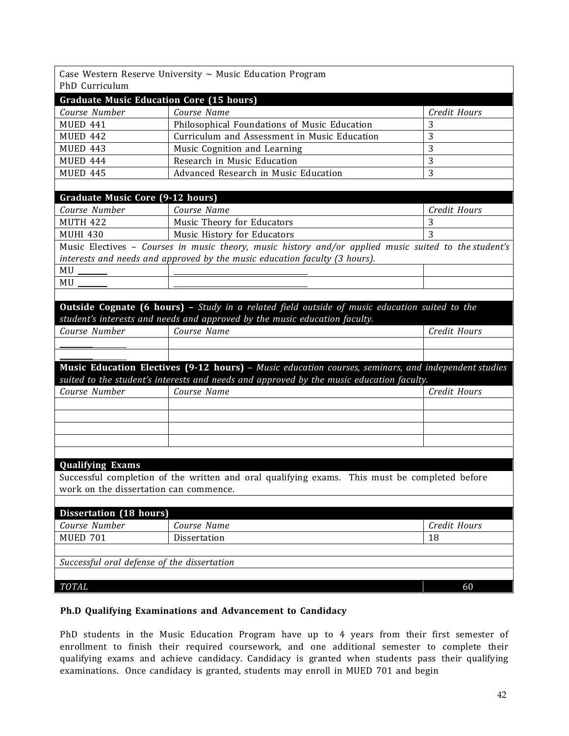| Case Western Reserve University ~ Music Education Program<br>PhD Curriculum | | |
|---|---|---|
| **Graduate Music Education Core (15 hours)** | | |
| *Course Number* | *Course Name* | *Credit Hours* |
| MUED 441 | Philosophical Foundations of Music Education | 3 |
| MUED 442 | Curriculum and Assessment in Music Education | 3 |
| MUED 443 | Music Cognition and Learning | 3 |
| MUED 444 | Research in Music Education | 3 |
| MUED 445 | Advanced Research in Music Education | 3 |
| | | |
| **Graduate Music Core (9-12 hours)** | | |
| *Course Number* | *Course Name* | *Credit Hours* |
| MUTH 422 | Music Theory for Educators | 3 |
| MUHI 430 | Music History for Educators | 3 |
| Music Electives – *Courses in music theory, music history and/or applied music suited to the student's interests and needs and approved by the music education faculty (3 hours).* | | |
| MU ______ | ______________________________ | |
| MU ______ | ______________________________ | |
| | | |
| **Outside Cognate (6 hours)** – *Study in a related field outside of music education suited to the student's interests and needs and approved by the music education faculty.* | | |
| *Course Number* | *Course Name* | *Credit Hours* |
| ______ | | |
| ______ | | |
| **Music Education Electives (9-12 hours)** – *Music education courses, seminars, and independent studies suited to the student's interests and needs and approved by the music education faculty.* | | |
| *Course Number* | *Course Name* | *Credit Hours* |
| | | |
| | | |
| | | |
| | | |
| | | |
| **Qualifying Exams** | | |
| Successful completion of the written and oral qualifying exams. This must be completed before work on the dissertation can commence. | | |
| | | |
| **Dissertation (18 hours)** | | |
| *Course Number* | *Course Name* | *Credit Hours* |
| MUED 701 | Dissertation | 18 |
| | | |
| *Successful oral defense of the dissertation* | | |
| | | |
| *TOTAL* | | 60 |

**Ph.D Qualifying Examinations and Advancement to Candidacy**

PhD students in the Music Education Program have up to 4 years from their first semester of enrollment to finish their required coursework, and one additional semester to complete their qualifying exams and achieve candidacy. Candidacy is granted when students pass their qualifying examinations. Once candidacy is granted, students may enroll in MUED 701 and begin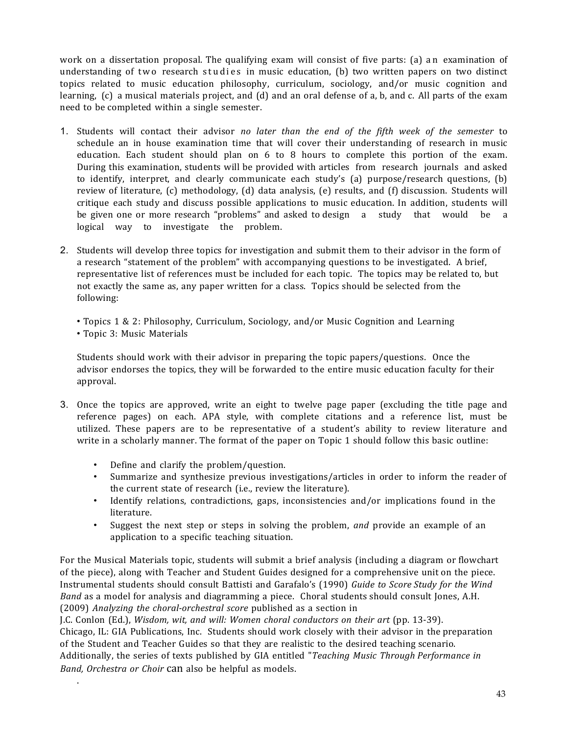work on a dissertation proposal. The qualifying exam will consist of five parts: (a) an examination of understanding of two research studies in music education, (b) two written papers on two distinct topics related to music education philosophy, curriculum, sociology, and/or music cognition and learning, (c) a musical materials project, and (d) and an oral defense of a, b, and c. All parts of the exam need to be completed within a single semester.

1. Students will contact their advisor *no later than the end of the fifth week of the semester* to schedule an in house examination time that will cover their understanding of research in music education. Each student should plan on 6 to 8 hours to complete this portion of the exam. During this examination, students will be provided with articles from research journals and asked to identify, interpret, and clearly communicate each study's (a) purpose/research questions, (b) review of literature, (c) methodology, (d) data analysis, (e) results, and (f) discussion. Students will critique each study and discuss possible applications to music education. In addition, students will be given one or more research "problems" and asked to design a study that would be a logical way to investigate the problem.

2. Students will develop three topics for investigation and submit them to their advisor in the form of a research "statement of the problem" with accompanying questions to be investigated. A brief, representative list of references must be included for each topic. The topics may be related to, but not exactly the same as, any paper written for a class. Topics should be selected from the following:

   • Topics 1 & 2: Philosophy, Curriculum, Sociology, and/or Music Cognition and Learning
   • Topic 3: Music Materials

   Students should work with their advisor in preparing the topic papers/questions. Once the advisor endorses the topics, they will be forwarded to the entire music education faculty for their approval.

3. Once the topics are approved, write an eight to twelve page paper (excluding the title page and reference pages) on each. APA style, with complete citations and a reference list, must be utilized. These papers are to be representative of a student's ability to review literature and write in a scholarly manner. The format of the paper on Topic 1 should follow this basic outline:

   - Define and clarify the problem/question.
   - Summarize and synthesize previous investigations/articles in order to inform the reader of the current state of research (i.e., review the literature).
   - Identify relations, contradictions, gaps, inconsistencies and/or implications found in the literature.
   - Suggest the next step or steps in solving the problem, *and* provide an example of an application to a specific teaching situation.

For the Musical Materials topic, students will submit a brief analysis (including a diagram or flowchart of the piece), along with Teacher and Student Guides designed for a comprehensive unit on the piece. Instrumental students should consult Battisti and Garafalo's (1990) *Guide to Score Study for the Wind Band* as a model for analysis and diagramming a piece. Choral students should consult Jones, A.H. (2009) *Analyzing the choral-orchestral score* published as a section in J.C. Conlon (Ed.), *Wisdom, wit, and will: Women choral conductors on their art* (pp. 13-39). Chicago, IL: GIA Publications, Inc. Students should work closely with their advisor in the preparation of the Student and Teacher Guides so that they are realistic to the desired teaching scenario. Additionally, the series of texts published by GIA entitled "*Teaching Music Through Performance in Band, Orchestra or Choir* can also be helpful as models.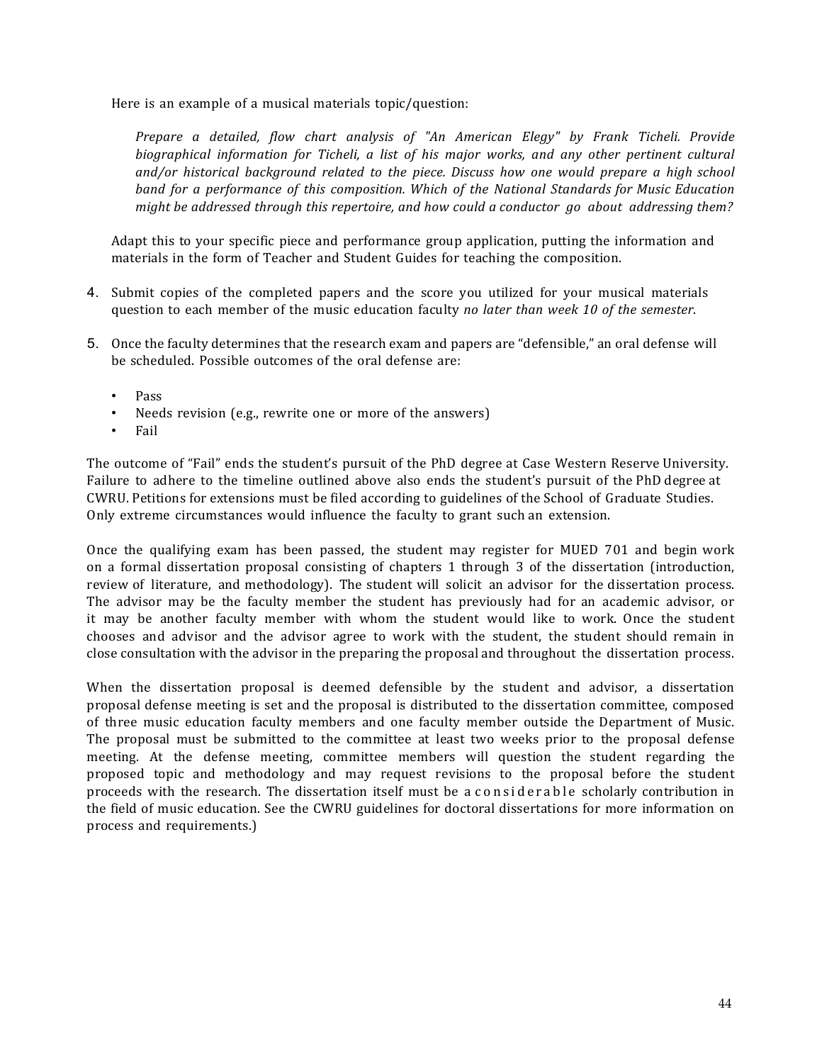Here is an example of a musical materials topic/question:

> *Prepare a detailed, flow chart analysis of "An American Elegy" by Frank Ticheli. Provide biographical information for Ticheli, a list of his major works, and any other pertinent cultural and/or historical background related to the piece. Discuss how one would prepare a high school band for a performance of this composition. Which of the National Standards for Music Education might be addressed through this repertoire, and how could a conductor go about addressing them?*

Adapt this to your specific piece and performance group application, putting the information and materials in the form of Teacher and Student Guides for teaching the composition.

4. Submit copies of the completed papers and the score you utilized for your musical materials question to each member of the music education faculty *no later than week 10 of the semester*.

5. Once the faculty determines that the research exam and papers are "defensible," an oral defense will be scheduled. Possible outcomes of the oral defense are:

   - Pass
   - Needs revision (e.g., rewrite one or more of the answers)
   - Fail

The outcome of "Fail" ends the student's pursuit of the PhD degree at Case Western Reserve University. Failure to adhere to the timeline outlined above also ends the student's pursuit of the PhD degree at CWRU. Petitions for extensions must be filed according to guidelines of the School of Graduate Studies. Only extreme circumstances would influence the faculty to grant such an extension.

Once the qualifying exam has been passed, the student may register for MUED 701 and begin work on a formal dissertation proposal consisting of chapters 1 through 3 of the dissertation (introduction, review of literature, and methodology). The student will solicit an advisor for the dissertation process. The advisor may be the faculty member the student has previously had for an academic advisor, or it may be another faculty member with whom the student would like to work. Once the student chooses and advisor and the advisor agree to work with the student, the student should remain in close consultation with the advisor in the preparing the proposal and throughout the dissertation process.

When the dissertation proposal is deemed defensible by the student and advisor, a dissertation proposal defense meeting is set and the proposal is distributed to the dissertation committee, composed of three music education faculty members and one faculty member outside the Department of Music. The proposal must be submitted to the committee at least two weeks prior to the proposal defense meeting. At the defense meeting, committee members will question the student regarding the proposed topic and methodology and may request revisions to the proposal before the student proceeds with the research. The dissertation itself must be a considerable scholarly contribution in the field of music education. See the CWRU guidelines for doctoral dissertations for more information on process and requirements.)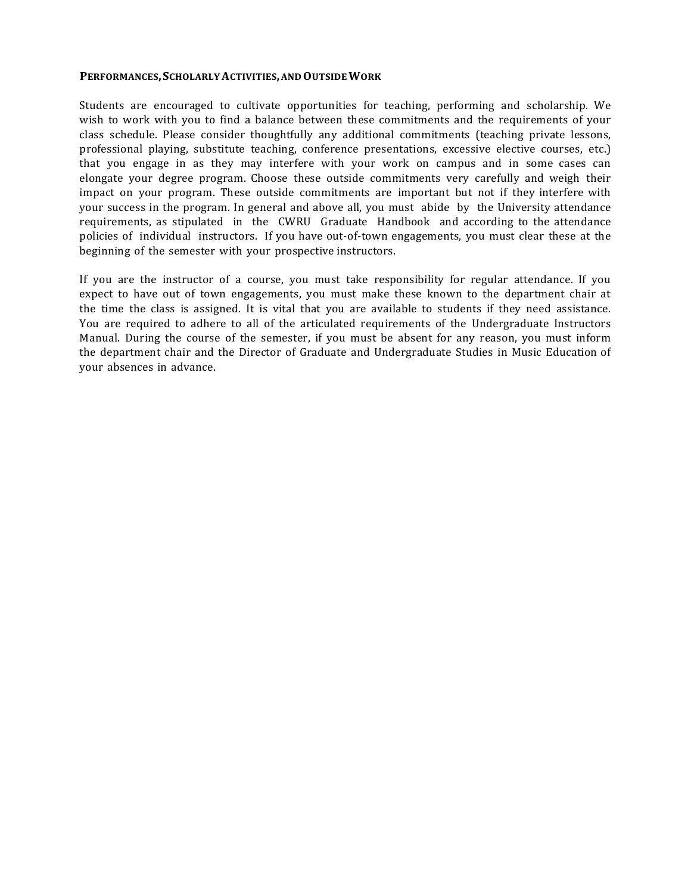## Performances, Scholarly Activities, and Outside Work

Students are encouraged to cultivate opportunities for teaching, performing and scholarship. We wish to work with you to find a balance between these commitments and the requirements of your class schedule. Please consider thoughtfully any additional commitments (teaching private lessons, professional playing, substitute teaching, conference presentations, excessive elective courses, etc.) that you engage in as they may interfere with your work on campus and in some cases can elongate your degree program. Choose these outside commitments very carefully and weigh their impact on your program. These outside commitments are important but not if they interfere with your success in the program. In general and above all, you must abide by the University attendance requirements, as stipulated in the CWRU Graduate Handbook and according to the attendance policies of individual instructors. If you have out-of-town engagements, you must clear these at the beginning of the semester with your prospective instructors.

If you are the instructor of a course, you must take responsibility for regular attendance. If you expect to have out of town engagements, you must make these known to the department chair at the time the class is assigned. It is vital that you are available to students if they need assistance. You are required to adhere to all of the articulated requirements of the Undergraduate Instructors Manual. During the course of the semester, if you must be absent for any reason, you must inform the department chair and the Director of Graduate and Undergraduate Studies in Music Education of your absences in advance.